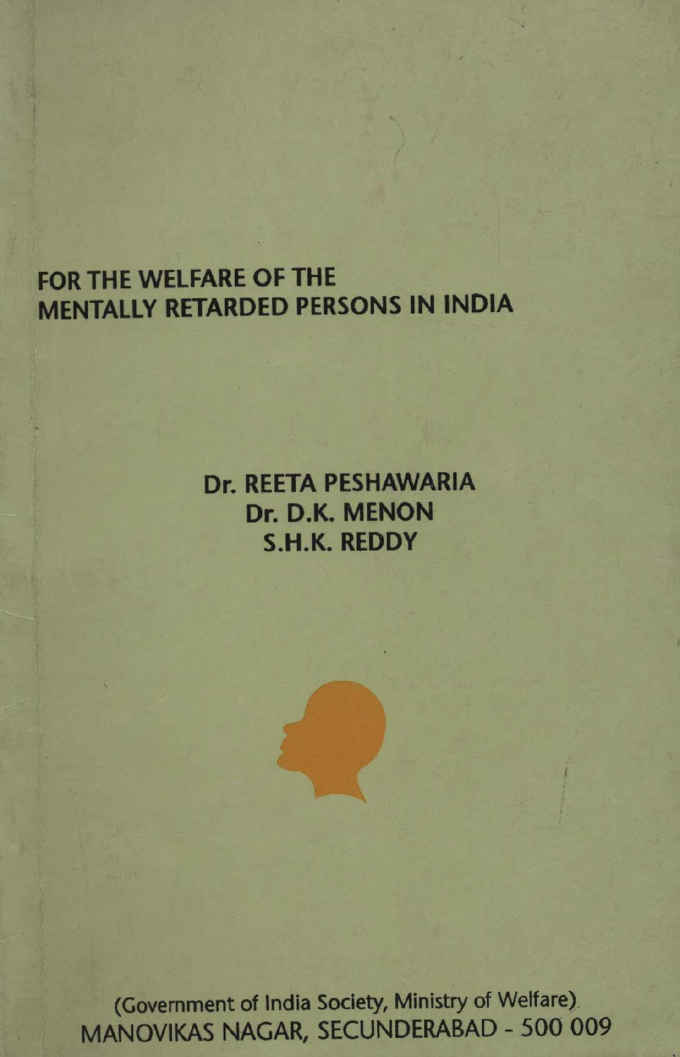# FOR THE WELFARE OF THE MENTALLY RETARDED PERSONS IN INDIA

**Dr. REETA PESHAWARIA**
**Dr. D.K. MENON**
**S.H.K. REDDY**

(Government of India Society, Ministry of Welfare)
MANOVIKAS NAGAR, SECUNDERABAD - 500 009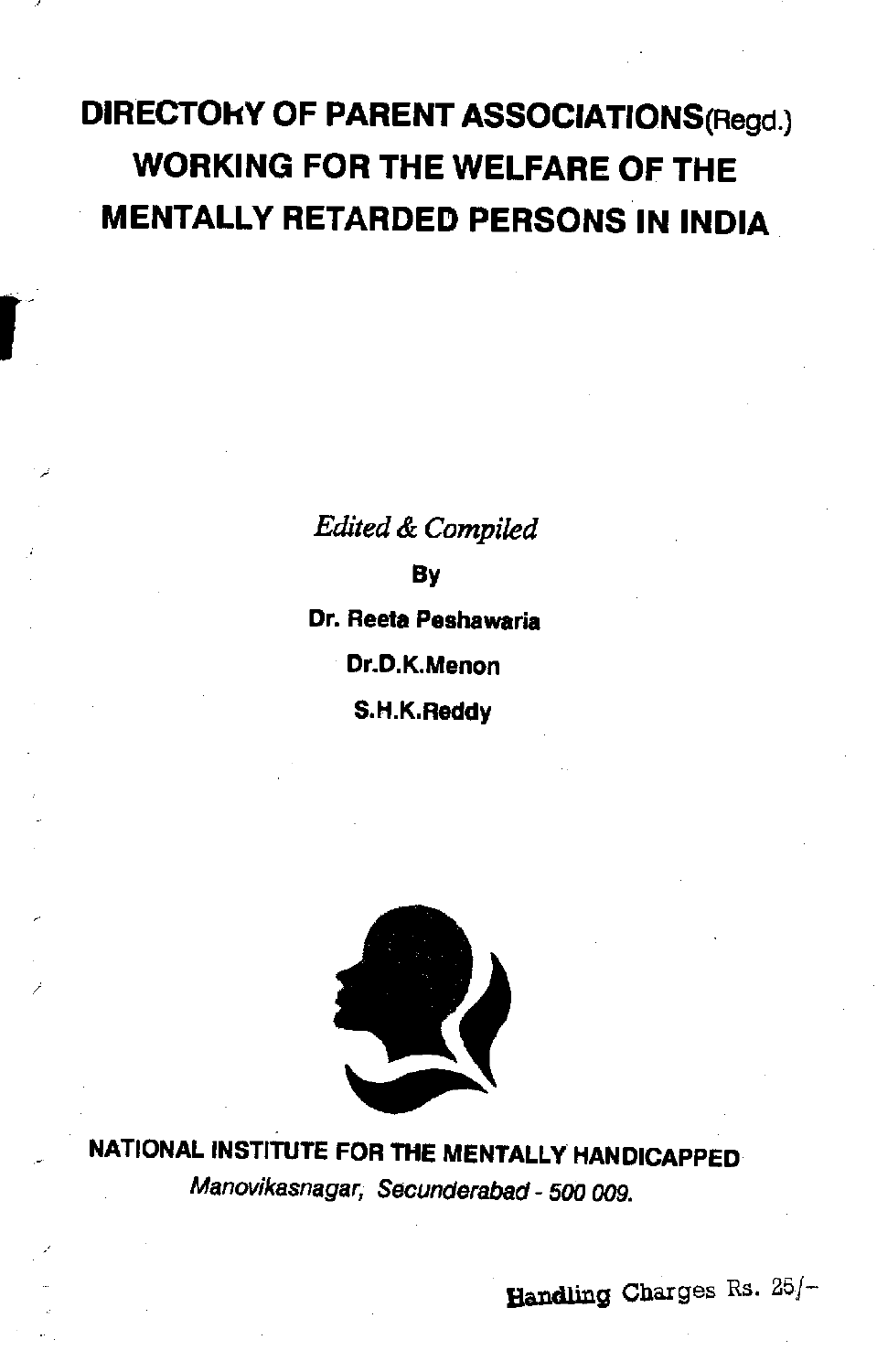# DIRECTORY OF PARENT ASSOCIATIONS(Regd.) WORKING FOR THE WELFARE OF THE MENTALLY RETARDED PERSONS IN INDIA

*Edited & Compiled*

**By**

**Dr. Reeta Peshawaria**

**Dr.D.K.Menon**

**S.H.K.Reddy**

**NATIONAL INSTITUTE FOR THE MENTALLY HANDICAPPED**

*Manovikasnagar, Secunderabad - 500 009.*

Handling Charges Rs. 25/-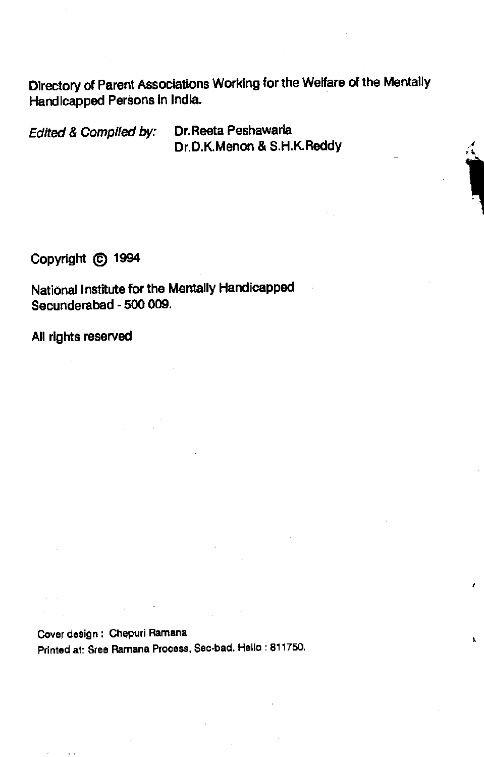Directory of Parent Associations Working for the Welfare of the Mentally Handicapped Persons in India.

*Edited & Compiled by:* Dr.Reeta Peshawaria
Dr.D.K.Menon & S.H.K.Reddy

Copyright © 1994

National Institute for the Mentally Handicapped
Secunderabad - 500 009.

All rights reserved

Cover design : Chepuri Ramana
Printed at: Sree Ramana Process, Sec-bad. Hello : 811750.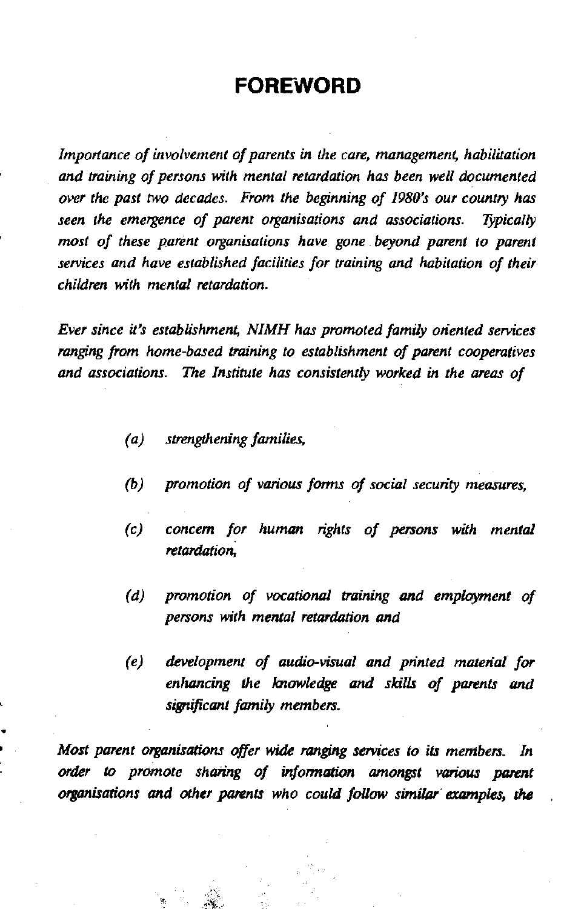# FOREWORD

*Importance of involvement of parents in the care, management, habilitation and training of persons with mental retardation has been well documented over the past two decades. From the beginning of 1980's our country has seen the emergence of parent organisations and associations. Typically most of these parent organisations have gone beyond parent to parent services and have established facilities for training and habitation of their children with mental retardation.*

*Ever since it's establishment, NIMH has promoted family oriented services ranging from home-based training to establishment of parent cooperatives and associations. The Institute has consistently worked in the areas of*

- *(a) strengthening families,*
- *(b) promotion of various forms of social security measures,*
- *(c) concern for human rights of persons with mental retardation,*
- *(d) promotion of vocational training and employment of persons with mental retardation and*
- *(e) development of audio-visual and printed material for enhancing the knowledge and skills of parents and significant family members.*

*Most parent organisations offer wide ranging services to its members. In order to promote sharing of information amongst various parent organisations and other parents who could follow similar examples, the*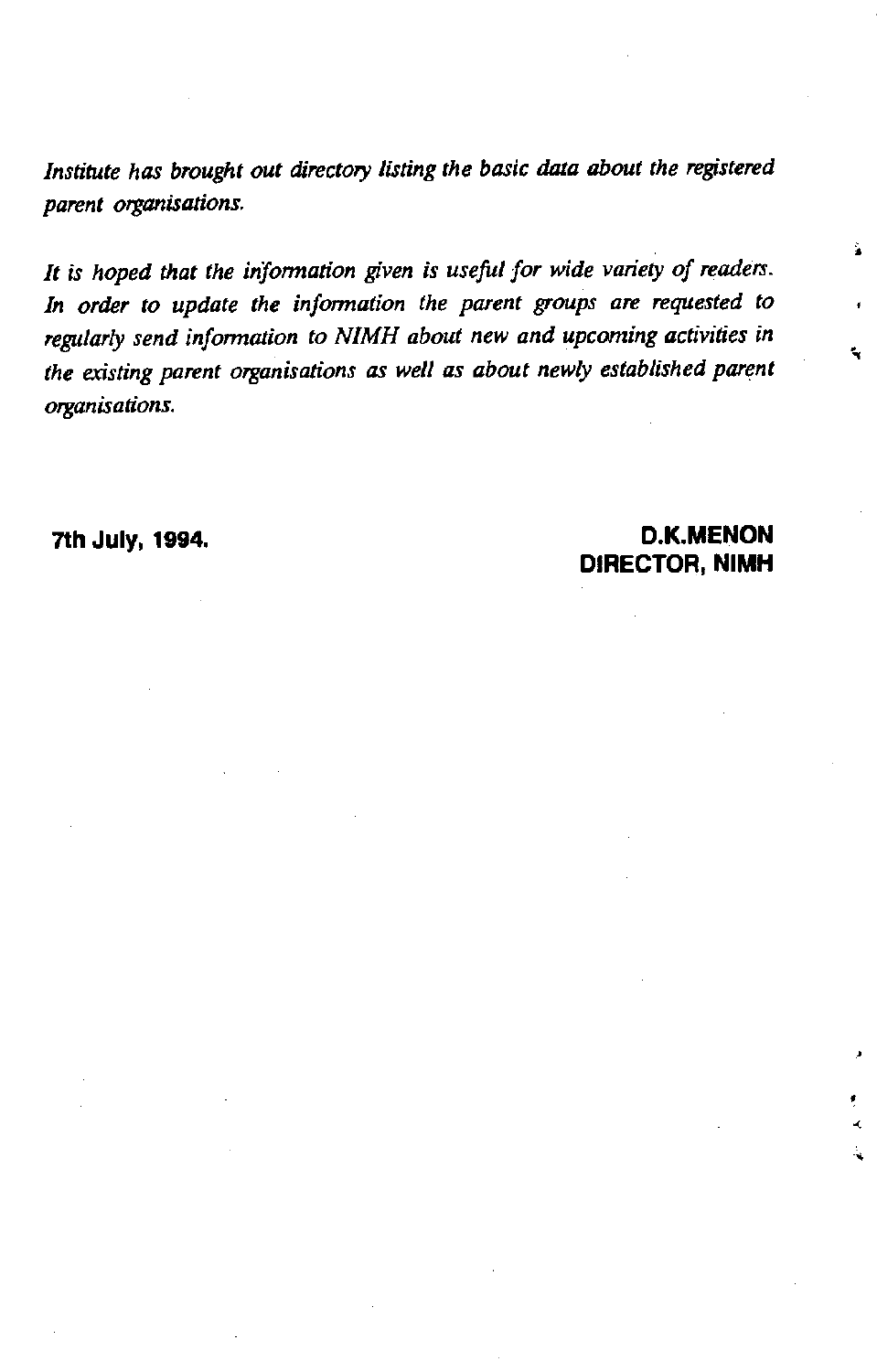*Institute has brought out directory listing the basic data about the registered parent organisations.*

*It is hoped that the information given is useful for wide variety of readers. In order to update the information the parent groups are requested to regularly send information to NIMH about new and upcoming activities in the existing parent organisations as well as about newly established parent organisations.*

**7th July, 1994.**

**D.K.MENON**
**DIRECTOR, NIMH**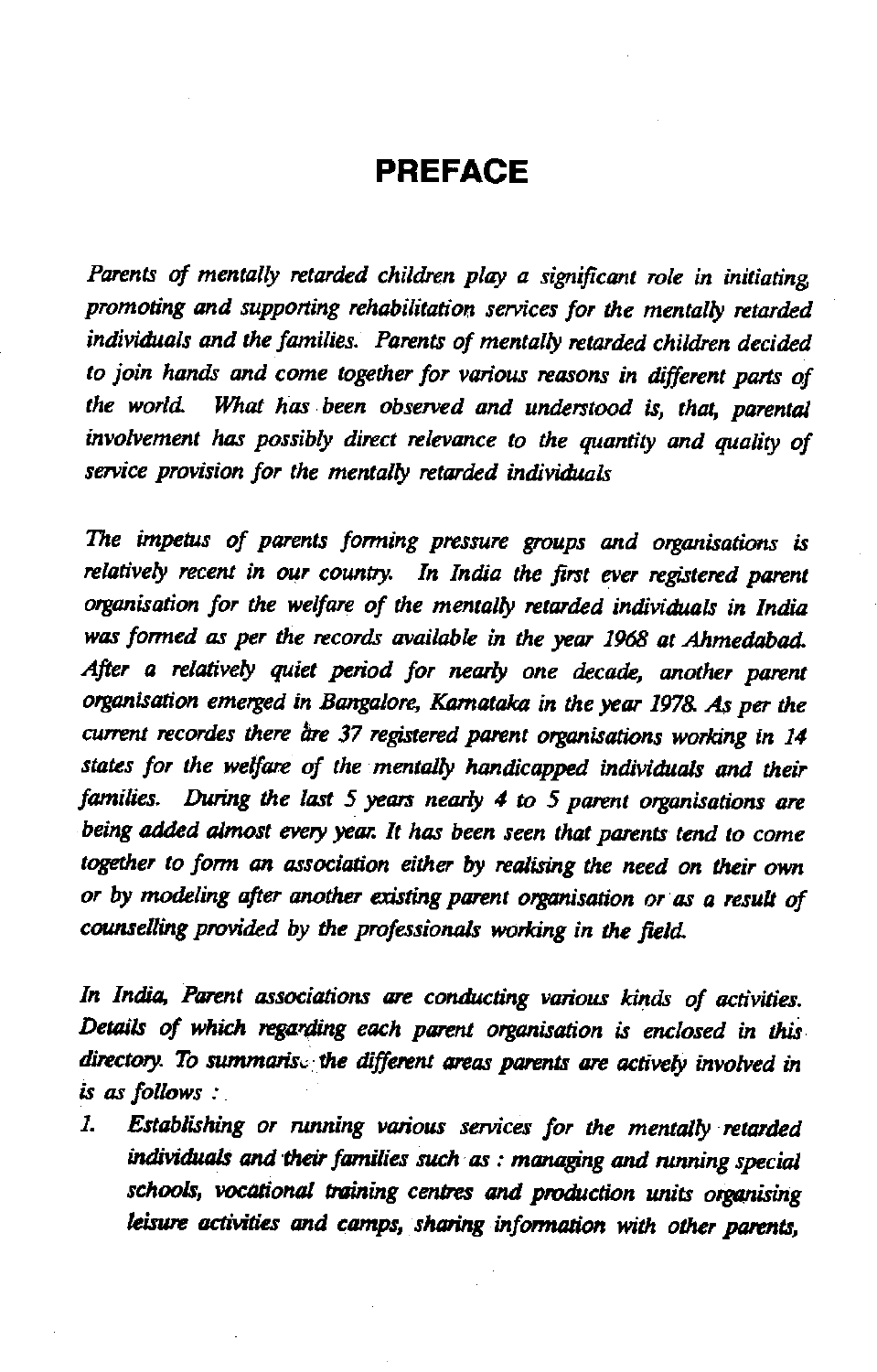# PREFACE

*Parents of mentally retarded children play a significant role in initiating, promoting and supporting rehabilitation services for the mentally retarded individuals and the families. Parents of mentally retarded children decided to join hands and come together for various reasons in different parts of the world. What has been observed and understood is, that, parental involvement has possibly direct relevance to the quantity and quality of service provision for the mentally retarded individuals*

*The impetus of parents forming pressure groups and organisations is relatively recent in our country. In India the first ever registered parent organisation for the welfare of the mentally retarded individuals in India was formed as per the records available in the year 1968 at Ahmedabad. After a relatively quiet period for nearly one decade, another parent organisation emerged in Bangalore, Karnataka in the year 1978. As per the current recordes there are 37 registered parent organisations working in 14 states for the welfare of the mentally handicapped individuals and their families. During the last 5 years nearly 4 to 5 parent organisations are being added almost every year. It has been seen that parents tend to come together to form an association either by realising the need on their own or by modeling after another existing parent organisation or as a result of counselling provided by the professionals working in the field.*

*In India, Parent associations are conducting various kinds of activities. Details of which regarding each parent organisation is enclosed in this directory. To summarise the different areas parents are actively involved in is as follows :*

1. ***Establishing or running various services for the mentally retarded individuals and their families such as : managing and running special schools, vocational training centres and production units organising leisure activities and camps, sharing information with other parents,***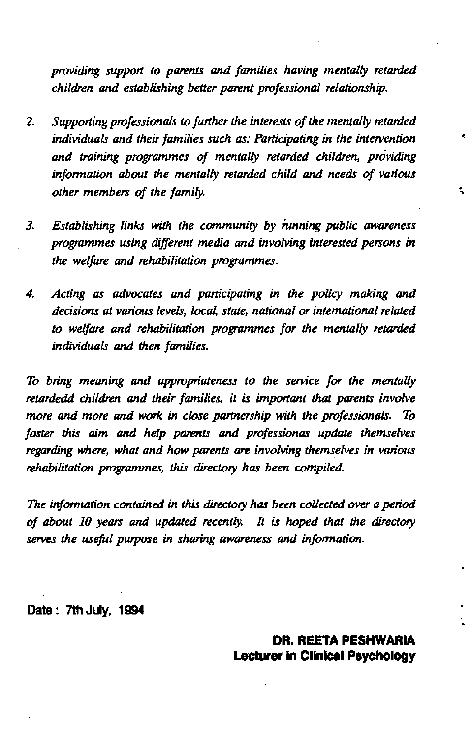*providing support to parents and families having mentally retarded children and establishing better parent professional relationship.*

2. *Supporting professionals to further the interests of the mentally retarded individuals and their families such as: Participating in the intervention and training programmes of mentally retarded children, providing information about the mentally retarded child and needs of various other members of the family.*

3. *Establishing links with the community by running public awareness programmes using different media and involving interested persons in the welfare and rehabilitation programmes.*

4. *Acting as advocates and participating in the policy making and decisions at various levels, local, state, national or international related to welfare and rehabilitation programmes for the mentally retarded individuals and then families.*

*To bring meaning and appropriateness to the service for the mentally retardedd children and their families, it is important that parents involve more and more and work in close partnership with the professionals. To foster this aim and help parents and professionas update themselves regarding where, what and how parents are involving themselves in various rehabilitation programmes, this directory has been compiled.*

*The information contained in this directory has been collected over a period of about 10 years and updated recently. It is hoped that the directory serves the useful purpose in sharing awareness and information.*

**Date : 7th July, 1994**

**DR. REETA PESHWARIA**
**Lecturer in Clinical Psychology**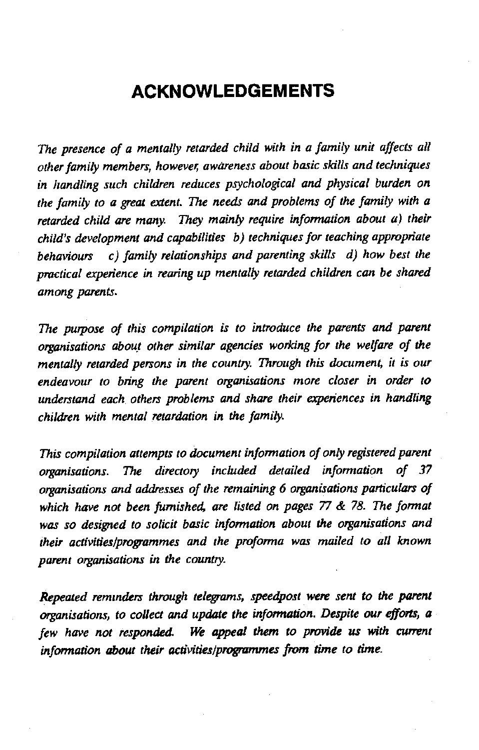# ACKNOWLEDGEMENTS

*The presence of a mentally retarded child with in a family unit affects all other family members, however, awareness about basic skills and techniques in handling such children reduces psychological and physical burden on the family to a great extent. The needs and problems of the family with a retarded child are many. They mainly require information about a) their child's development and capabilities b) techniques for teaching appropriate behaviours c) family relationships and parenting skills d) how best the practical experience in rearing up mentally retarded children can be shared among parents.*

*The purpose of this compilation is to introduce the parents and parent organisations about other similar agencies working for the welfare of the mentally retarded persons in the country. Through this document, it is our endeavour to bring the parent organisations more closer in order to understand each others problems and share their experiences in handling children with mental retardation in the family.*

*This compilation attempts to document information of only registered parent organisations. The directory included detailed information of 37 organisations and addresses of the remaining 6 organisations particulars of which have not been furnished, are listed on pages 77 & 78. The format was so designed to solicit basic information about the organisations and their activities/programmes and the proforma was mailed to all known parent organisations in the country.*

*Repeated reminders through telegrams, speedpost were sent to the parent organisations, to collect and update the information. Despite our efforts, a few have not responded. We appeal them to provide us with current information about their activities/programmes from time to time.*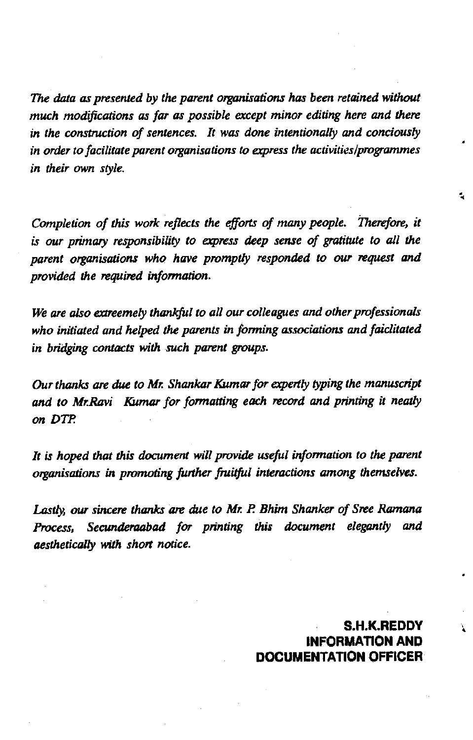*The data as presented by the parent organisations has been retained without much modifications as far as possible except minor editing here and there in the construction of sentences. It was done intentionally and conciously in order to facilitate parent organisations to express the activities/programmes in their own style.*

*Completion of this work reflects the efforts of many people. Therefore, it is our primary responsibility to express deep sense of gratitute to all the parent organisations who have promptly responded to our request and provided the required information.*

*We are also extreemely thankful to all our colleagues and other professionals who initiated and helped the parents in forming associations and faiclitated in bridging contacts with such parent groups.*

*Our thanks are due to Mr. Shankar Kumar for expertly typing the manuscript and to Mr.Ravi Kumar for formatting each record and printing it neatly on DTP.*

*It is hoped that this document will provide useful information to the parent organisations in promoting further fruitful interactions among themselves.*

*Lastly, our sincere thanks are due to Mr. P. Bhim Shanker of Sree Ramana Process, Secunderaabad for printing this document elegantly and aesthetically with short notice.*

**S.H.K.REDDY**
**INFORMATION AND DOCUMENTATION OFFICER**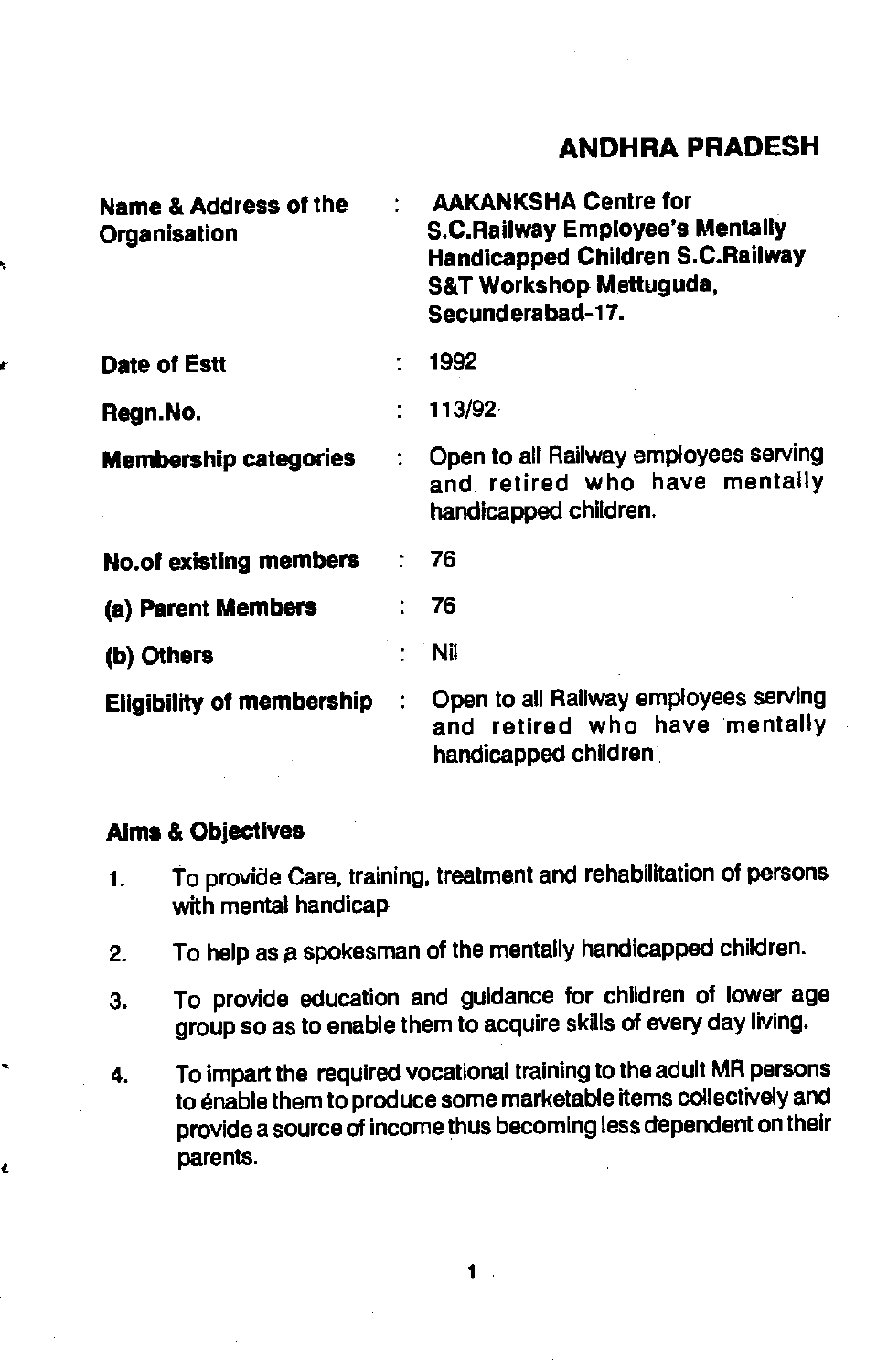## ANDHRA PRADESH

| | | |
|---|---|---|
| **Name & Address of the Organisation** | : | **AAKANKSHA Centre for S.C.Railway Employee's Mentally Handicapped Children S.C.Railway S&T Workshop Mettuguda, Secunderabad-17.** |
| **Date of Estt** | : | 1992 |
| **Regn.No.** | : | 113/92 |
| **Membership categories** | : | Open to all Railway employees serving and retired who have mentally handicapped children. |
| **No.of existing members** | : | 76 |
| **(a) Parent Members** | : | 76 |
| **(b) Others** | : | Nil |
| **Eligibility of membership** | : | Open to all Railway employees serving and retired who have mentally handicapped children |

**Aims & Objectives**

1. To provide Care, training, treatment and rehabilitation of persons with mental handicap
2. To help as a spokesman of the mentally handicapped children.
3. To provide education and guidance for children of lower age group so as to enable them to acquire skills of every day living.
4. To impart the required vocational training to the adult MR persons to énable them to produce some marketable items collectively and provide a source of income thus becoming less dependent on their parents.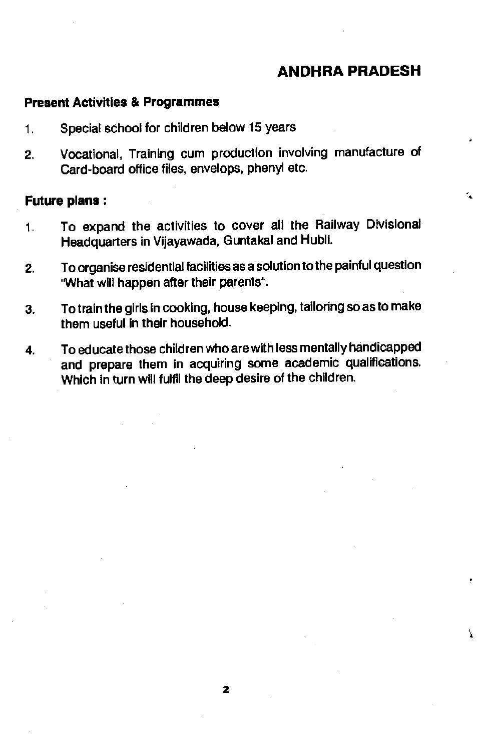## ANDHRA PRADESH

**Present Activities & Programmes**

1. Special school for children below 15 years
2. Vocational, Training cum production involving manufacture of Card-board office files, envelops, phenyl etc.

**Future plans :**

1. To expand the activities to cover all the Railway Divisional Headquarters in Vijayawada, Guntakal and Hubli.
2. To organise residential facilities as a solution to the painful question "What will happen after their parents".
3. To train the girls in cooking, house keeping, tailoring so as to make them useful in their household.
4. To educate those children who are with less mentally handicapped and prepare them in acquiring some academic qualifications. Which in turn will fulfil the deep desire of the children.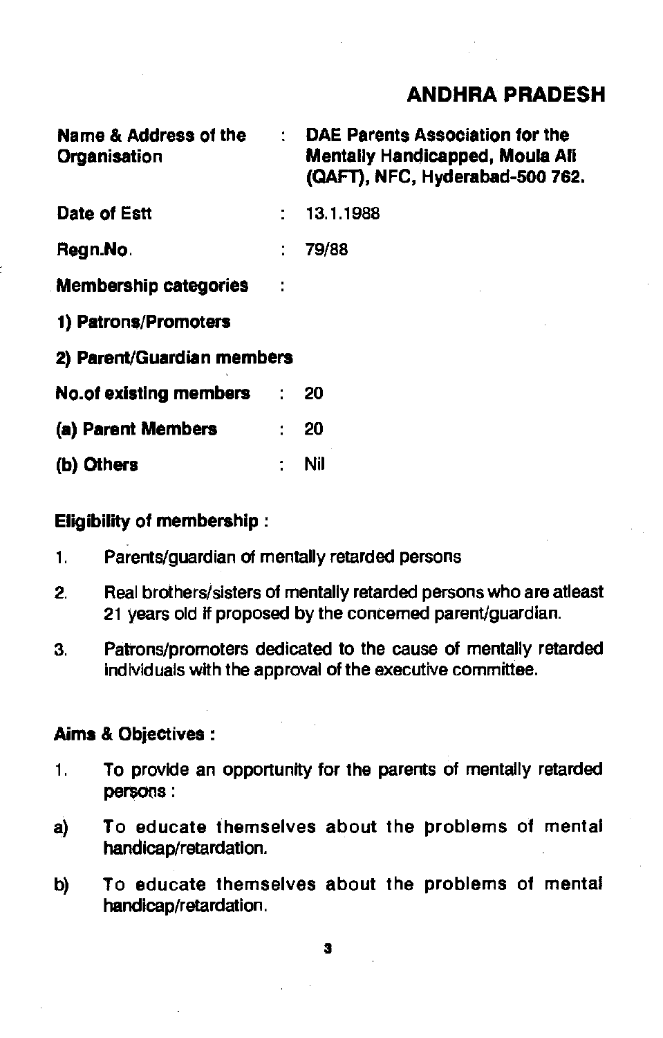## ANDHRA PRADESH

**Name & Address of the Organisation** : **DAE Parents Association for the Mentally Handicapped, Moula Ali (QAFT), NFC, Hyderabad-500 762.**

**Date of Estt** : 13.1.1988

**Regn.No.** : 79/88

**Membership categories** :

**1) Patrons/Promoters**

**2) Parent/Guardian members**

**No.of existing members** : 20

**(a) Parent Members** : 20

**(b) Others** : Nil

**Eligibility of membership :**

1. Parents/guardian of mentally retarded persons
2. Real brothers/sisters of mentally retarded persons who are atleast 21 years old if proposed by the concerned parent/guardian.
3. Patrons/promoters dedicated to the cause of mentally retarded individuals with the approval of the executive committee.

**Aims & Objectives :**

1. To provide an opportunity for the parents of mentally retarded persons :

a) To educate themselves about the problems of mental handicap/retardation.

b) To educate themselves about the problems of mental handicap/retardation.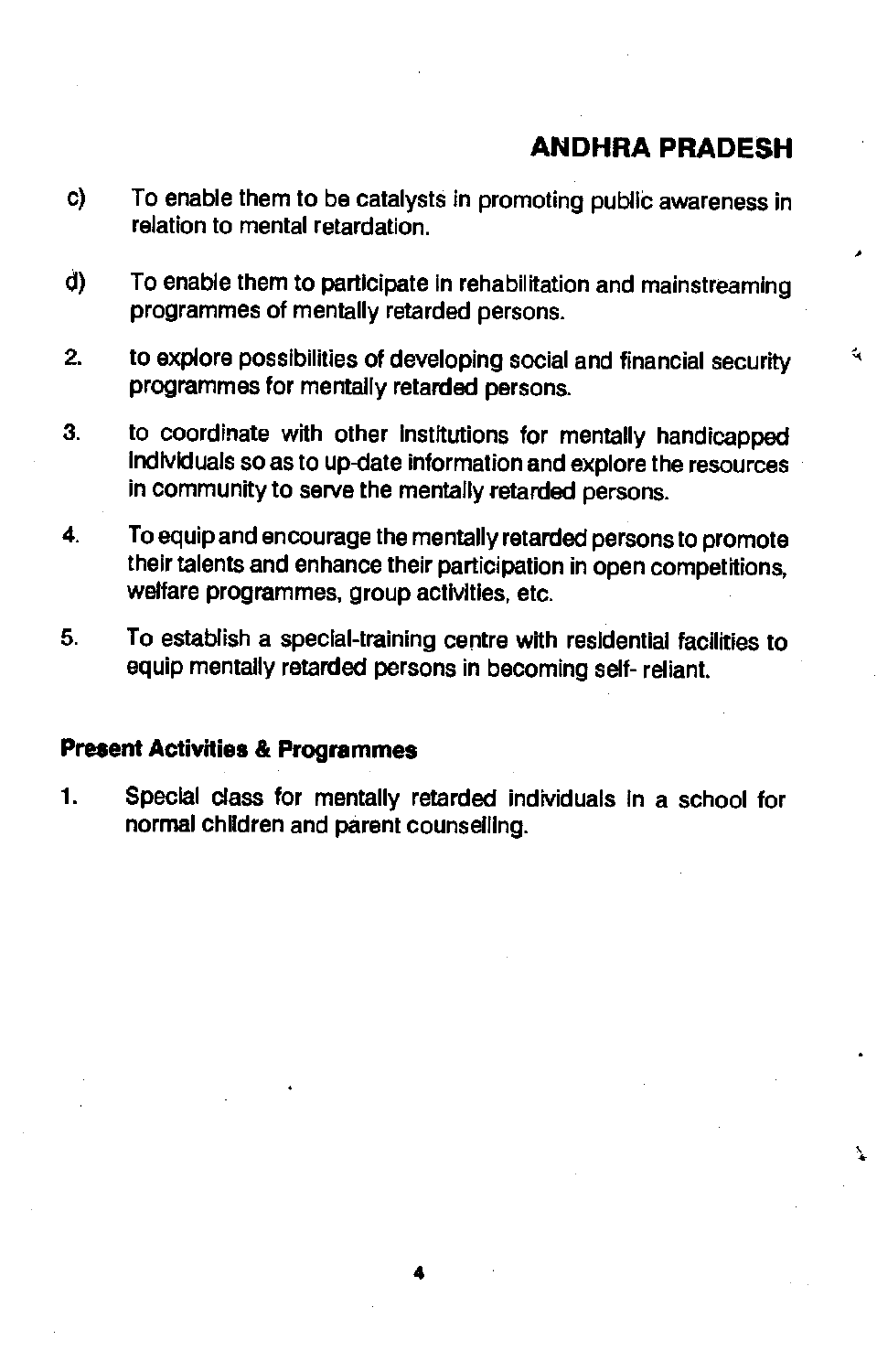c) To enable them to be catalysts in promoting public awareness in relation to mental retardation.

d) To enable them to participate in rehabilitation and mainstreaming programmes of mentally retarded persons.

2. to explore possibilities of developing social and financial security programmes for mentally retarded persons.

3. to coordinate with other Institutions for mentally handicapped Individuals so as to up-date information and explore the resources in community to serve the mentally retarded persons.

4. To equip and encourage the mentally retarded persons to promote their talents and enhance their participation in open competitions, welfare programmes, group activities, etc.

5. To establish a special-training centre with residential facilities to equip mentally retarded persons in becoming self- reliant.

**Present Activities & Programmes**

1. Special class for mentally retarded individuals in a school for normal children and parent counselling.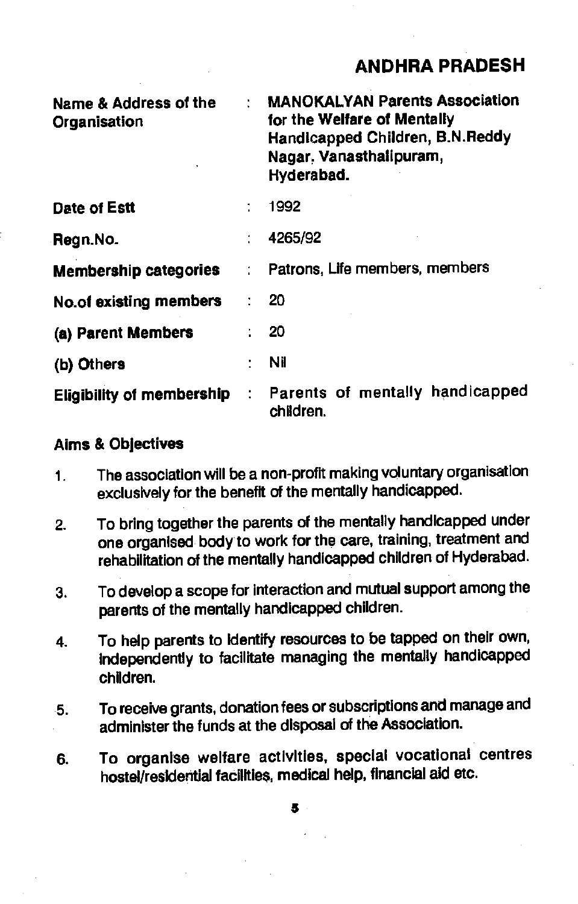## ANDHRA PRADESH

| | | |
|---|---|---|
| **Name & Address of the Organisation** | : | **MANOKALYAN Parents Association for the Welfare of Mentally Handicapped Children, B.N.Reddy Nagar, Vanasthalipuram, Hyderabad.** |
| **Date of Estt** | : | 1992 |
| **Regn.No.** | : | 4265/92 |
| **Membership categories** | : | Patrons, Life members, members |
| **No.of existing members** | : | 20 |
| **(a) Parent Members** | : | 20 |
| **(b) Others** | : | Nil |
| **Eligibility of membership** | : | Parents of mentally handicapped children. |

**Aims & Objectives**

1. The association will be a non-profit making voluntary organisation exclusively for the benefit of the mentally handicapped.
2. To bring together the parents of the mentally handicapped under one organised body to work for the care, training, treatment and rehabilitation of the mentally handicapped children of Hyderabad.
3. To develop a scope for interaction and mutual support among the parents of the mentally handicapped children.
4. To help parents to identify resources to be tapped on their own, independently to facilitate managing the mentally handicapped children.
5. To receive grants, donation fees or subscriptions and manage and administer the funds at the disposal of the Association.
6. To organise welfare activities, special vocational centres hostel/residential facilities, medical help, financial aid etc.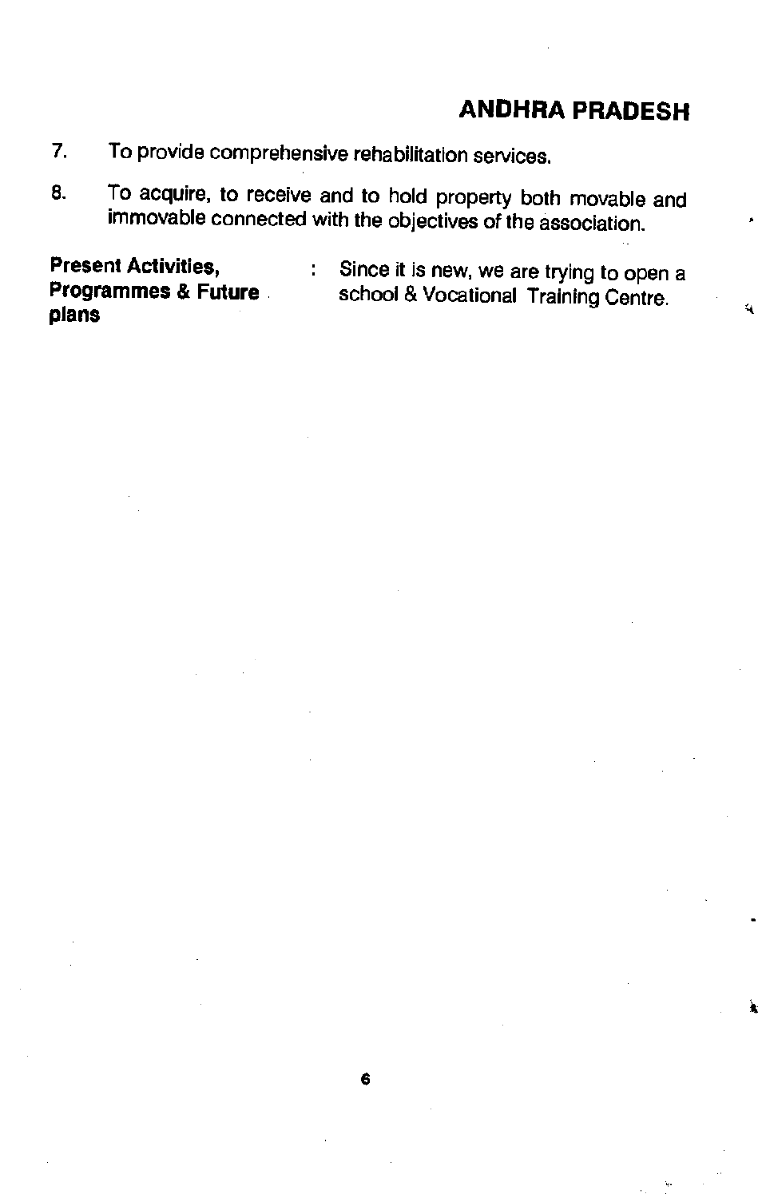7. To provide comprehensive rehabilitation services.
8. To acquire, to receive and to hold property both movable and immovable connected with the objectives of the association.

| | | |
|---|---|---|
| **Present Activities, Programmes & Future plans** | : | Since it is new, we are trying to open a school & Vocational Training Centre. |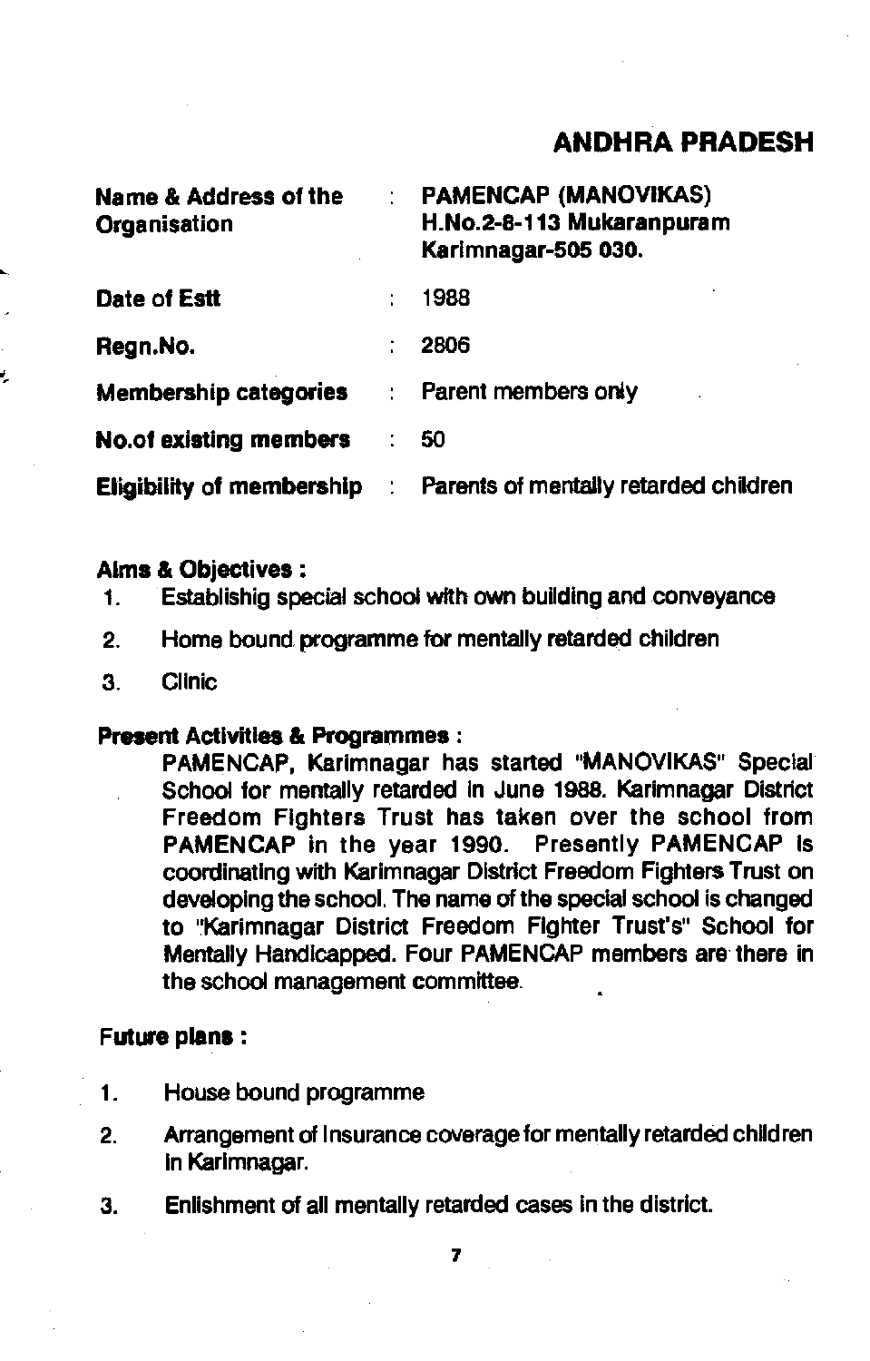## ANDHRA PRADESH

| | | |
|---|---|---|
| **Name & Address of the Organisation** | : | **PAMENCAP (MANOVIKAS)**<br>**H.No.2-8-113 Mukaranpuram**<br>**Karimnagar-505 030.** |
| **Date of Estt** | : | 1988 |
| **Regn.No.** | : | 2806 |
| **Membership categories** | : | Parent members only |
| **No.of existing members** | : | 50 |
| **Eligibility of membership** | : | Parents of mentally retarded children |

**Aims & Objectives :**

1. Establishig special school with own building and conveyance
2. Home bound programme for mentally retarded children
3. Clinic

**Present Activities & Programmes :**

PAMENCAP, Karimnagar has started "MANOVIKAS" Special School for mentally retarded in June 1988. Karimnagar District Freedom Fighters Trust has taken over the school from PAMENCAP in the year 1990. Presently PAMENCAP is coordinating with Karimnagar District Freedom Fighters Trust on developing the school. The name of the special school is changed to "Karimnagar District Freedom Fighter Trust's" School for Mentally Handicapped. Four PAMENCAP members are there in the school management committee.

**Future plans :**

1. House bound programme
2. Arrangement of Insurance coverage for mentally retarded children in Karimnagar.
3. Enlishment of all mentally retarded cases in the district.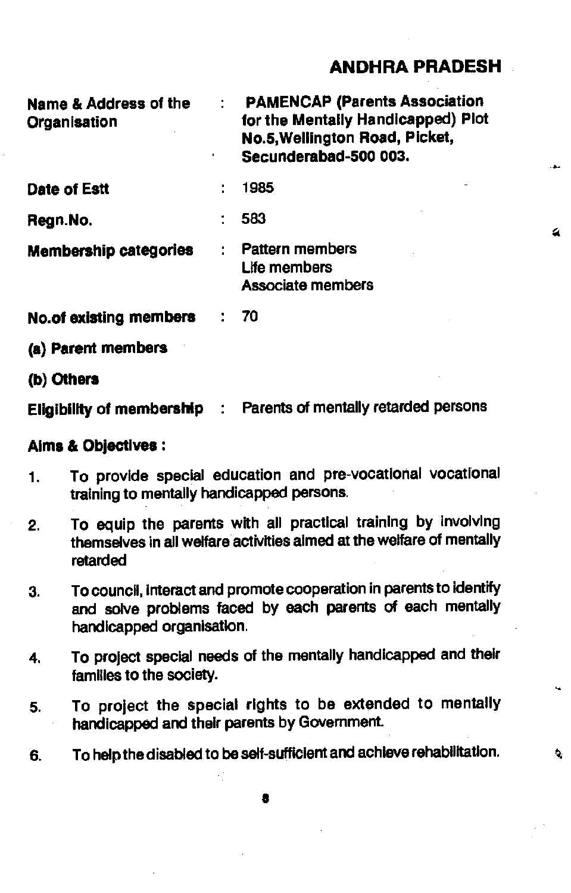## ANDHRA PRADESH

| | | |
|---|---|---|
| **Name & Address of the Organisation** | : | **PAMENCAP (Parents Association for the Mentally Handicapped) Plot No.5,Wellington Road, Picket, Secunderabad-500 003.** |
| **Date of Estt** | : | 1985 |
| **Regn.No.** | : | 583 |
| **Membership categories** | : | Pattern members<br>Life members<br>Associate members |
| **No.of existing members** | : | 70 |
| **(a) Parent members** | | |
| **(b) Others** | | |
| **Eligibility of membership** | : | Parents of mentally retarded persons |

**Aims & Objectives :**

1. To provide special education and pre-vocational vocational training to mentally handicapped persons.
2. To equip the parents with all practical training by involving themselves in all welfare activities aimed at the welfare of mentally retarded
3. To council, interact and promote cooperation in parents to identify and solve problems faced by each parents of each mentally handicapped organisation.
4. To project special needs of the mentally handicapped and their families to the society.
5. To project the special rights to be extended to mentally handicapped and their parents by Government.
6. To help the disabled to be self-sufficient and achieve rehabilitation.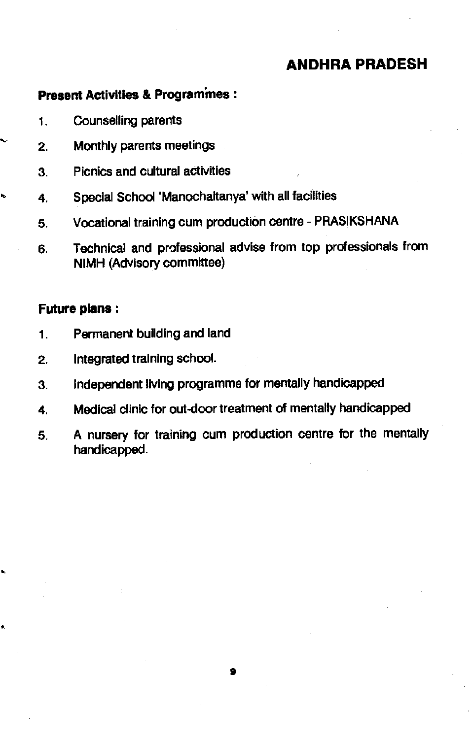## ANDHRA PRADESH

**Present Activities & Programmes :**

1. Counselling parents
2. Monthly parents meetings
3. Picnics and cultural activities
4. Special School 'Manochaitanya' with all facilities
5. Vocational training cum production centre - PRASIKSHANA
6. Technical and professional advise from top professionals from NIMH (Advisory committee)

**Future plans :**

1. Permanent building and land
2. Integrated training school.
3. Independent living programme for mentally handicapped
4. Medical clinic for out-door treatment of mentally handicapped
5. A nursery for training cum production centre for the mentally handicapped.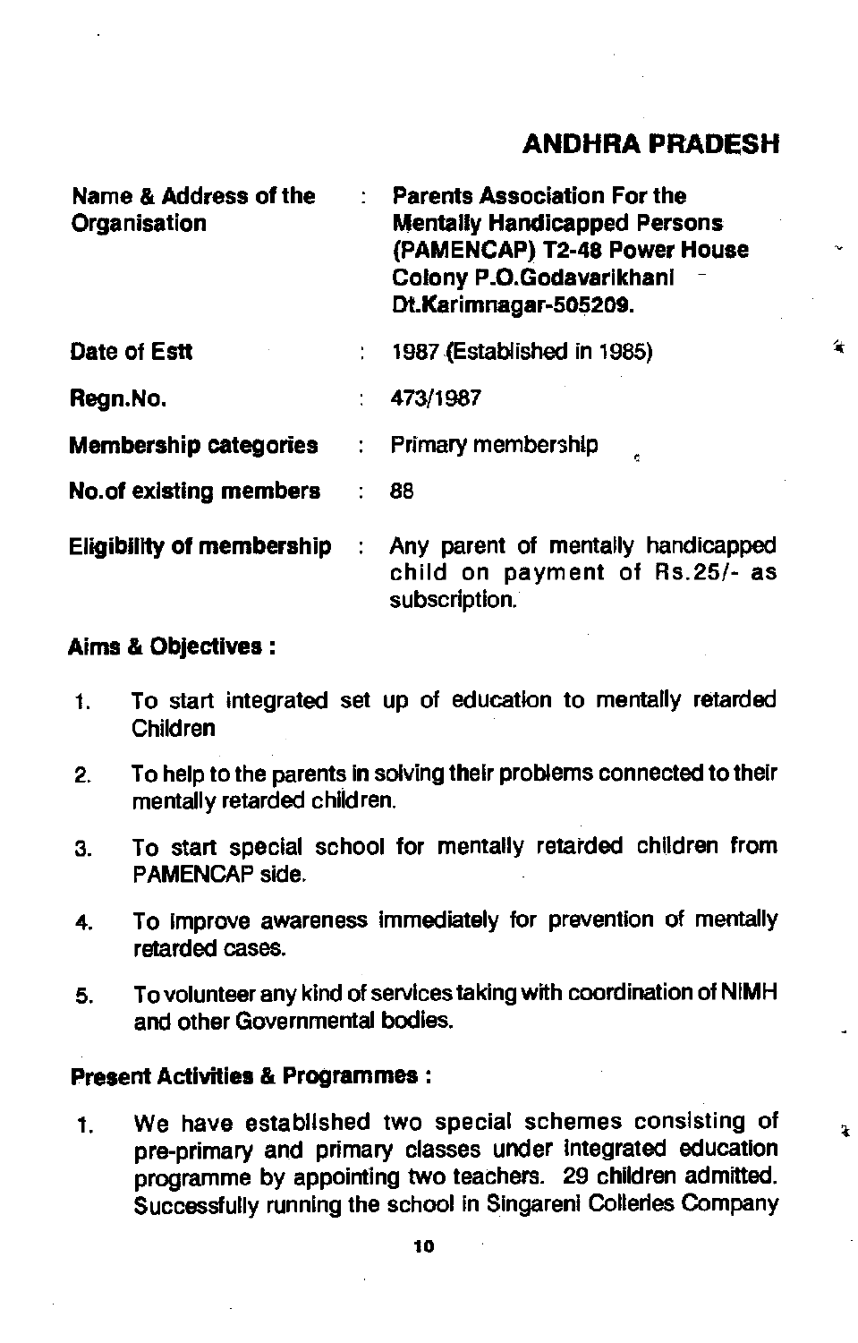## ANDHRA PRADESH

| | | |
|---|---|---|
| **Name & Address of the Organisation** | : | **Parents Association For the Mentally Handicapped Persons (PAMENCAP) T2-48 Power House Colony P.O.Godavarikhani Dt.Karimnagar-505209.** |
| **Date of Estt** | : | 1987 (Established in 1985) |
| **Regn.No.** | : | 473/1987 |
| **Membership categories** | : | Primary membership |
| **No.of existing members** | : | 88 |
| **Eligibility of membership** | : | Any parent of mentally handicapped child on payment of Rs.25/- as subscription. |

**Aims & Objectives :**

1. To start integrated set up of education to mentally retarded Children
2. To help to the parents in solving their problems connected to their mentally retarded children.
3. To start special school for mentally retarded children from PAMENCAP side.
4. To improve awareness immediately for prevention of mentally retarded cases.
5. To volunteer any kind of services taking with coordination of NIMH and other Governmental bodies.

**Present Activities & Programmes :**

1. We have established two special schemes consisting of pre-primary and primary classes under integrated education programme by appointing two teachers. 29 children admitted. Successfully running the school in Singareni Colleries Company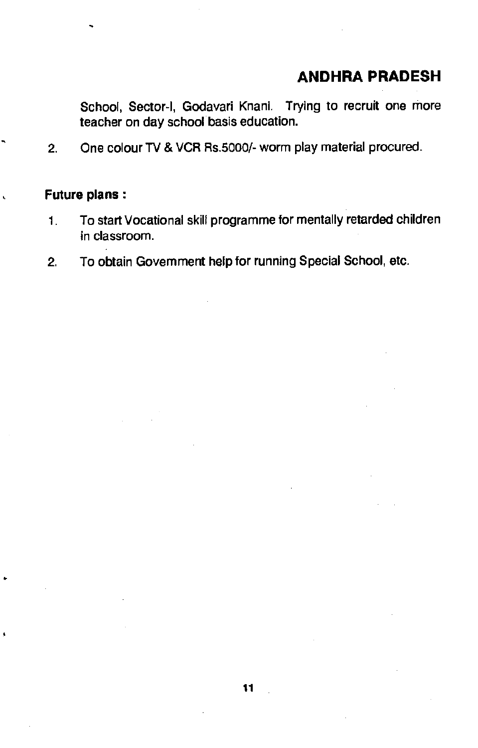School, Sector-I, Godavari Knani. Trying to recruit one more teacher on day school basis education.

2. One colour TV & VCR Rs.5000/- worm play material procured.

**Future plans :**

1. To start Vocational skill programme for mentally retarded children in classroom.
2. To obtain Government help for running Special School, etc.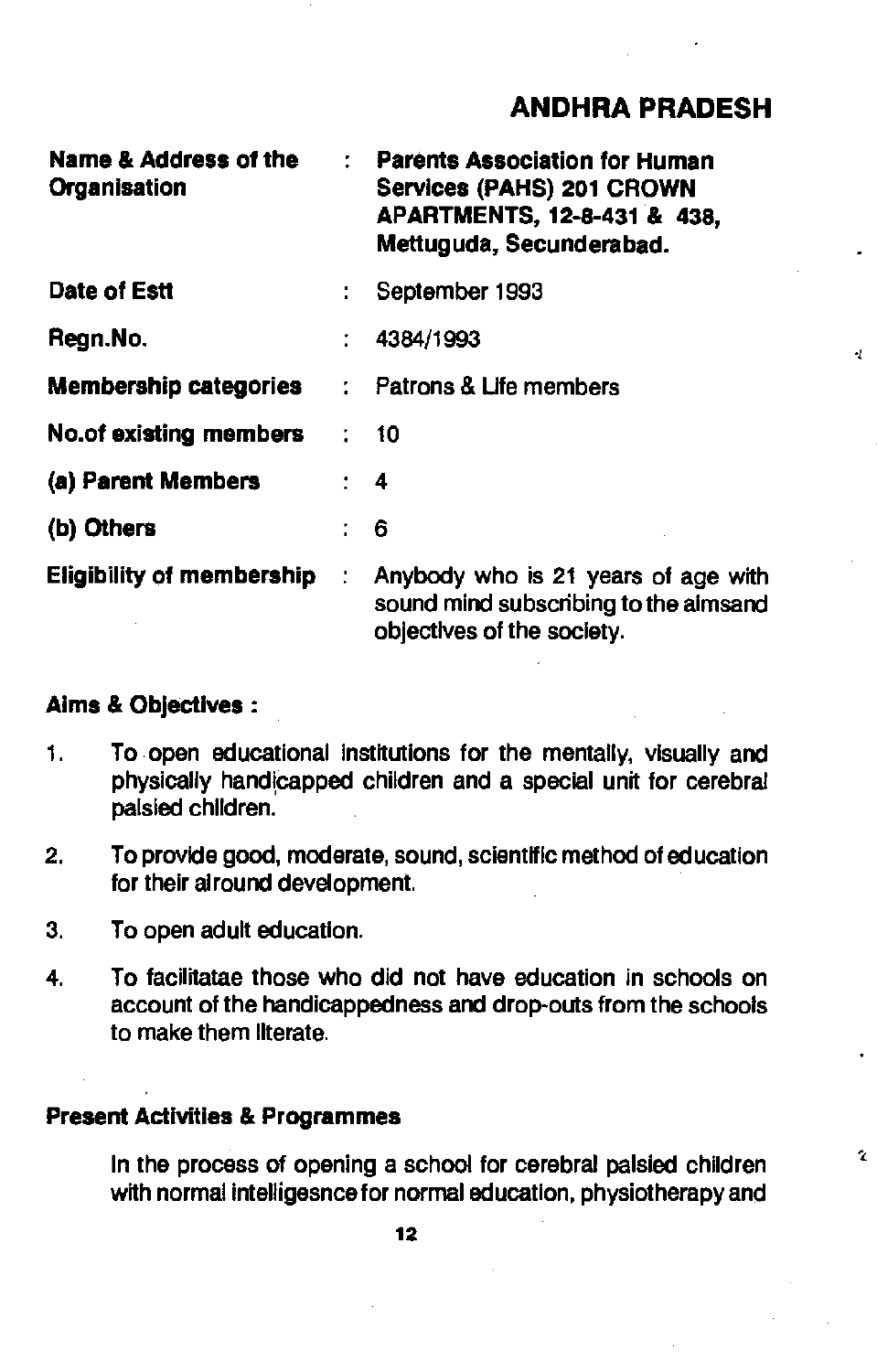## ANDHRA PRADESH

| | | |
|---|---|---|
| **Name & Address of the Organisation** | : | **Parents Association for Human Services (PAHS) 201 CROWN APARTMENTS, 12-8-431 & 438, Mettuguda, Secunderabad.** |
| **Date of Estt** | : | September 1993 |
| **Regn.No.** | : | 4384/1993 |
| **Membership categories** | : | Patrons & Life members |
| **No.of existing members** | : | 10 |
| **(a) Parent Members** | : | 4 |
| **(b) Others** | : | 6 |
| **Eligibility of membership** | : | Anybody who is 21 years of age with sound mind subscribing to the aimsand objectives of the society. |

**Aims & Objectives :**

1. To open educational institutions for the mentally, visually and physically handicapped children and a special unit for cerebral palsied children.
2. To provide good, moderate, sound, scientific method of education for their alround development.
3. To open adult education.
4. To facilitatae those who did not have education in schools on account of the handicappedness and drop-outs from the schools to make them literate.

**Present Activities & Programmes**

In the process of opening a school for cerebral palsied children with normal intelligesnce for normal education, physiotherapy and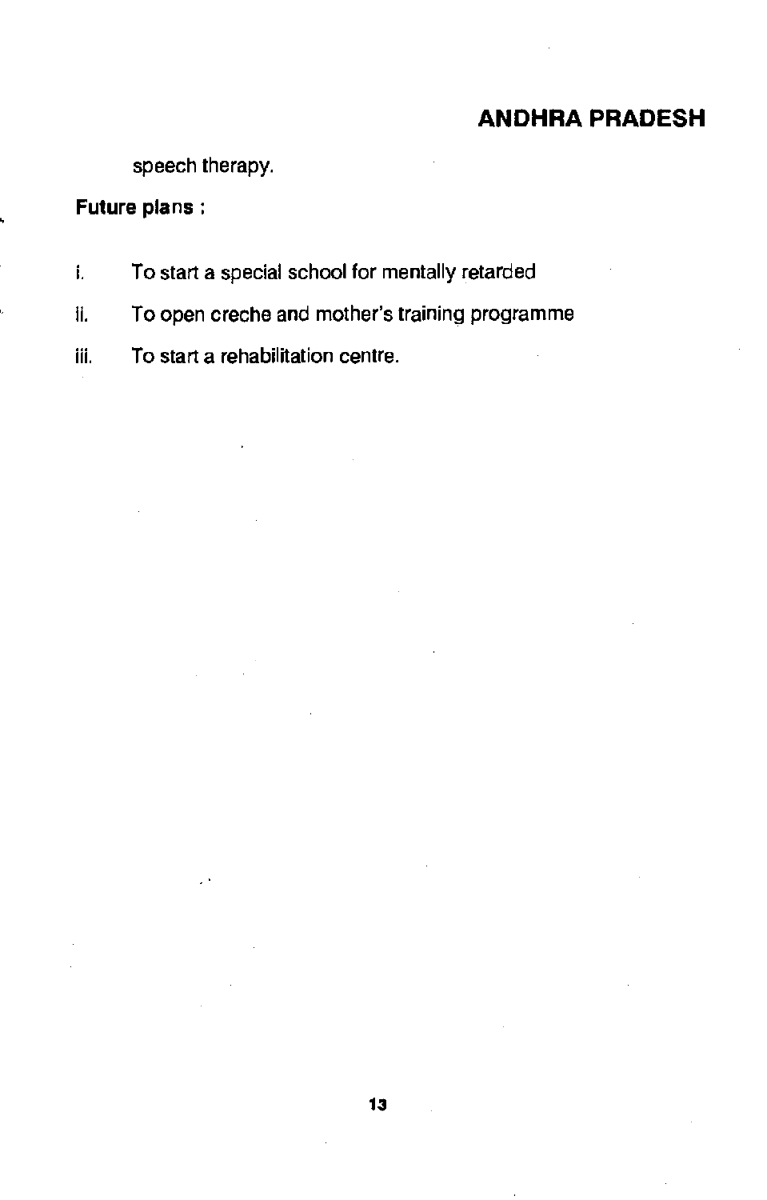speech therapy.

**Future plans :**

i. To start a special school for mentally retarded

ii. To open creche and mother's training programme

iii. To start a rehabilitation centre.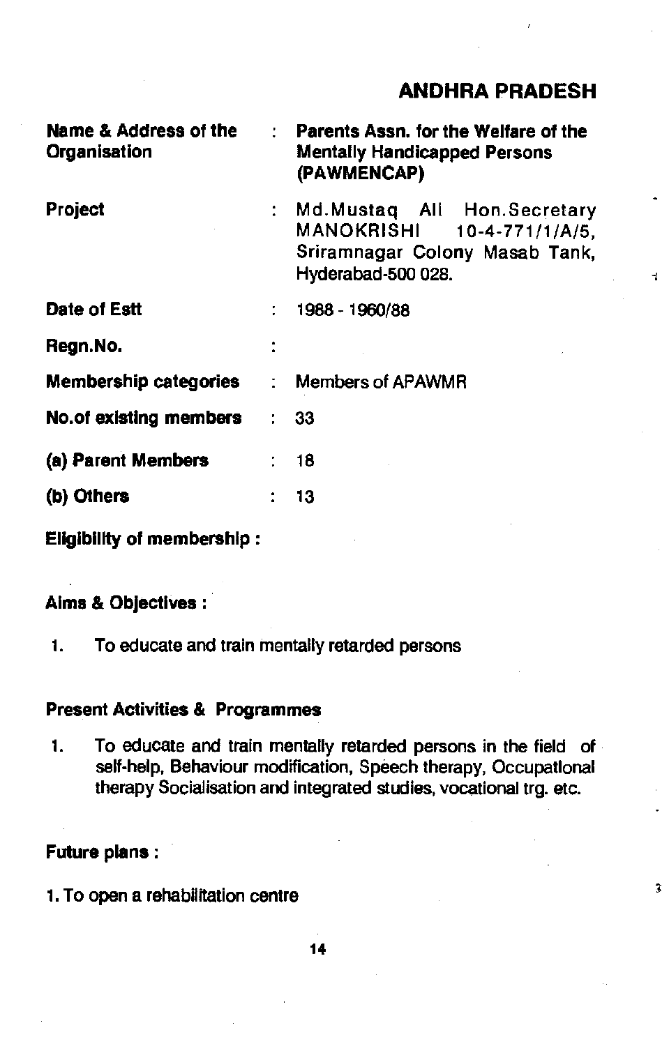## ANDHRA PRADESH

| | | |
|---|---|---|
| **Name & Address of the Organisation** | : | **Parents Assn. for the Welfare of the Mentally Handicapped Persons (PAWMENCAP)** |
| **Project** | : | Md.Mustaq Ali Hon.Secretary MANOKRISHI 10-4-771/1/A/5, Sriramnagar Colony Masab Tank, Hyderabad-500 028. |
| **Date of Estt** | : | 1988 - 1960/88 |
| **Regn.No.** | : | |
| **Membership categories** | : | Members of APAWMR |
| **No.of existing members** | : | 33 |
| **(a) Parent Members** | : | 18 |
| **(b) Others** | : | 13 |

**Eligibility of membership :**

**Aims & Objectives :**

1. To educate and train mentally retarded persons

**Present Activities & Programmes**

1. To educate and train mentally retarded persons in the field of self-help, Behaviour modification, Speech therapy, Occupational therapy Socialisation and integrated studies, vocational trg. etc.

**Future plans :**

1. To open a rehabilitation centre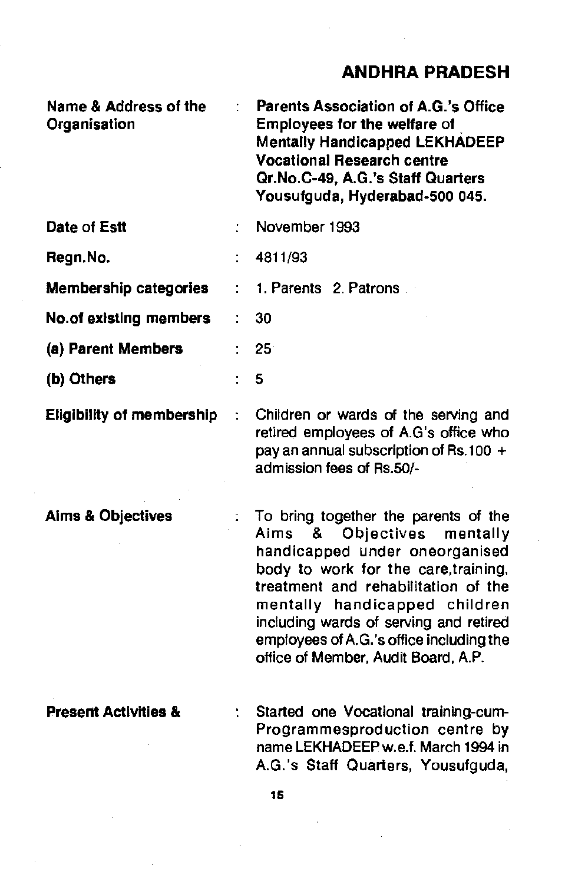## ANDHRA PRADESH

| | | |
|---|---|---|
| Name & Address of the Organisation | : | **Parents Association of A.G.'s Office Employees for the welfare of Mentally Handicapped LEKHADEEP Vocational Research centre Qr.No.C-49, A.G.'s Staff Quarters Yousufguda, Hyderabad-500 045.** |
| **Date of Estt** | : | November 1993 |
| **Regn.No.** | : | 4811/93 |
| **Membership categories** | : | 1. Parents 2. Patrons |
| **No.of existing members** | : | 30 |
| **(a) Parent Members** | : | 25 |
| **(b) Others** | : | 5 |
| **Eligibility of membership** | : | Children or wards of the serving and retired employees of A.G's office who pay an annual subscription of Rs.100 + admission fees of Rs.50/- |
| **Aims & Objectives** | : | To bring together the parents of the Aims & Objectives mentally handicapped under oneorganised body to work for the care,training, treatment and rehabilitation of the mentally handicapped children including wards of serving and retired employees of A.G.'s office including the office of Member, Audit Board, A.P. |
| **Present Activities &** | : | Started one Vocational training-cum-Programmesproduction centre by name LEKHADEEP w.e.f. March 1994 in A.G.'s Staff Quarters, Yousufguda, |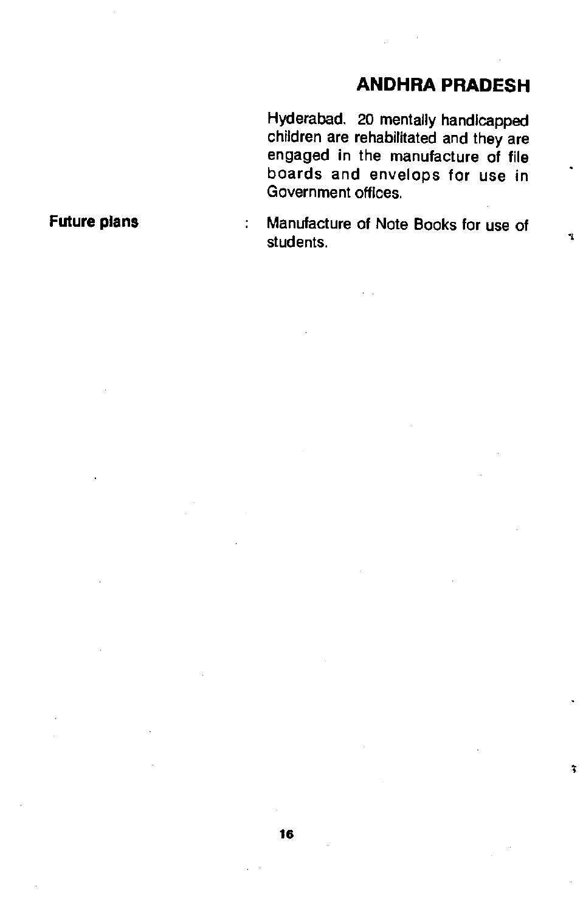Hyderabad. 20 mentally handicapped children are rehabilitated and they are engaged in the manufacture of file boards and envelops for use in Government offices.

**Future plans** : Manufacture of Note Books for use of students.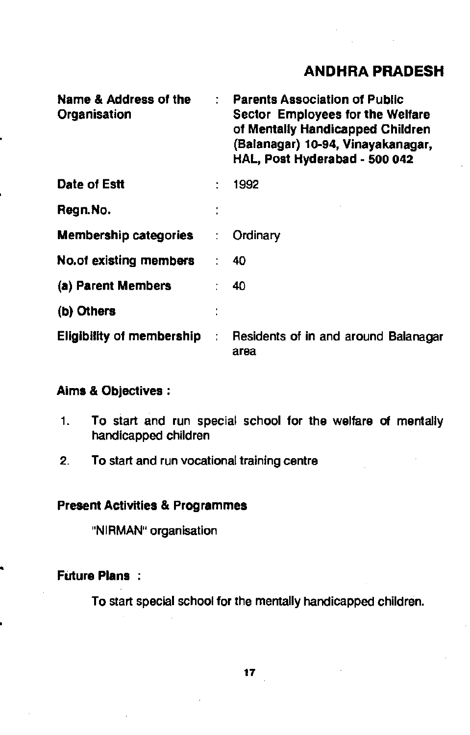## ANDHRA PRADESH

| | | |
|---|---|---|
| **Name & Address of the Organisation** | : | **Parents Association of Public Sector Employees for the Welfare of Mentally Handicapped Children (Balanagar) 10-94, Vinayakanagar, HAL, Post Hyderabad - 500 042** |
| **Date of Estt** | : | 1992 |
| **Regn.No.** | : | |
| **Membership categories** | : | Ordinary |
| **No.of existing members** | : | 40 |
| **(a) Parent Members** | : | 40 |
| **(b) Others** | : | |
| **Eligibility of membership** | : | Residents of in and around Balanagar area |

**Aims & Objectives :**

1. To start and run special school for the welfare of mentally handicapped children
2. To start and run vocational training centre

**Present Activities & Programmes**

"NIRMAN" organisation

**Future Plans :**

To start special school for the mentally handicapped children.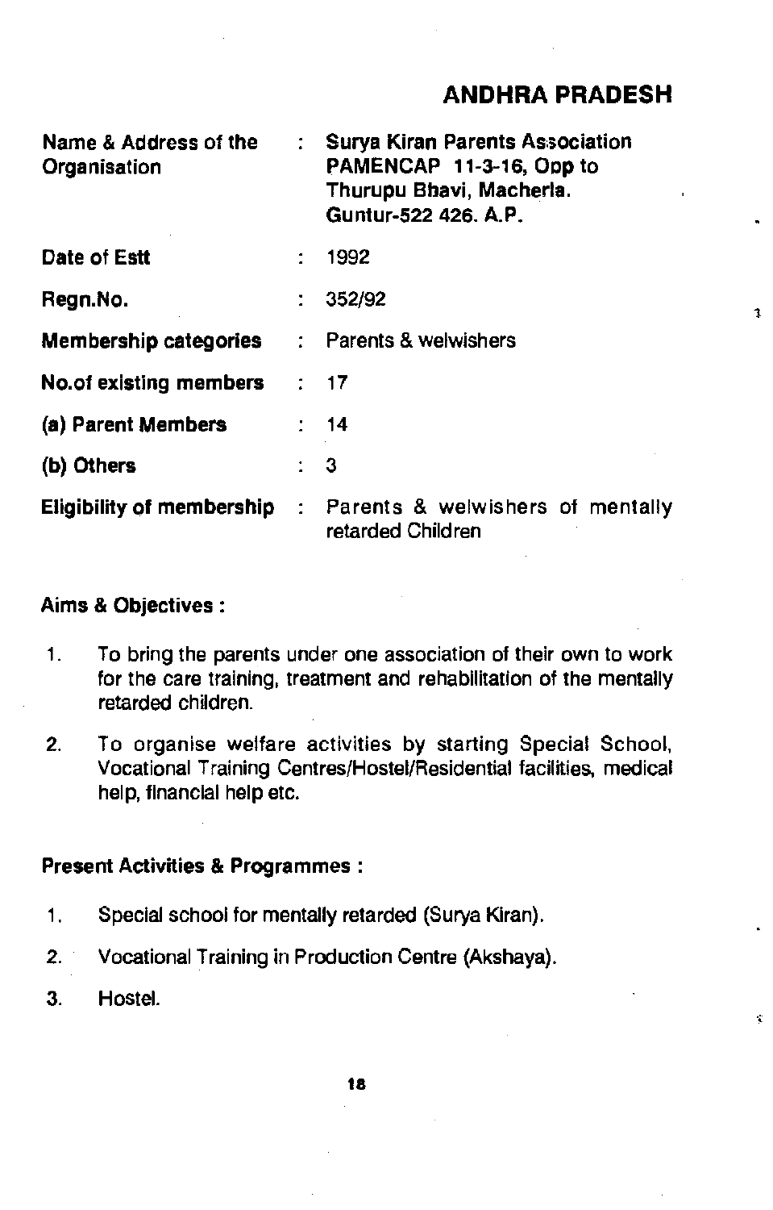## ANDHRA PRADESH

| | | |
|---|---|---|
| **Name & Address of the Organisation** | : | **Surya Kiran Parents Association PAMENCAP 11-3-16, Opp to Thurupu Bhavi, Macherla. Guntur-522 426. A.P.** |
| **Date of Estt** | : | 1992 |
| **Regn.No.** | : | 352/92 |
| **Membership categories** | : | Parents & welwishers |
| **No.of existing members** | : | 17 |
| **(a) Parent Members** | : | 14 |
| **(b) Others** | : | 3 |
| **Eligibility of membership** | : | Parents & welwishers of mentally retarded Children |

**Aims & Objectives :**

1. To bring the parents under one association of their own to work for the care training, treatment and rehabilitation of the mentally retarded children.
2. To organise welfare activities by starting Special School, Vocational Training Centres/Hostel/Residential facilities, medical help, financial help etc.

**Present Activities & Programmes :**

1. Special school for mentally retarded (Surya Kiran).
2. Vocational Training in Production Centre (Akshaya).
3. Hostel.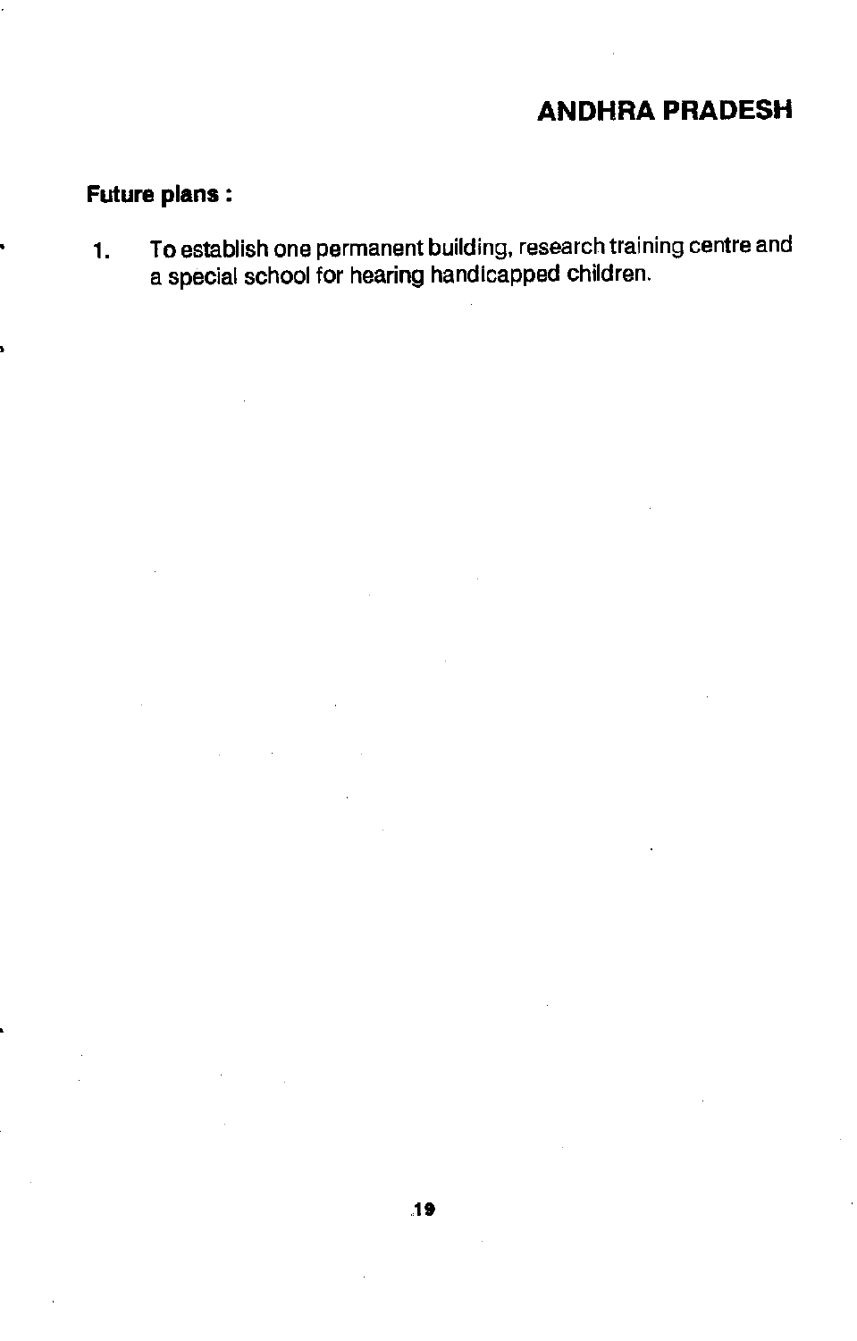## ANDHRA PRADESH

**Future plans :**

1. To establish one permanent building, research training centre and a special school for hearing handicapped children.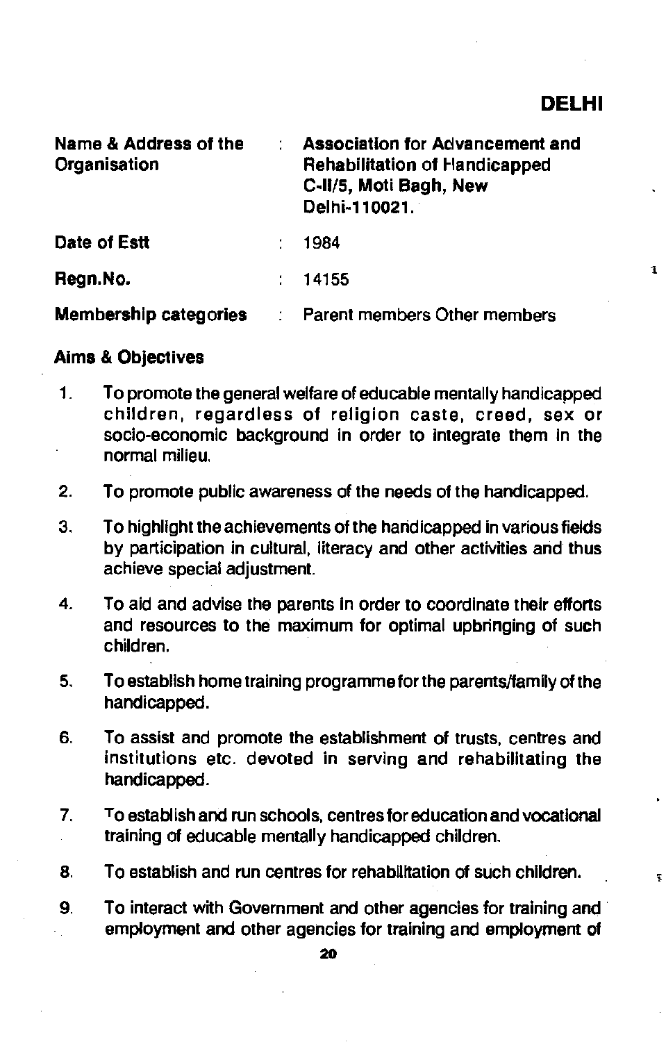## DELHI

| | | |
|---|---|---|
| **Name & Address of the Organisation** | : | **Association for Advancement and Rehabilitation of Handicapped C-II/5, Moti Bagh, New Delhi-110021.** |
| **Date of Estt** | : | 1984 |
| **Regn.No.** | : | 14155 |
| **Membership categories** | : | Parent members Other members |

### Aims & Objectives

1. To promote the general welfare of educable mentally handicapped children, regardless of religion caste, creed, sex or socio-economic background in order to integrate them in the normal milieu.
2. To promote public awareness of the needs of the handicapped.
3. To highlight the achievements of the handicapped in various fields by participation in cultural, literacy and other activities and thus achieve special adjustment.
4. To aid and advise the parents in order to coordinate their efforts and resources to the maximum for optimal upbringing of such children.
5. To establish home training programme for the parents/family of the handicapped.
6. To assist and promote the establishment of trusts, centres and institutions etc. devoted in serving and rehabilitating the handicapped.
7. To establish and run schools, centres for education and vocational training of educable mentally handicapped children.
8. To establish and run centres for rehabilitation of such children.
9. To interact with Government and other agencies for training and employment and other agencies for training and employment of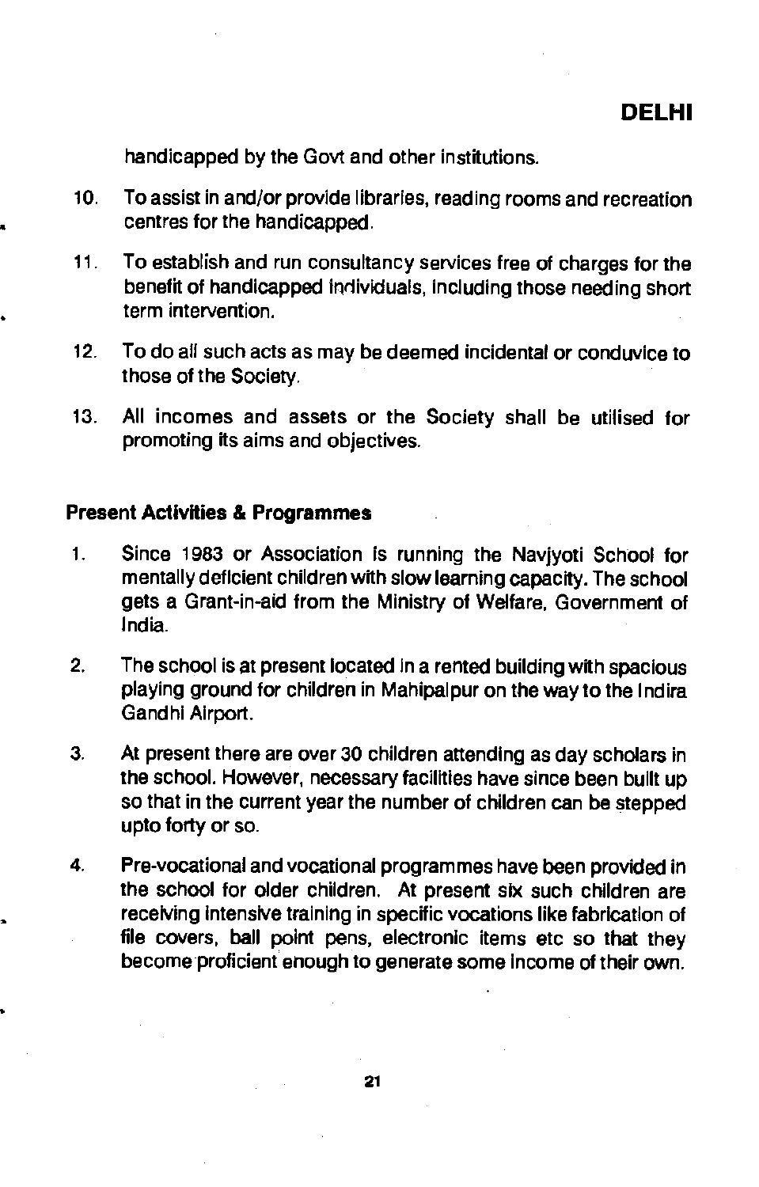handicapped by the Govt and other institutions.

10. To assist in and/or provide libraries, reading rooms and recreation centres for the handicapped.

11. To establish and run consultancy services free of charges for the benefit of handicapped individuals, including those needing short term intervention.

12. To do all such acts as may be deemed incidental or conduvice to those of the Society.

13. All incomes and assets or the Society shall be utilised for promoting its aims and objectives.

### Present Activities & Programmes

1. Since 1983 or Association is running the Navjyoti School for mentally deficient children with slow learning capacity. The school gets a Grant-in-aid from the Ministry of Welfare, Government of India.

2. The school is at present located in a rented building with spacious playing ground for children in Mahipalpur on the way to the Indira Gandhi Airport.

3. At present there are over 30 children attending as day scholars in the school. However, necessary facilities have since been built up so that in the current year the number of children can be stepped upto forty or so.

4. Pre-vocational and vocational programmes have been provided in the school for older children. At present six such children are receiving intensive training in specific vocations like fabrication of file covers, ball point pens, electronic items etc so that they become proficient enough to generate some income of their own.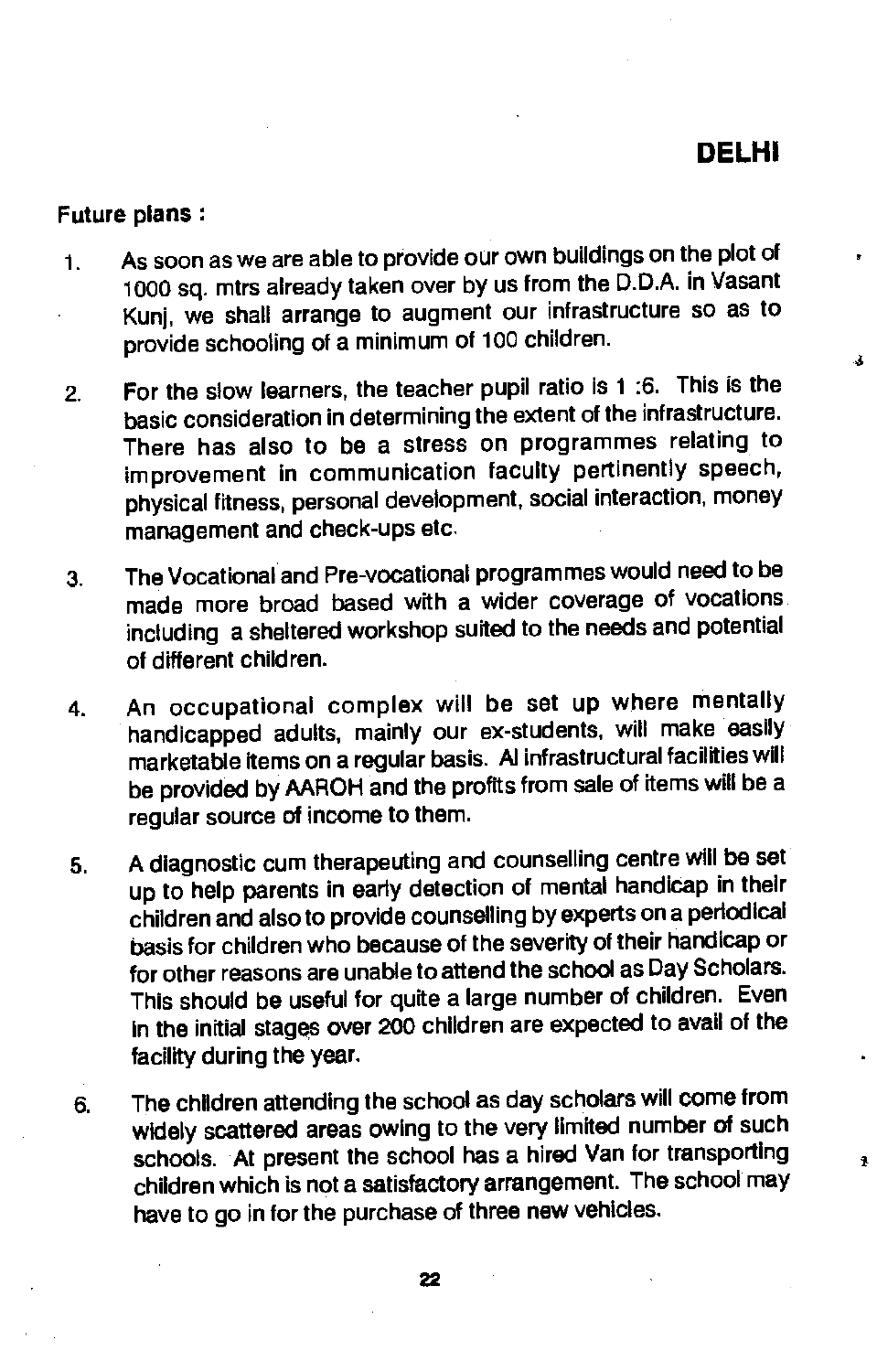## DELHI

**Future plans :**

1. As soon as we are able to provide our own buildings on the plot of 1000 sq. mtrs already taken over by us from the D.D.A. in Vasant Kunj, we shall arrange to augment our infrastructure so as to provide schooling of a minimum of 100 children.

2. For the slow learners, the teacher pupil ratio is 1 :6. This is the basic consideration in determining the extent of the infrastructure. There has also to be a stress on programmes relating to improvement in communication faculty pertinently speech, physical fitness, personal development, social interaction, money management and check-ups etc.

3. The Vocational and Pre-vocational programmes would need to be made more broad based with a wider coverage of vocations including a sheltered workshop suited to the needs and potential of different children.

4. An occupational complex will be set up where mentally handicapped adults, mainly our ex-students, will make easily marketable items on a regular basis. Al infrastructural facilities will be provided by AAROH and the profits from sale of items will be a regular source of income to them.

5. A diagnostic cum therapeuting and counselling centre will be set up to help parents in early detection of mental handicap in their children and also to provide counselling by experts on a periodical basis for children who because of the severity of their handicap or for other reasons are unable to attend the school as Day Scholars. This should be useful for quite a large number of children. Even in the initial stages over 200 children are expected to avail of the facility during the year.

6. The children attending the school as day scholars will come from widely scattered areas owing to the very limited number of such schools. At present the school has a hired Van for transporting children which is not a satisfactory arrangement. The school may have to go in for the purchase of three new vehicles.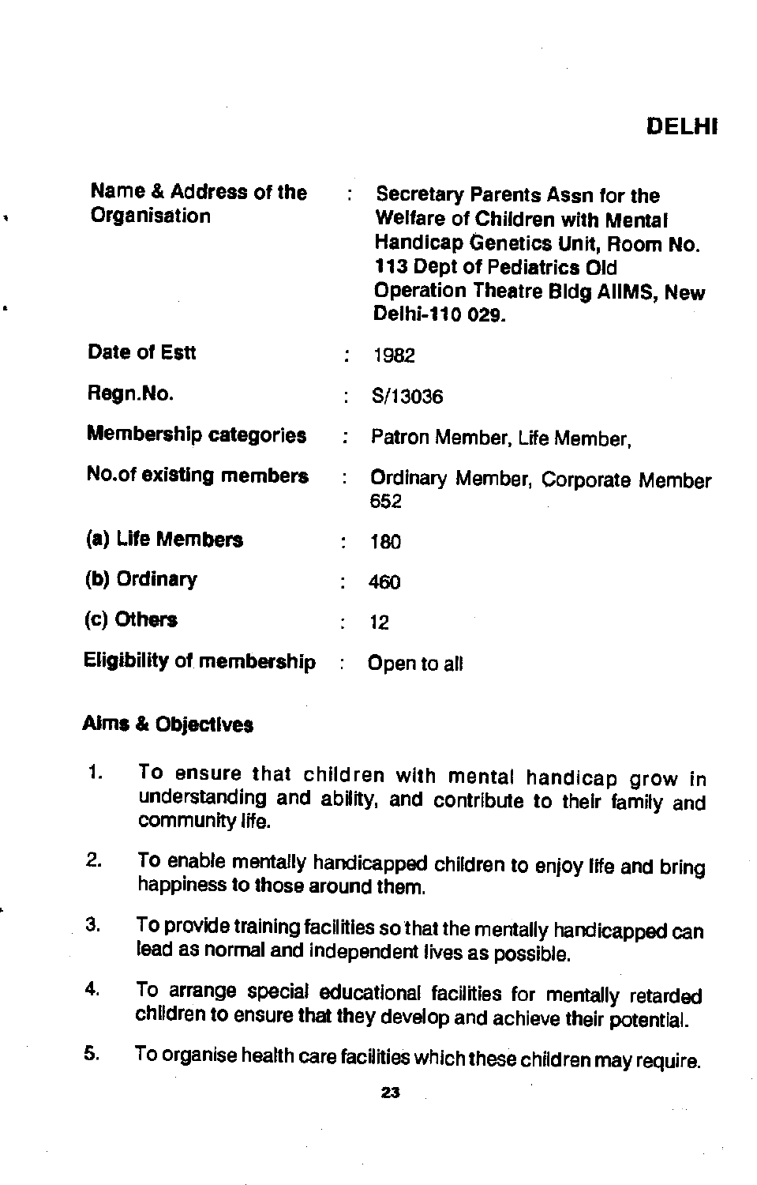## DELHI

| | | |
|---|---|---|
| **Name & Address of the Organisation** | : | **Secretary Parents Assn for the Welfare of Children with Mental Handicap Genetics Unit, Room No. 113 Dept of Pediatrics Old Operation Theatre Bldg AIIMS, New Delhi-110 029.** |
| **Date of Estt** | : | 1982 |
| **Regn.No.** | : | S/13036 |
| **Membership categories** | : | Patron Member, Life Member, |
| **No.of existing members** | : | Ordinary Member, Corporate Member 652 |
| **(a) Life Members** | : | 180 |
| **(b) Ordinary** | : | 460 |
| **(c) Others** | : | 12 |
| **Eligibility of membership** | : | Open to all |

### Aims & Objectives

1. To ensure that children with mental handicap grow in understanding and ability, and contribute to their family and community life.
2. To enable mentally handicapped children to enjoy life and bring happiness to those around them.
3. To provide training facilities so that the mentally handicapped can lead as normal and independent lives as possible.
4. To arrange special educational facilities for mentally retarded children to ensure that they develop and achieve their potential.
5. To organise health care facilities which these children may require.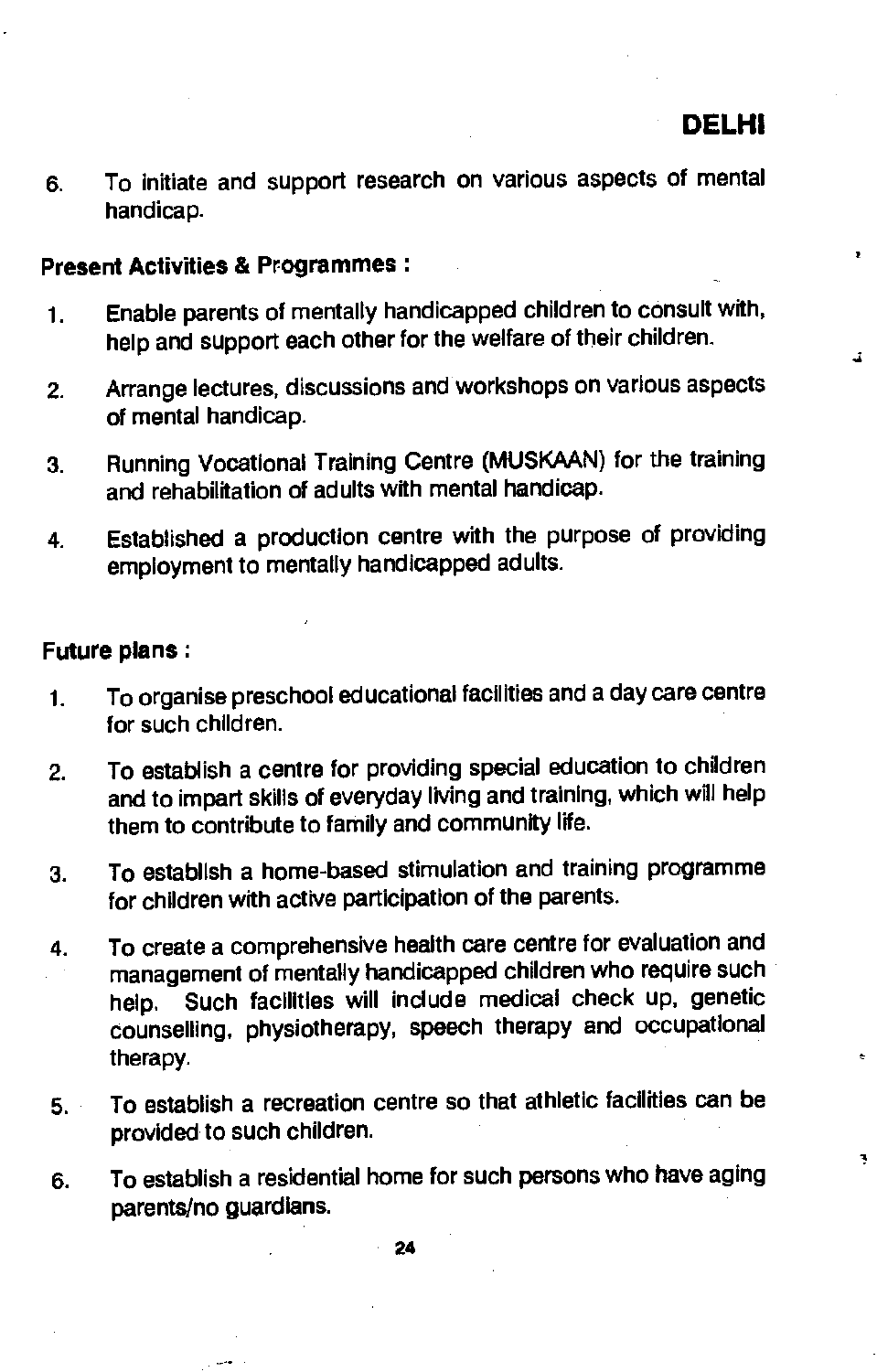6. To initiate and support research on various aspects of mental handicap.

**Present Activities & Programmes :**

1. Enable parents of mentally handicapped children to consult with, help and support each other for the welfare of their children.
2. Arrange lectures, discussions and workshops on various aspects of mental handicap.
3. Running Vocational Training Centre (MUSKAAN) for the training and rehabilitation of adults with mental handicap.
4. Established a production centre with the purpose of providing employment to mentally handicapped adults.

**Future plans :**

1. To organise preschool educational facilities and a day care centre for such children.
2. To establish a centre for providing special education to children and to impart skills of everyday living and training, which will help them to contribute to family and community life.
3. To establish a home-based stimulation and training programme for children with active participation of the parents.
4. To create a comprehensive health care centre for evaluation and management of mentally handicapped children who require such help. Such facilities will include medical check up, genetic counselling, physiotherapy, speech therapy and occupational therapy.
5. To establish a recreation centre so that athletic facilities can be provided to such children.
6. To establish a residential home for such persons who have aging parents/no guardians.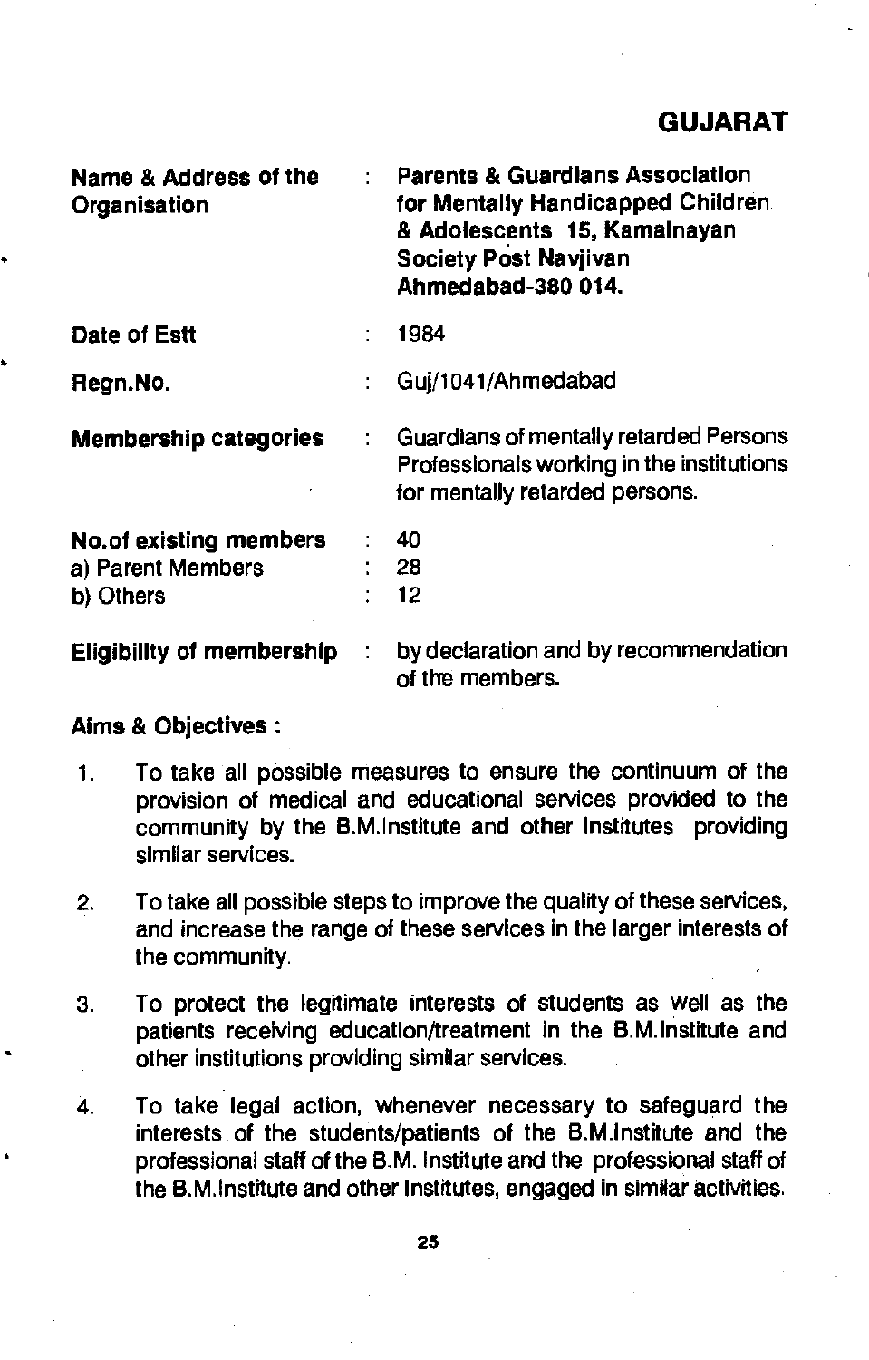## GUJARAT

| | | |
|---|---|---|
| **Name & Address of the Organisation** | : | **Parents & Guardians Association for Mentally Handicapped Children & Adolescents 15, Kamalnayan Society Post Navjivan Ahmedabad-380 014.** |
| **Date of Estt** | : | 1984 |
| **Regn.No.** | : | Guj/1041/Ahmedabad |
| **Membership categories** | : | Guardians of mentally retarded Persons Professionals working in the institutions for mentally retarded persons. |
| **No.of existing members** | : | 40 |
| a) Parent Members | : | 28 |
| b) Others | : | 12 |
| **Eligibility of membership** | : | by declaration and by recommendation of the members. |

**Aims & Objectives :**

1. To take all possible measures to ensure the continuum of the provision of medical and educational services provided to the community by the B.M.Institute and other Institutes providing similar services.

2. To take all possible steps to improve the quality of these services, and increase the range of these services in the larger interests of the community.

3. To protect the legitimate interests of students as well as the patients receiving education/treatment in the B.M.Institute and other institutions providing similar services.

4. To take legal action, whenever necessary to safeguard the interests of the students/patients of the B.M.Institute and the professional staff of the B.M. Institute and the professional staff of the B.M.Institute and other Institutes, engaged in similar activities.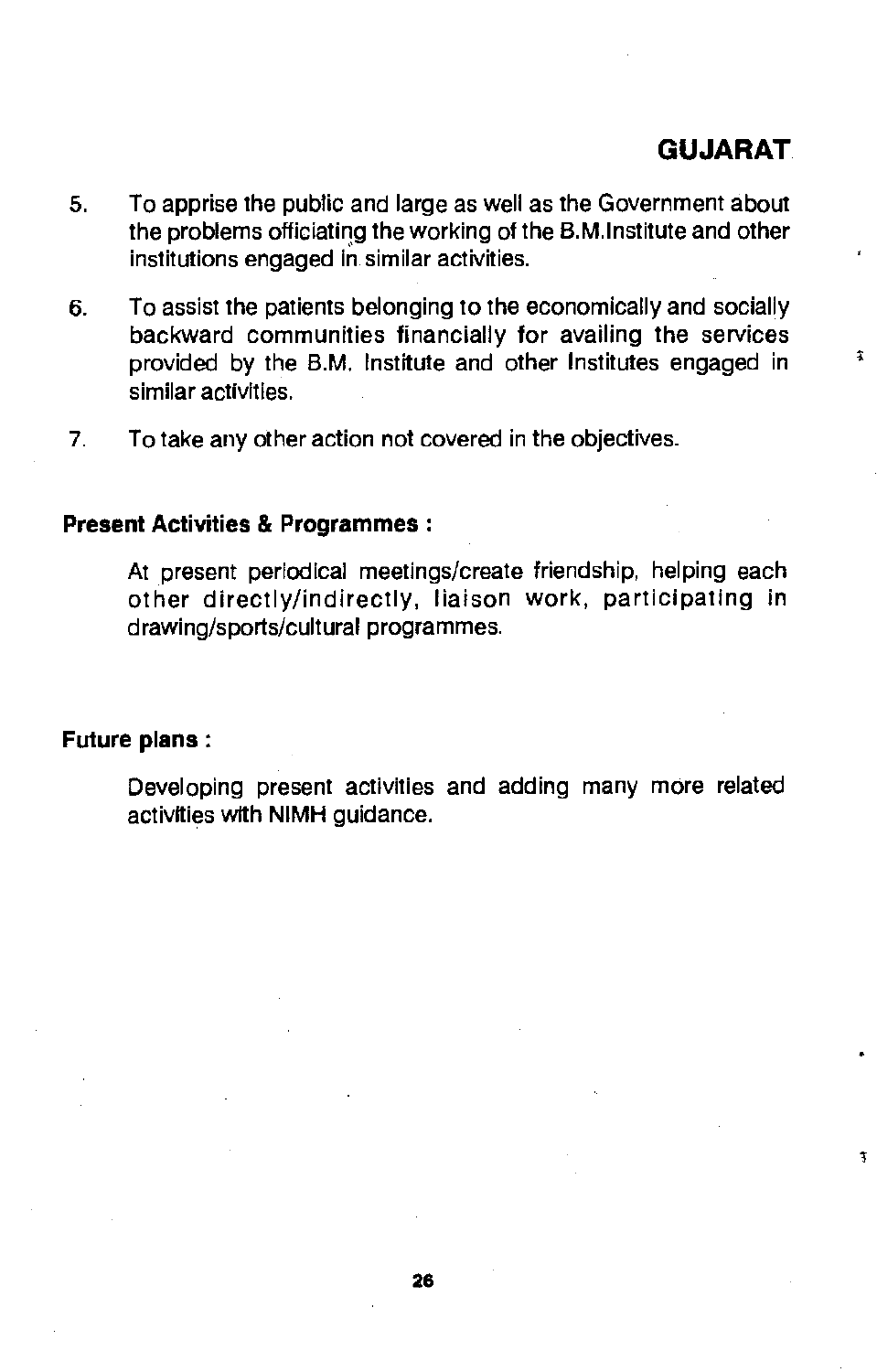5. To apprise the public and large as well as the Government about the problems officiating the working of the B.M.Institute and other institutions engaged in similar activities.

6. To assist the patients belonging to the economically and socially backward communities financially for availing the services provided by the B.M. Institute and other Institutes engaged in similar activities.

7. To take any other action not covered in the objectives.

**Present Activities & Programmes :**

At present periodical meetings/create friendship, helping each other directly/indirectly, liaison work, participating in drawing/sports/cultural programmes.

**Future plans :**

Developing present activities and adding many more related activities with NIMH guidance.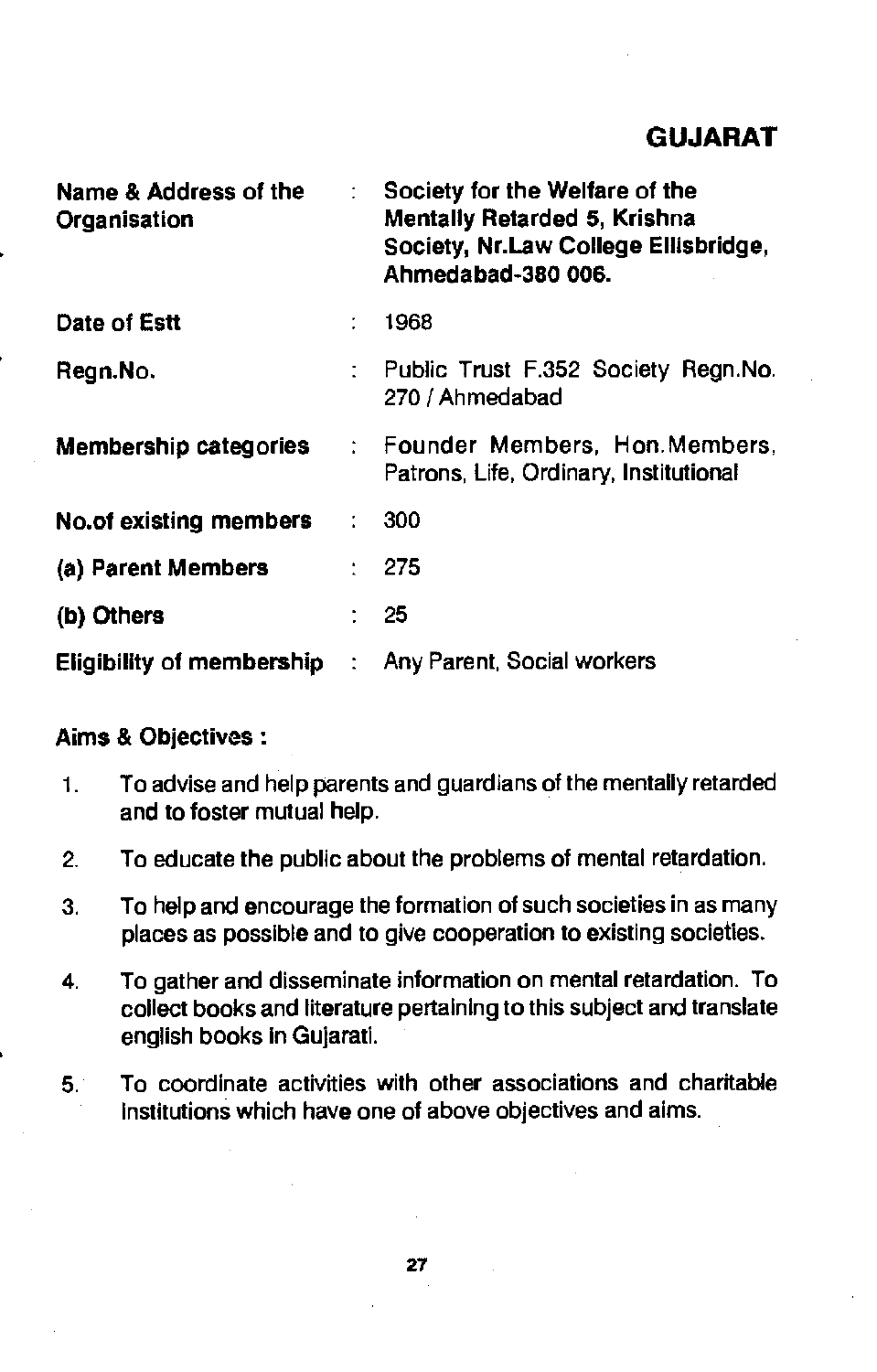## GUJARAT

| | | |
|---|---|---|
| **Name & Address of the Organisation** | : | **Society for the Welfare of the Mentally Retarded 5, Krishna Society, Nr.Law College Ellisbridge, Ahmedabad-380 006.** |
| **Date of Estt** | : | 1968 |
| **Regn.No.** | : | Public Trust F.352 Society Regn.No. 270 / Ahmedabad |
| **Membership categories** | : | Founder Members, Hon.Members, Patrons, Life, Ordinary, Institutional |
| **No.of existing members** | : | 300 |
| **(a) Parent Members** | : | 275 |
| **(b) Others** | : | 25 |
| **Eligibility of membership** | : | Any Parent, Social workers |

**Aims & Objectives :**

1. To advise and help parents and guardians of the mentally retarded and to foster mutual help.
2. To educate the public about the problems of mental retardation.
3. To help and encourage the formation of such societies in as many places as possible and to give cooperation to existing societies.
4. To gather and disseminate information on mental retardation. To collect books and literature pertaining to this subject and translate english books in Gujarati.
5. To coordinate activities with other associations and charitable institutions which have one of above objectives and aims.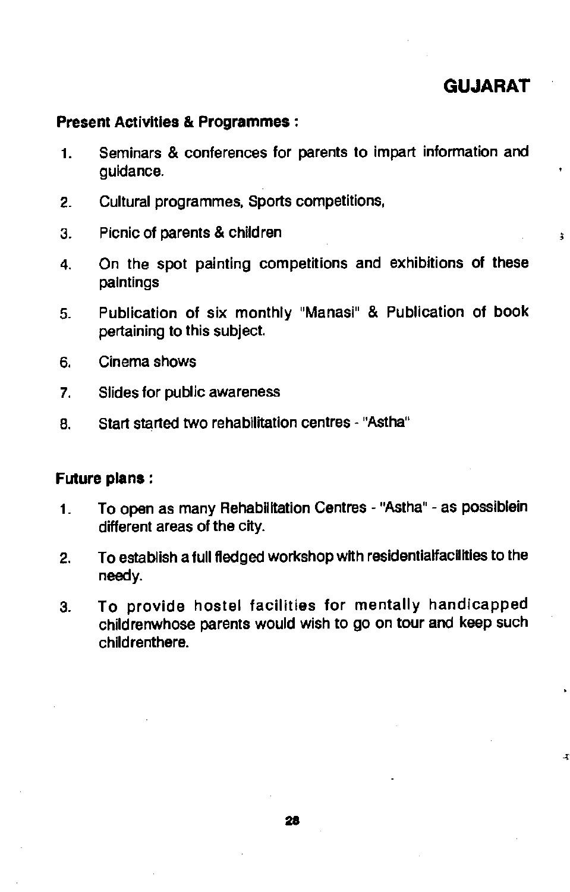## GUJARAT

**Present Activities & Programmes :**

1. Seminars & conferences for parents to impart information and guidance.
2. Cultural programmes, Sports competitions,
3. Picnic of parents & children
4. On the spot painting competitions and exhibitions of these paintings
5. Publication of six monthly "Manasi" & Publication of book pertaining to this subject.
6. Cinema shows
7. Slides for public awareness
8. Start started two rehabilitation centres - "Astha"

**Future plans :**

1. To open as many Rehabilitation Centres - "Astha" - as possiblein different areas of the city.
2. To establish a full fledged workshop with residentialfacilities to the needy.
3. To provide hostel facilities for mentally handicapped childrenwhose parents would wish to go on tour and keep such childrenthere.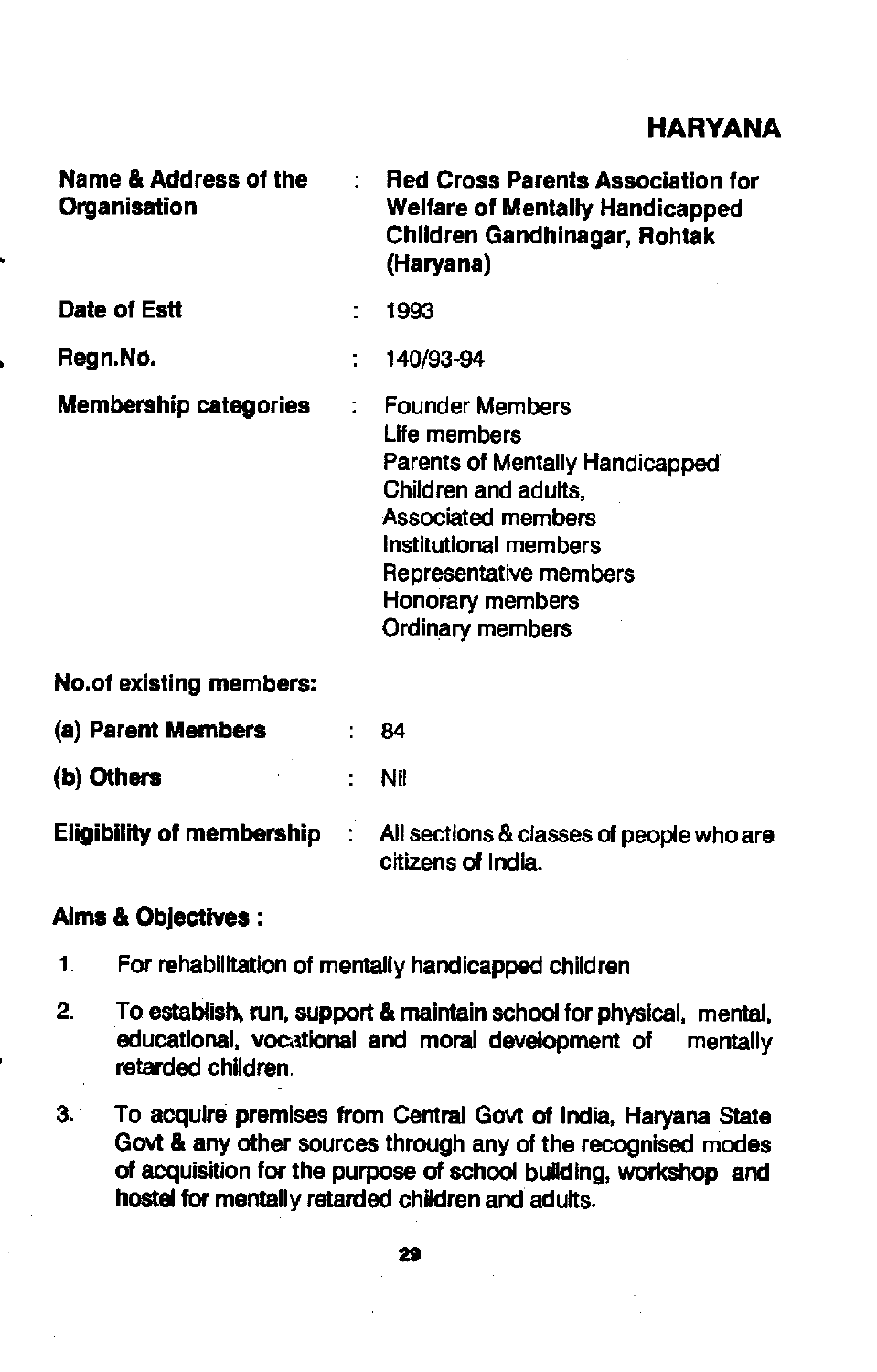## HARYANA

| | | |
|---|---|---|
| **Name & Address of the Organisation** | : | **Red Cross Parents Association for Welfare of Mentally Handicapped Children Gandhinagar, Rohtak (Haryana)** |
| **Date of Estt** | : | 1993 |
| **Regn.No.** | : | 140/93-94 |
| **Membership categories** | : | Founder Members<br>Life members<br>Parents of Mentally Handicapped Children and adults,<br>Associated members<br>Institutional members<br>Representative members<br>Honorary members<br>Ordinary members |

**No.of existing members:**

| | | |
|---|---|---|
| **(a) Parent Members** | : | 84 |
| **(b) Others** | : | Nil |
| **Eligibility of membership** | : | All sections & classes of people who are citizens of India. |

**Aims & Objectives :**

1. For rehabilitation of mentally handicapped children
2. To establish, run, support & maintain school for physical, mental, educational, vocational and moral development of mentally retarded children.
3. To acquire premises from Central Govt of India, Haryana State Govt & any other sources through any of the recognised modes of acquisition for the purpose of school building, workshop and hostel for mentally retarded children and adults.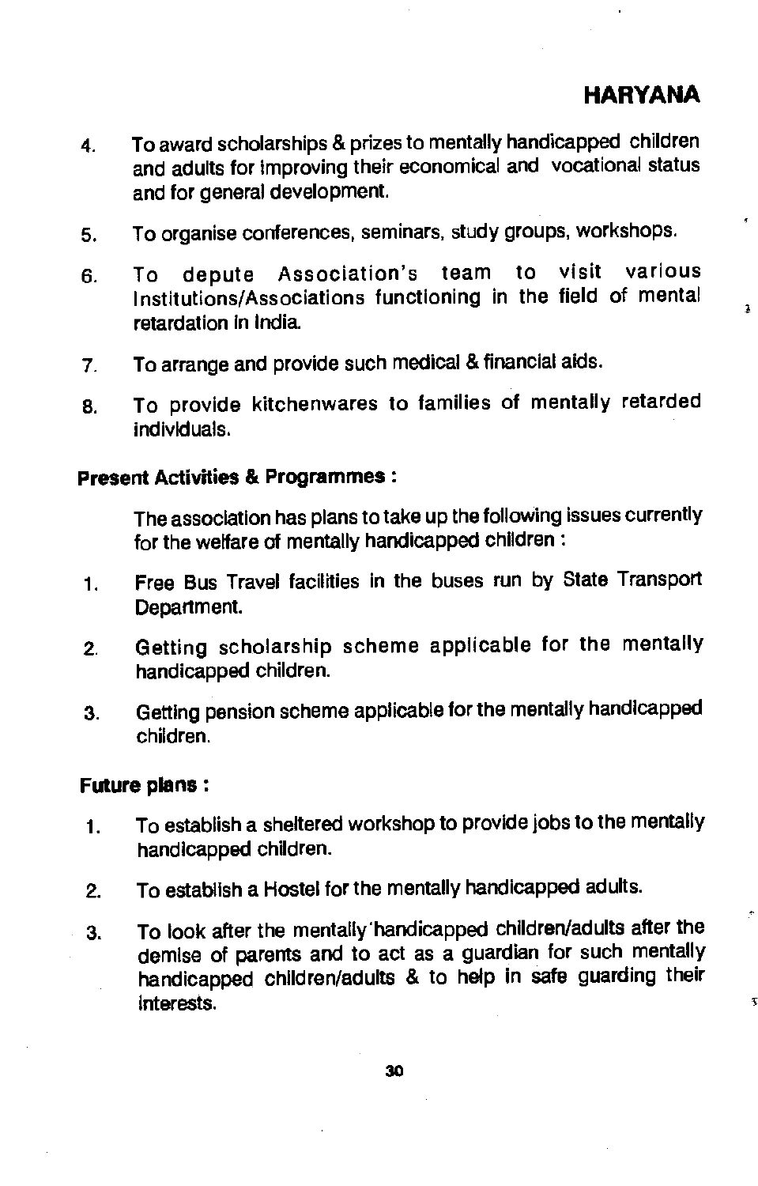4. To award scholarships & prizes to mentally handicapped children and adults for improving their economical and vocational status and for general development.

5. To organise conferences, seminars, study groups, workshops.

6. To depute Association's team to visit various Institutions/Associations functioning in the field of mental retardation in India.

7. To arrange and provide such medical & financial aids.

8. To provide kitchenwares to families of mentally retarded individuals.

**Present Activities & Programmes :**

The association has plans to take up the following issues currently for the welfare of mentally handicapped children :

1. Free Bus Travel facilities in the buses run by State Transport Department.

2. Getting scholarship scheme applicable for the mentally handicapped children.

3. Getting pension scheme applicable for the mentally handicapped children.

**Future plans :**

1. To establish a sheltered workshop to provide jobs to the mentally handicapped children.

2. To establish a Hostel for the mentally handicapped adults.

3. To look after the mentally handicapped children/adults after the demise of parents and to act as a guardian for such mentally handicapped children/adults & to help in safe guarding their interests.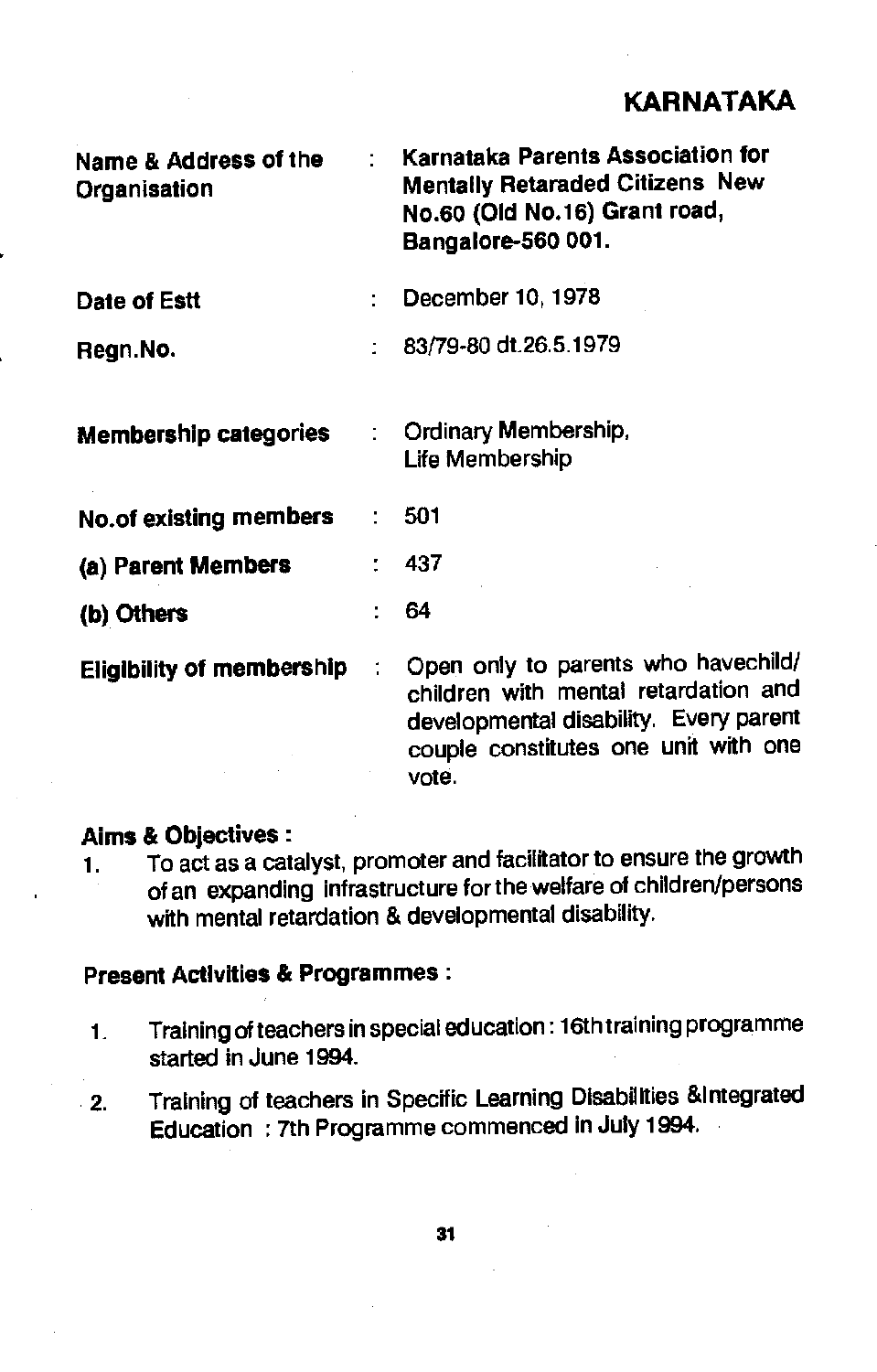## KARNATAKA

| | | |
|---|---|---|
| **Name & Address of the Organisation** | : | **Karnataka Parents Association for Mentally Retaraded Citizens New No.60 (Old No.16) Grant road, Bangalore-560 001.** |
| **Date of Estt** | : | December 10, 1978 |
| **Regn.No.** | : | 83/79-80 dt.26.5.1979 |
| **Membership categories** | : | Ordinary Membership, Life Membership |
| **No.of existing members** | : | 501 |
| **(a) Parent Members** | : | 437 |
| **(b) Others** | : | 64 |
| **Eligibility of membership** | : | Open only to parents who havechild/ children with mental retardation and developmental disability. Every parent couple constitutes one unit with one vote. |

**Aims & Objectives :**

1. To act as a catalyst, promoter and facilitator to ensure the growth of an expanding infrastructure for the welfare of children/persons with mental retardation & developmental disability.

**Present Activities & Programmes :**

1. Training of teachers in special education : 16th training programme started in June 1994.
2. Training of teachers in Specific Learning Disabilities &Integrated Education : 7th Programme commenced in July 1994.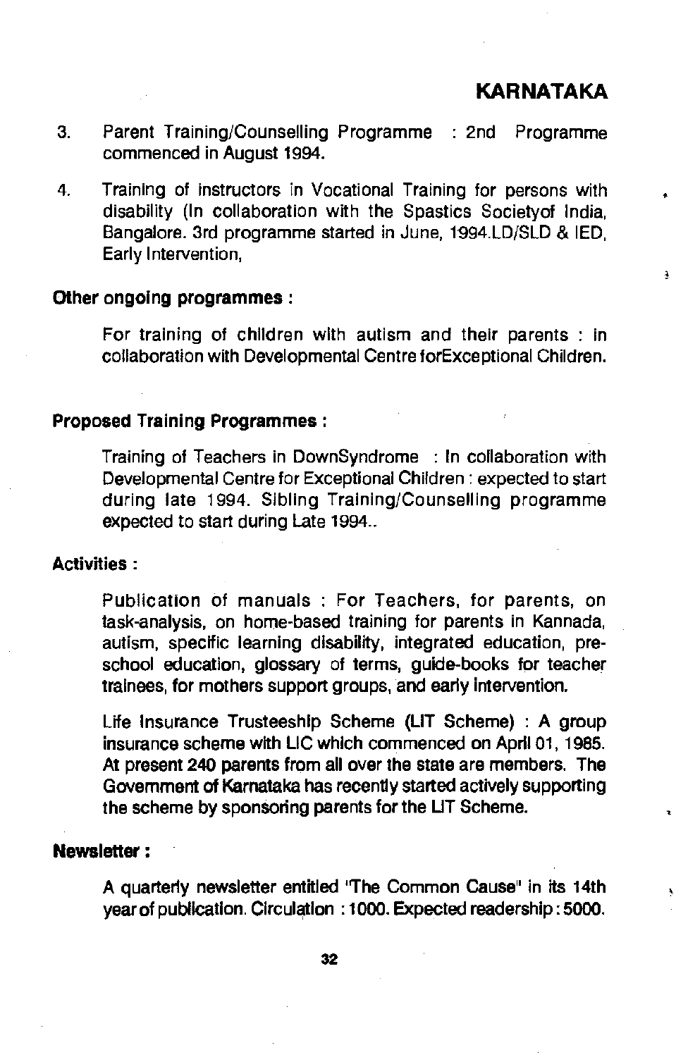## KARNATAKA

3. Parent Training/Counselling Programme : 2nd Programme commenced in August 1994.

4. Training of instructors in Vocational Training for persons with disability (In collaboration with the Spastics Societyof India, Bangalore. 3rd programme started in June, 1994.LD/SLD & IED, Early Intervention,

**Other ongoing programmes :**

For training of children with autism and their parents : in collaboration with Developmental Centre forExceptional Children.

**Proposed Training Programmes :**

Training of Teachers in DownSyndrome : In collaboration with Developmental Centre for Exceptional Children : expected to start during late 1994. Sibling Training/Counselling programme expected to start during Late 1994..

**Activities :**

Publication of manuals : For Teachers, for parents, on task-analysis, on home-based training for parents in Kannada, autism, specific learning disability, integrated education, pre-school education, glossary of terms, guide-books for teacher trainees, for mothers support groups, and early intervention.

Life Insurance Trusteeship Scheme (LIT Scheme) : A group insurance scheme with LIC which commenced on April 01, 1985. At present 240 parents from all over the state are members. The Government of Karnataka has recently started actively supporting the scheme by sponsoring parents for the LIT Scheme.

**Newsletter :**

A quarterly newsletter entitled "The Common Cause" in its 14th year of publication. Circulation : 1000. Expected readership : 5000.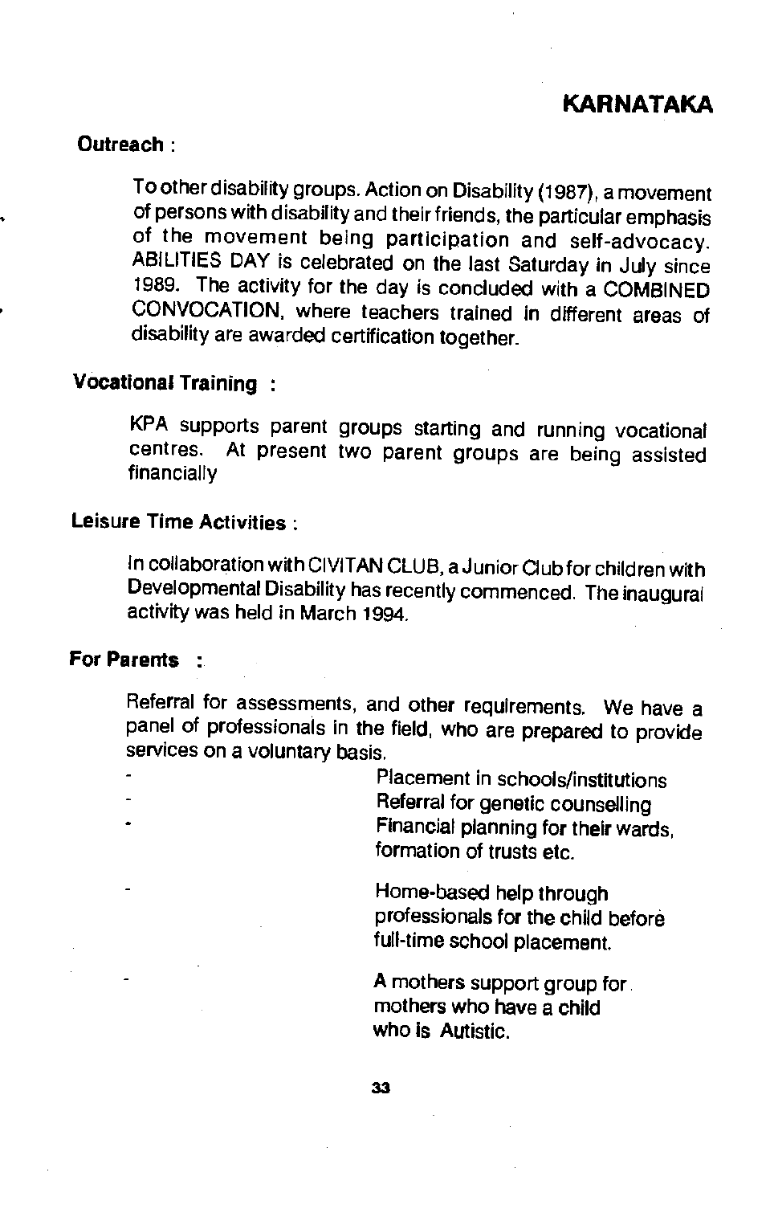## KARNATAKA

**Outreach :**

To other disability groups. Action on Disability (1987), a movement of persons with disability and their friends, the particular emphasis of the movement being participation and self-advocacy. ABILITIES DAY is celebrated on the last Saturday in July since 1989. The activity for the day is concluded with a COMBINED CONVOCATION, where teachers trained in different areas of disability are awarded certification together.

**Vocational Training :**

KPA supports parent groups starting and running vocational centres. At present two parent groups are being assisted financially

**Leisure Time Activities :**

In collaboration with CIVITAN CLUB, a Junior Club for children with Developmental Disability has recently commenced. The inaugural activity was held in March 1994.

**For Parents :**

Referral for assessments, and other requirements. We have a panel of professionals in the field, who are prepared to provide services on a voluntary basis.

- Placement in schools/institutions
- Referral for genetic counselling
- Financial planning for their wards, formation of trusts etc.
- Home-based help through professionals for the child before full-time school placement.
- A mothers support group for mothers who have a child who is Autistic.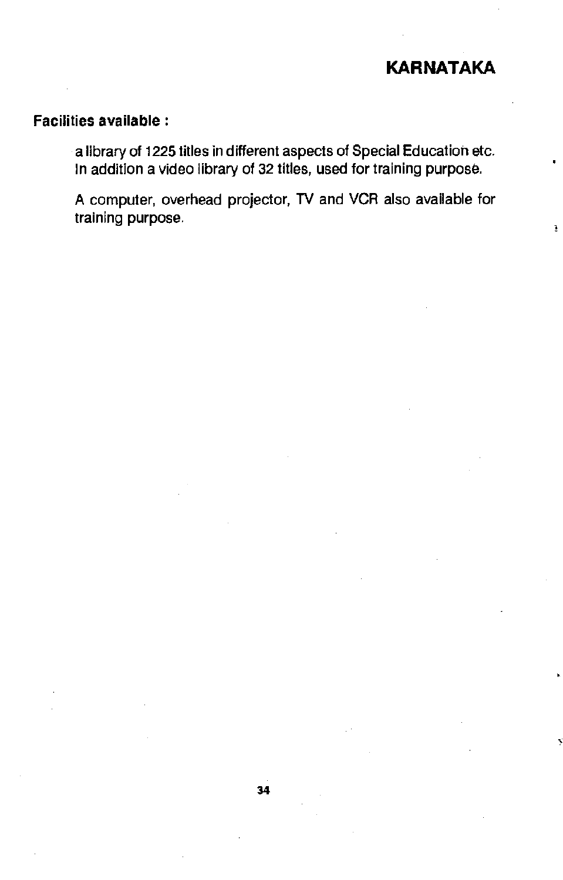# KARNATAKA

**Facilities available :**

a library of 1225 titles in different aspects of Special Education etc. In addition a video library of 32 titles, used for training purpose.

A computer, overhead projector, TV and VCR also available for training purpose.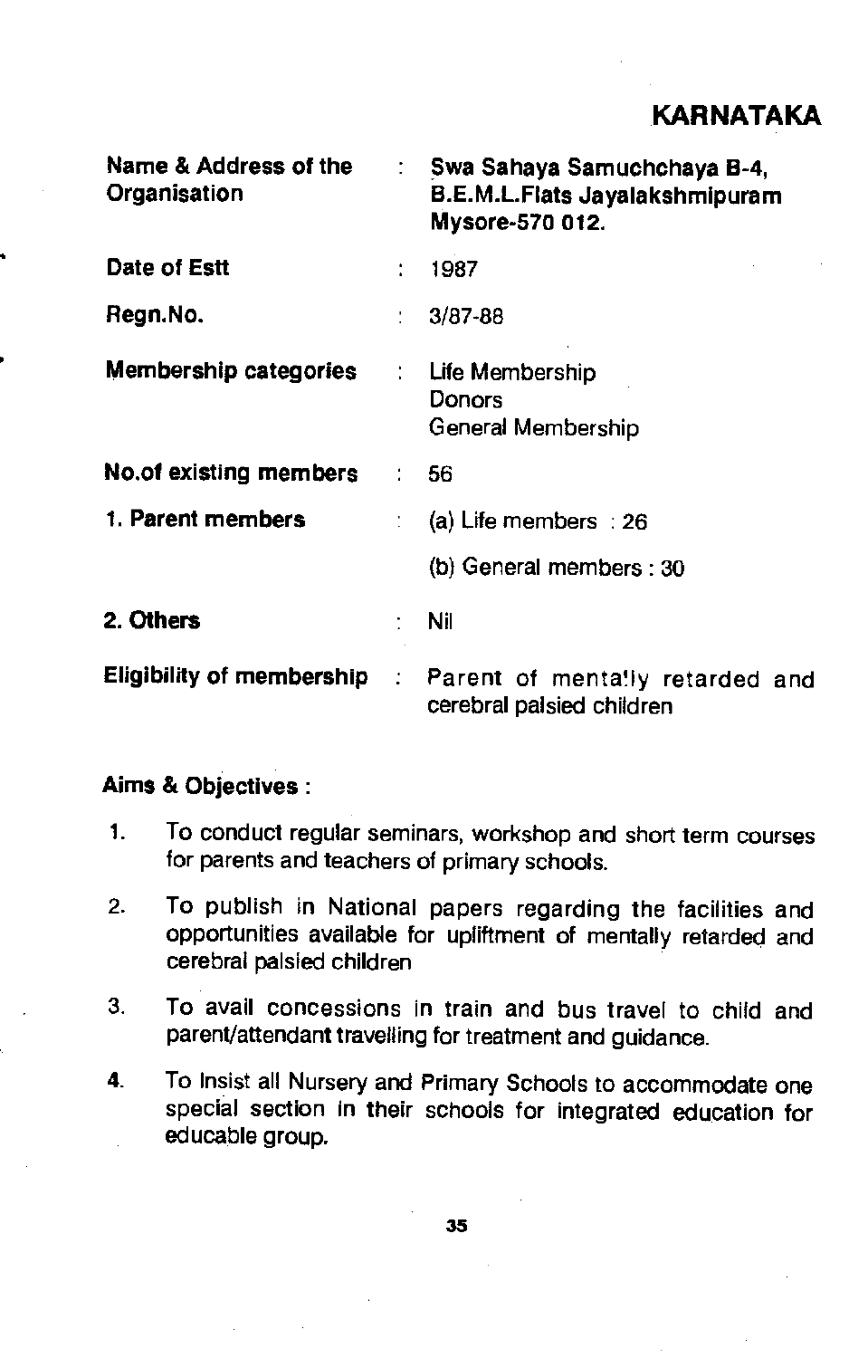## KARNATAKA

| | | |
|---|---|---|
| **Name & Address of the Organisation** | : | **Swa Sahaya Samuchchaya B-4, B.E.M.L.Flats Jayalakshmipuram Mysore-570 012.** |
| **Date of Estt** | : | 1987 |
| **Regn.No.** | : | 3/87-88 |
| **Membership categories** | : | Life Membership<br>Donors<br>General Membership |
| **No.of existing members** | : | 56 |
| **1. Parent members** | : | (a) Life members : 26<br>(b) General members : 30 |
| **2. Others** | : | Nil |
| **Eligibility of membership** | : | Parent of mentally retarded and cerebral palsied children |

**Aims & Objectives :**

1. To conduct regular seminars, workshop and short term courses for parents and teachers of primary schools.
2. To publish in National papers regarding the facilities and opportunities available for upliftment of mentally retarded and cerebral palsied children
3. To avail concessions in train and bus travel to child and parent/attendant travelling for treatment and guidance.
4. To Insist all Nursery and Primary Schools to accommodate one special section in their schools for integrated education for educable group.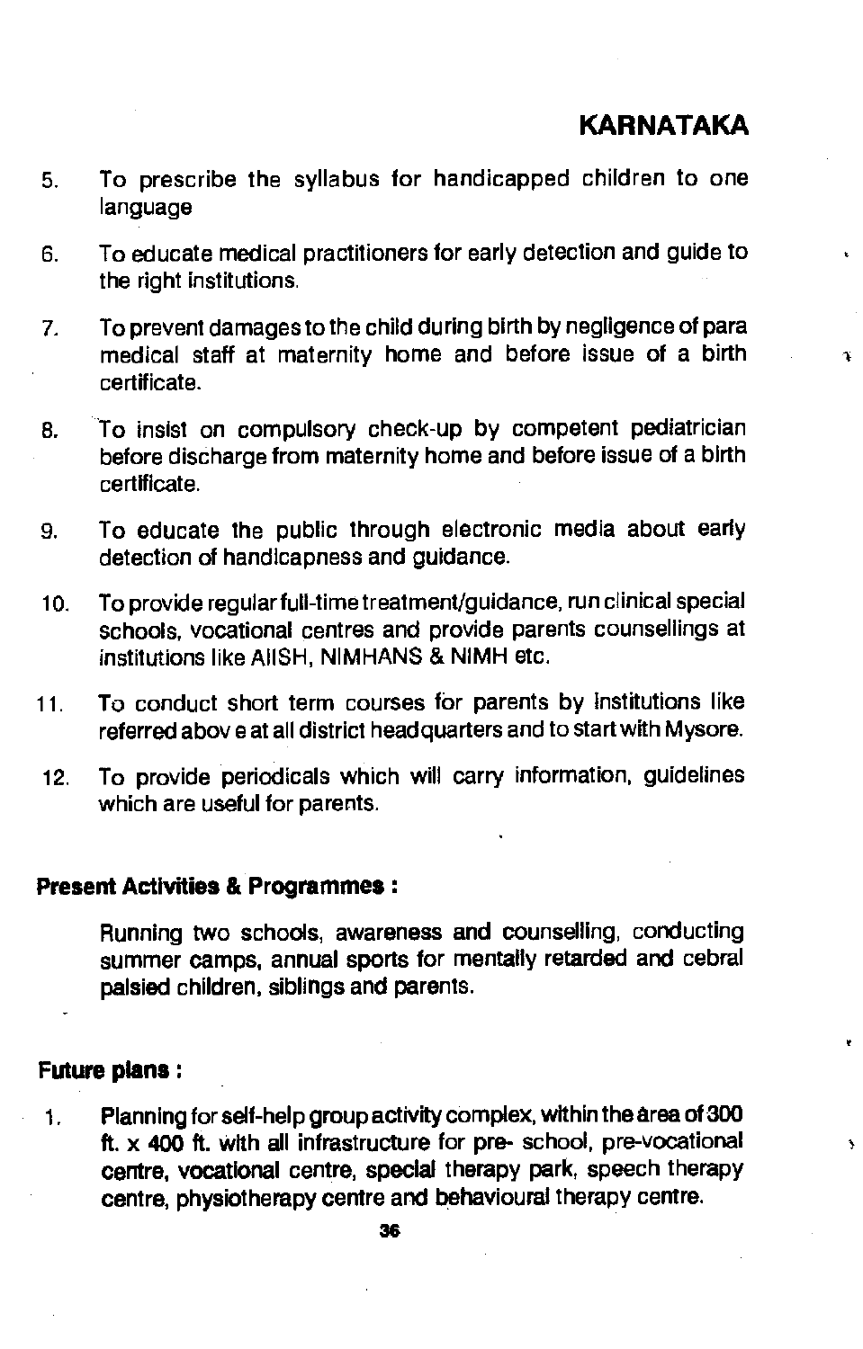5. To prescribe the syllabus for handicapped children to one language

6. To educate medical practitioners for early detection and guide to the right institutions.

7. To prevent damages to the child during birth by negligence of para medical staff at maternity home and before issue of a birth certificate.

8. To insist on compulsory check-up by competent pediatrician before discharge from maternity home and before issue of a birth certificate.

9. To educate the public through electronic media about early detection of handicapness and guidance.

10. To provide regular full-time treatment/guidance, run clinical special schools, vocational centres and provide parents counsellings at institutions like AIISH, NIMHANS & NIMH etc.

11. To conduct short term courses for parents by Institutions like referred abov e at all district headquarters and to start with Mysore.

12. To provide periodicals which will carry information, guidelines which are useful for parents.

**Present Activities & Programmes :**

Running two schools, awareness and counselling, conducting summer camps, annual sports for mentally retarded and cebral palsied children, siblings and parents.

**Future plans :**

1. Planning for self-help group activity complex, within the area of 300 ft. x 400 ft. with all infrastructure for pre- school, pre-vocational centre, vocational centre, special therapy park, speech therapy centre, physiotherapy centre and behavioural therapy centre.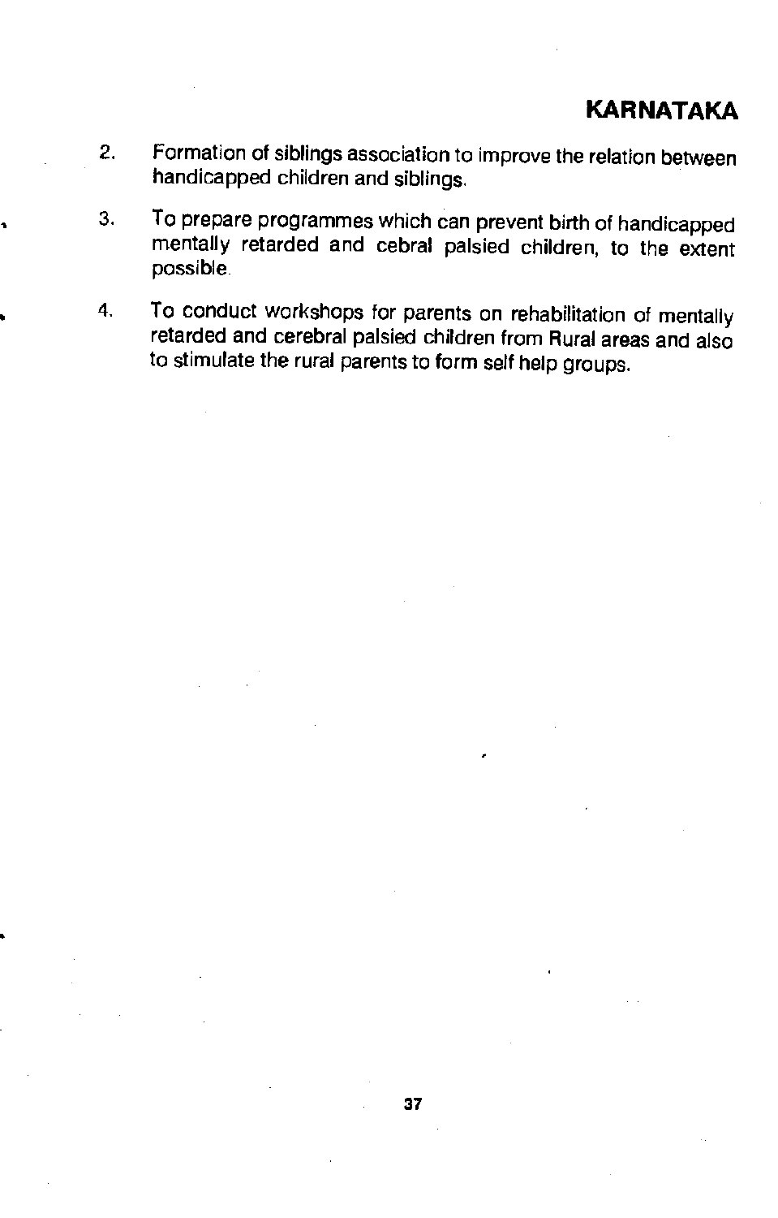2. Formation of siblings association to improve the relation between handicapped children and siblings.

3. To prepare programmes which can prevent birth of handicapped mentally retarded and cebral palsied children, to the extent possible.

4. To conduct workshops for parents on rehabilitation of mentally retarded and cerebral palsied children from Rural areas and also to stimulate the rural parents to form self help groups.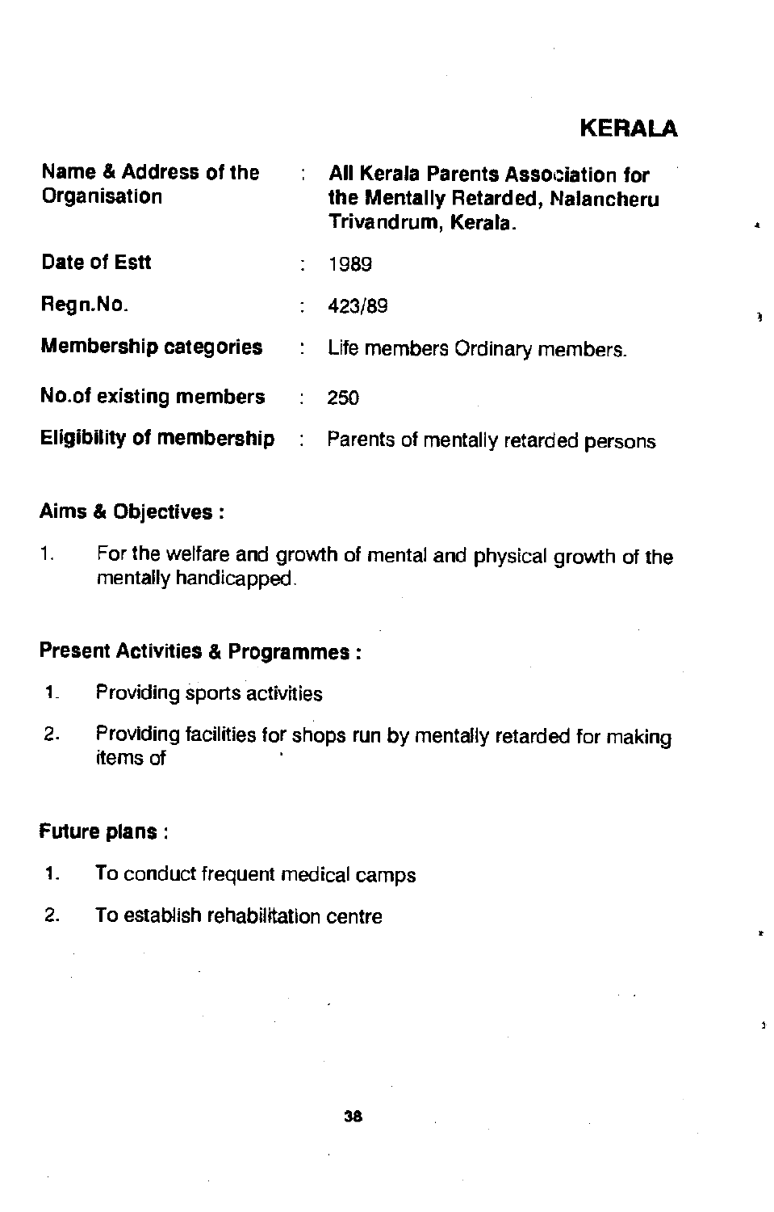## KERALA

| | | |
|---|---|---|
| **Name & Address of the Organisation** | : | **All Kerala Parents Association for the Mentally Retarded, Nalancheru Trivandrum, Kerala.** |
| **Date of Estt** | : | 1989 |
| **Regn.No.** | : | 423/89 |
| **Membership categories** | : | Life members Ordinary members. |
| **No.of existing members** | : | 250 |
| **Eligibility of membership** | : | Parents of mentally retarded persons |

**Aims & Objectives :**

1. For the welfare and growth of mental and physical growth of the mentally handicapped.

**Present Activities & Programmes :**

1. Providing sports activities
2. Providing facilities for shops run by mentally retarded for making items of

**Future plans :**

1. To conduct frequent medical camps
2. To establish rehabilitation centre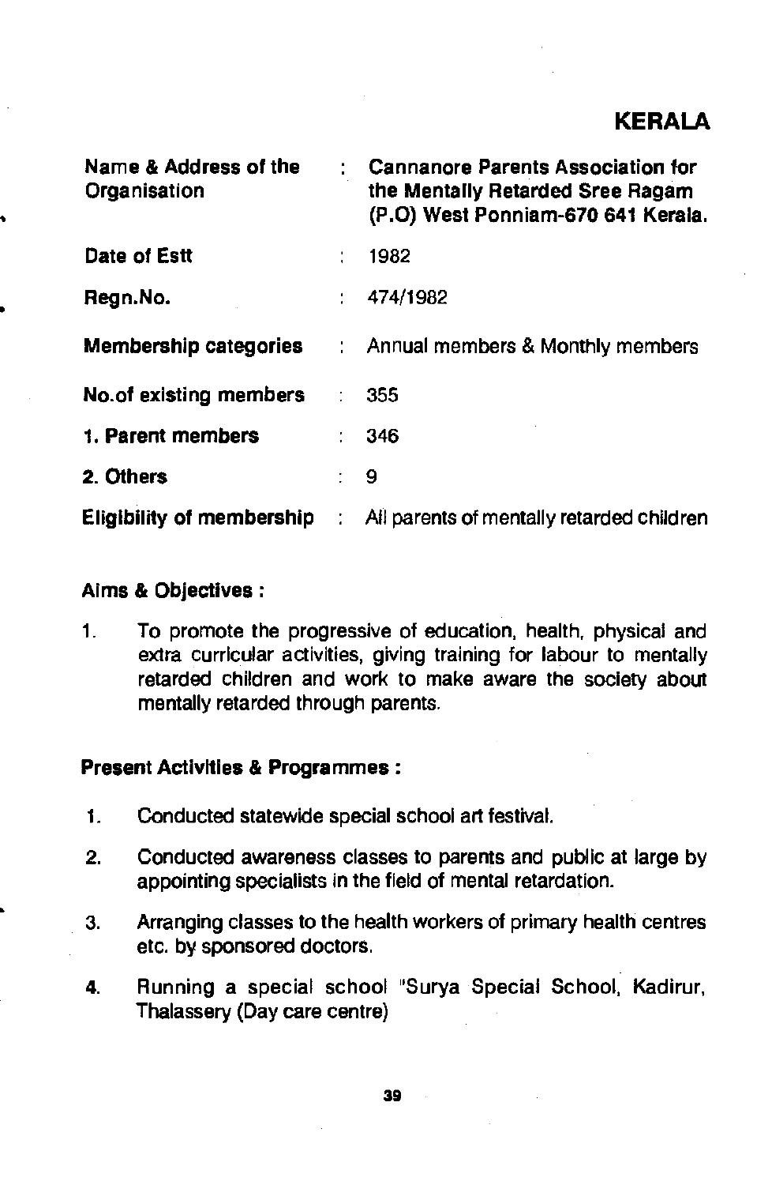## KERALA

| | | |
|---|---|---|
| **Name & Address of the Organisation** | : | **Cannanore Parents Association for the Mentally Retarded Sree Ragam (P.O) West Ponniam-670 641 Kerala.** |
| **Date of Estt** | : | 1982 |
| **Regn.No.** | : | 474/1982 |
| **Membership categories** | : | Annual members & Monthly members |
| **No.of existing members** | : | 355 |
| **1. Parent members** | : | 346 |
| **2. Others** | : | 9 |
| **Eligibility of membership** | : | All parents of mentally retarded children |

**Aims & Objectives :**

1. To promote the progressive of education, health, physical and extra curricular activities, giving training for labour to mentally retarded children and work to make aware the society about mentally retarded through parents.

**Present Activities & Programmes :**

1. Conducted statewide special school art festival.
2. Conducted awareness classes to parents and public at large by appointing specialists in the field of mental retardation.
3. Arranging classes to the health workers of primary health centres etc. by sponsored doctors.
4. Running a special school "Surya Special School, Kadirur, Thalassery (Day care centre)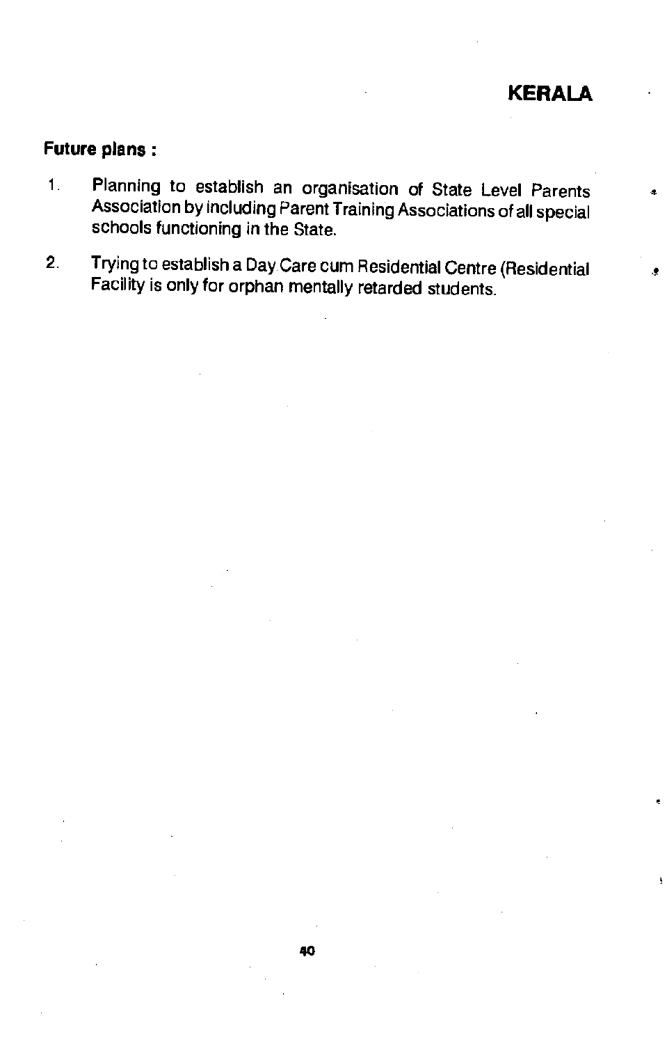# KERALA

**Future plans :**

1. Planning to establish an organisation of State Level Parents Association by including Parent Training Associations of all special schools functioning in the State.

2. Trying to establish a Day Care cum Residential Centre (Residential Facility is only for orphan mentally retarded students.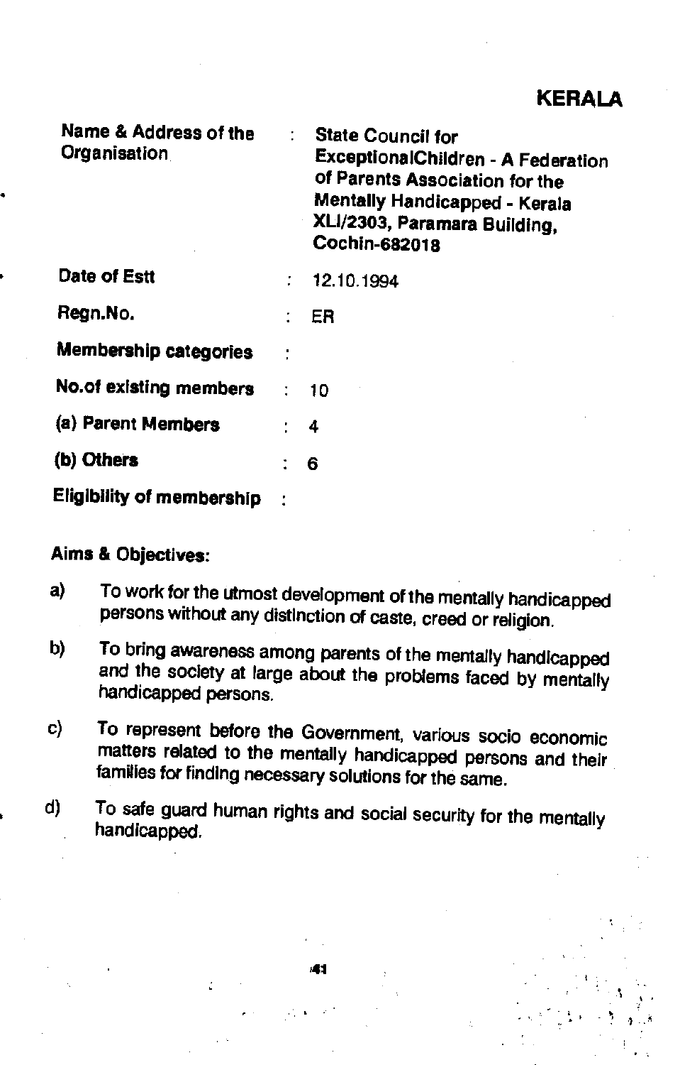## KERALA

| | | |
|---|---|---|
| **Name & Address of the Organisation** | : | **State Council for ExceptionalChildren - A Federation of Parents Association for the Mentally Handicapped - Kerala XLI/2303, Paramara Building, Cochin-682018** |
| **Date of Estt** | : | 12.10.1994 |
| **Regn.No.** | : | ER |
| **Membership categories** | : | |
| **No.of existing members** | : | 10 |
| **(a) Parent Members** | : | 4 |
| **(b) Others** | : | 6 |
| **Eligibility of membership** | : | |

**Aims & Objectives:**

a) To work for the utmost development of the mentally handicapped persons without any distinction of caste, creed or religion.

b) To bring awareness among parents of the mentally handicapped and the society at large about the problems faced by mentally handicapped persons.

c) To represent before the Government, various socio economic matters related to the mentally handicapped persons and their families for finding necessary solutions for the same.

d) To safe guard human rights and social security for the mentally handicapped.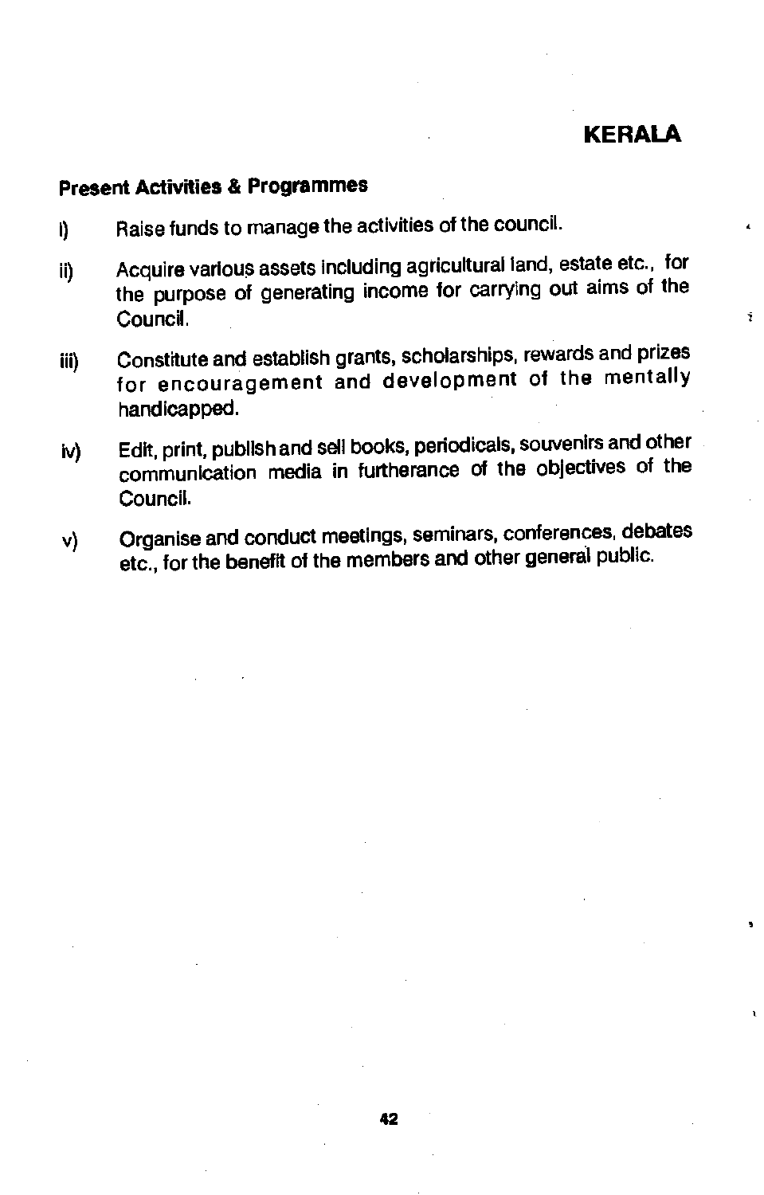## KERALA

**Present Activities & Programmes**

i) Raise funds to manage the activities of the council.

ii) Acquire various assets including agricultural land, estate etc., for the purpose of generating income for carrying out aims of the Council.

iii) Constitute and establish grants, scholarships, rewards and prizes for encouragement and development of the mentally handicapped.

iv) Edit, print, publish and sell books, periodicals, souvenirs and other communication media in furtherance of the objectives of the Council.

v) Organise and conduct meetings, seminars, conferences, debates etc., for the benefit of the members and other general public.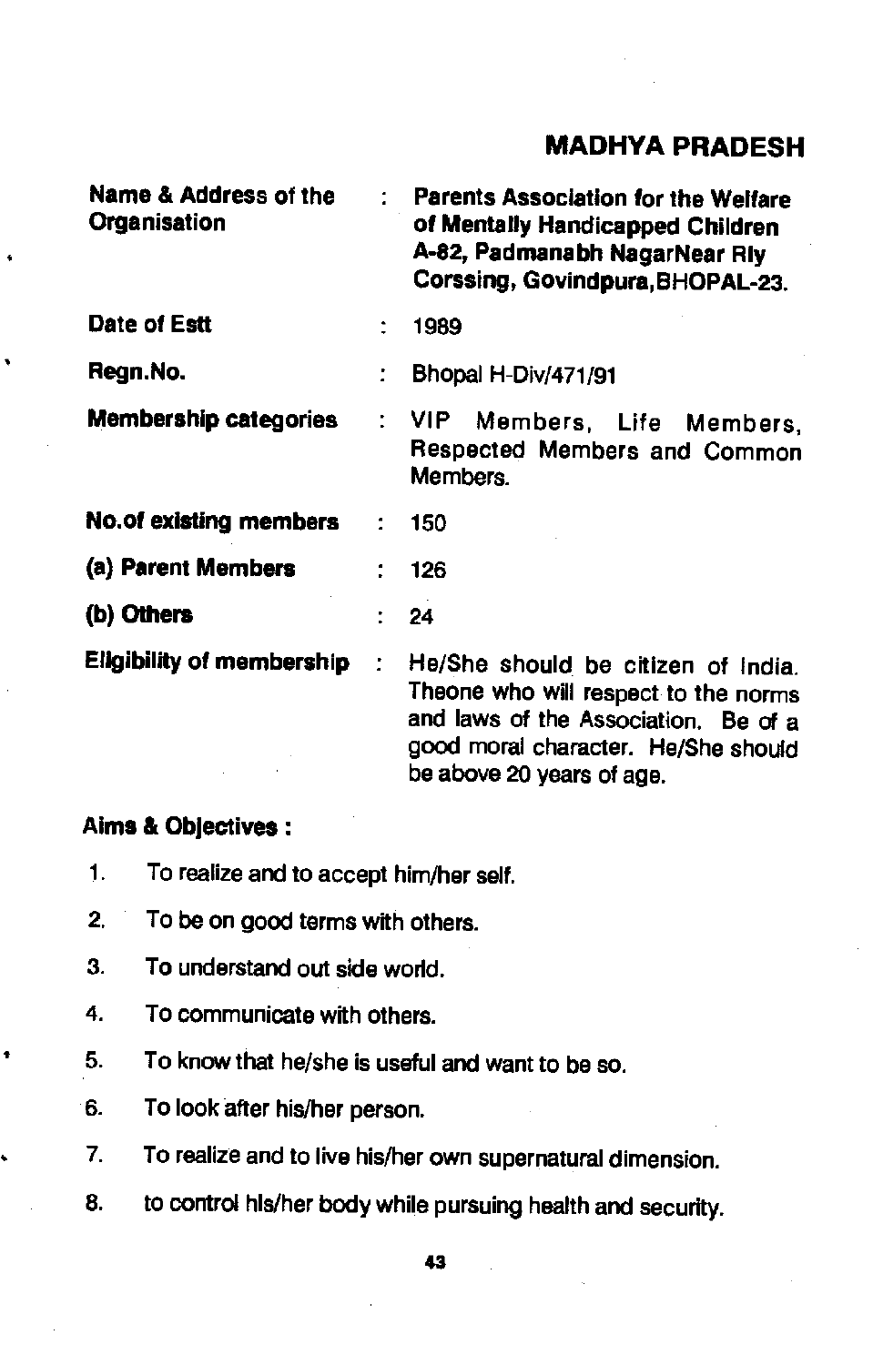## MADHYA PRADESH

| | | |
|---|---|---|
| **Name & Address of the Organisation** | : | **Parents Association for the Welfare of Mentally Handicapped Children A-82, Padmanabh NagarNear Rly Corssing, Govindpura,BHOPAL-23.** |
| **Date of Estt** | : | 1989 |
| **Regn.No.** | : | Bhopal H-Div/471/91 |
| **Membership categories** | : | VIP Members, Life Members, Respected Members and Common Members. |
| **No.of existing members** | : | 150 |
| **(a) Parent Members** | : | 126 |
| **(b) Others** | : | 24 |
| **Eligibility of membership** | : | He/She should be citizen of India. Theone who will respect to the norms and laws of the Association. Be of a good moral character. He/She should be above 20 years of age. |

**Aims & Objectives :**

1. To realize and to accept him/her self.
2. To be on good terms with others.
3. To understand out side world.
4. To communicate with others.
5. To know that he/she is useful and want to be so.
6. To look after his/her person.
7. To realize and to live his/her own supernatural dimension.
8. to control his/her body while pursuing health and security.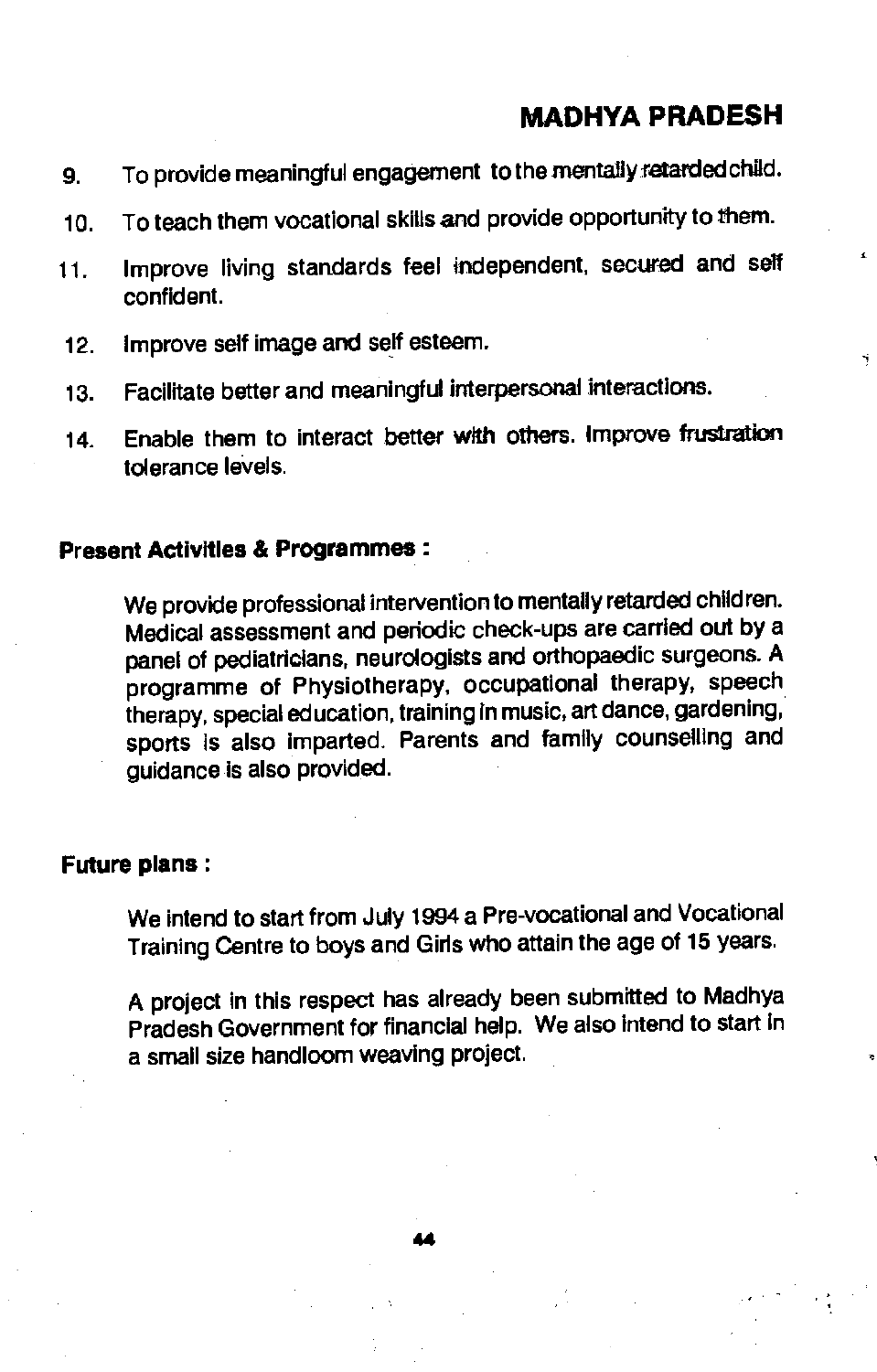9. To provide meaningful engagement to the mentally retarded child.
10. To teach them vocational skills and provide opportunity to them.
11. Improve living standards feel independent, secured and self confident.
12. Improve self image and self esteem.
13. Facilitate better and meaningful interpersonal interactions.
14. Enable them to interact better with others. Improve frustration tolerance levels.

**Present Activities & Programmes :**

We provide professional intervention to mentally retarded children. Medical assessment and periodic check-ups are carried out by a panel of pediatricians, neurologists and orthopaedic surgeons. A programme of Physiotherapy, occupational therapy, speech therapy, special education, training in music, art dance, gardening, sports is also imparted. Parents and family counselling and guidance is also provided.

**Future plans :**

We intend to start from July 1994 a Pre-vocational and Vocational Training Centre to boys and Girls who attain the age of 15 years.

A project in this respect has already been submitted to Madhya Pradesh Government for financial help. We also intend to start in a small size handloom weaving project.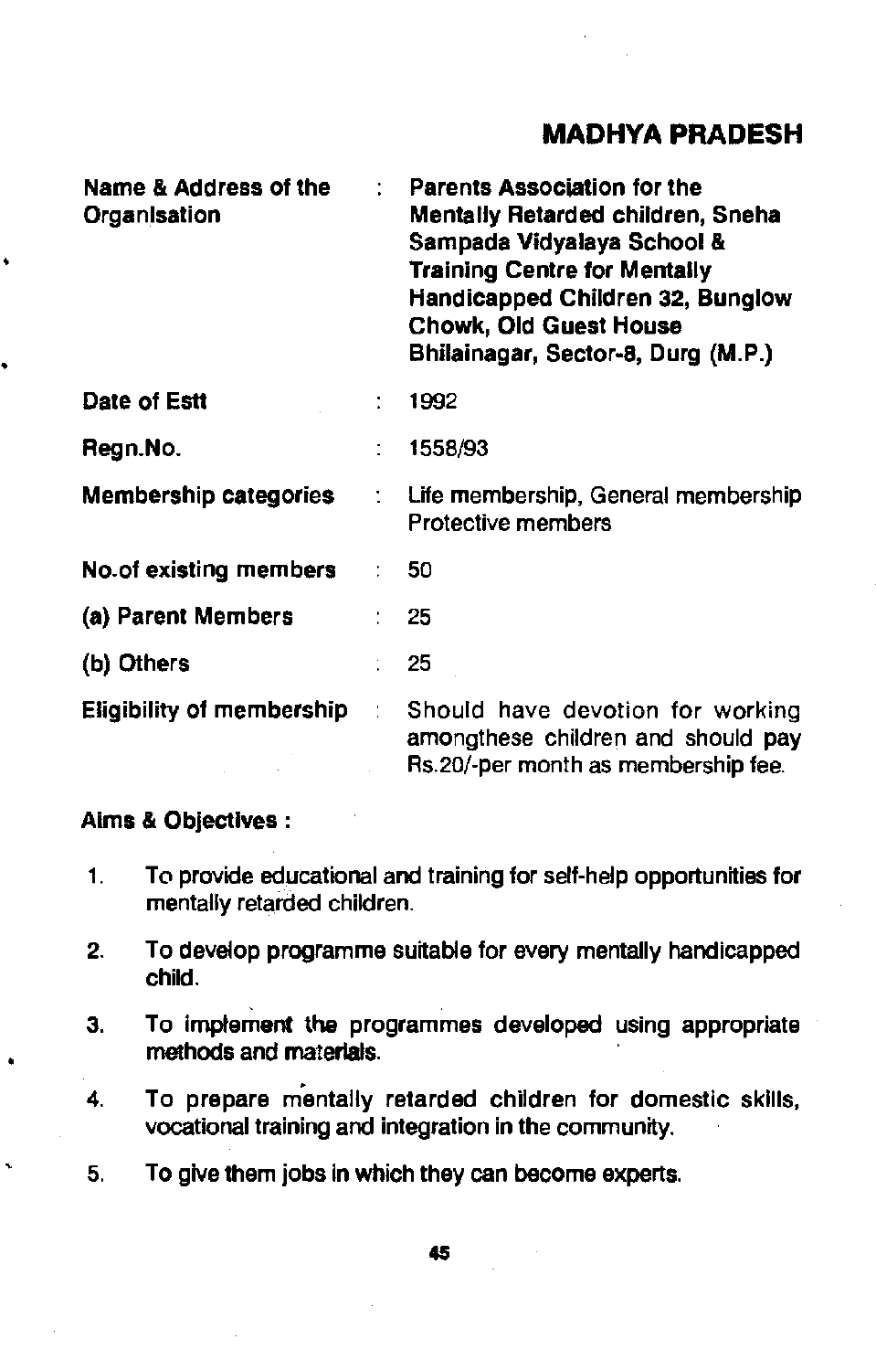## MADHYA PRADESH

| | | |
|---|---|---|
| **Name & Address of the Organisation** | : | **Parents Association for the Mentally Retarded children, Sneha Sampada Vidyalaya School & Training Centre for Mentally Handicapped Children 32, Bunglow Chowk, Old Guest House Bhilainagar, Sector-8, Durg (M.P.)** |
| **Date of Estt** | : | 1992 |
| **Regn.No.** | : | 1558/93 |
| **Membership categories** | : | Life membership, General membership Protective members |
| **No.of existing members** | : | 50 |
| **(a) Parent Members** | : | 25 |
| **(b) Others** | : | 25 |
| **Eligibility of membership** | : | Should have devotion for working amongthese children and should pay Rs.20/-per month as membership fee. |

**Aims & Objectives :**

1. To provide educational and training for self-help opportunities for mentally retarded children.
2. To develop programme suitable for every mentally handicapped child.
3. To implement the programmes developed using appropriate methods and materials.
4. To prepare mentally retarded children for domestic skills, vocational training and integration in the community.
5. To give them jobs in which they can become experts.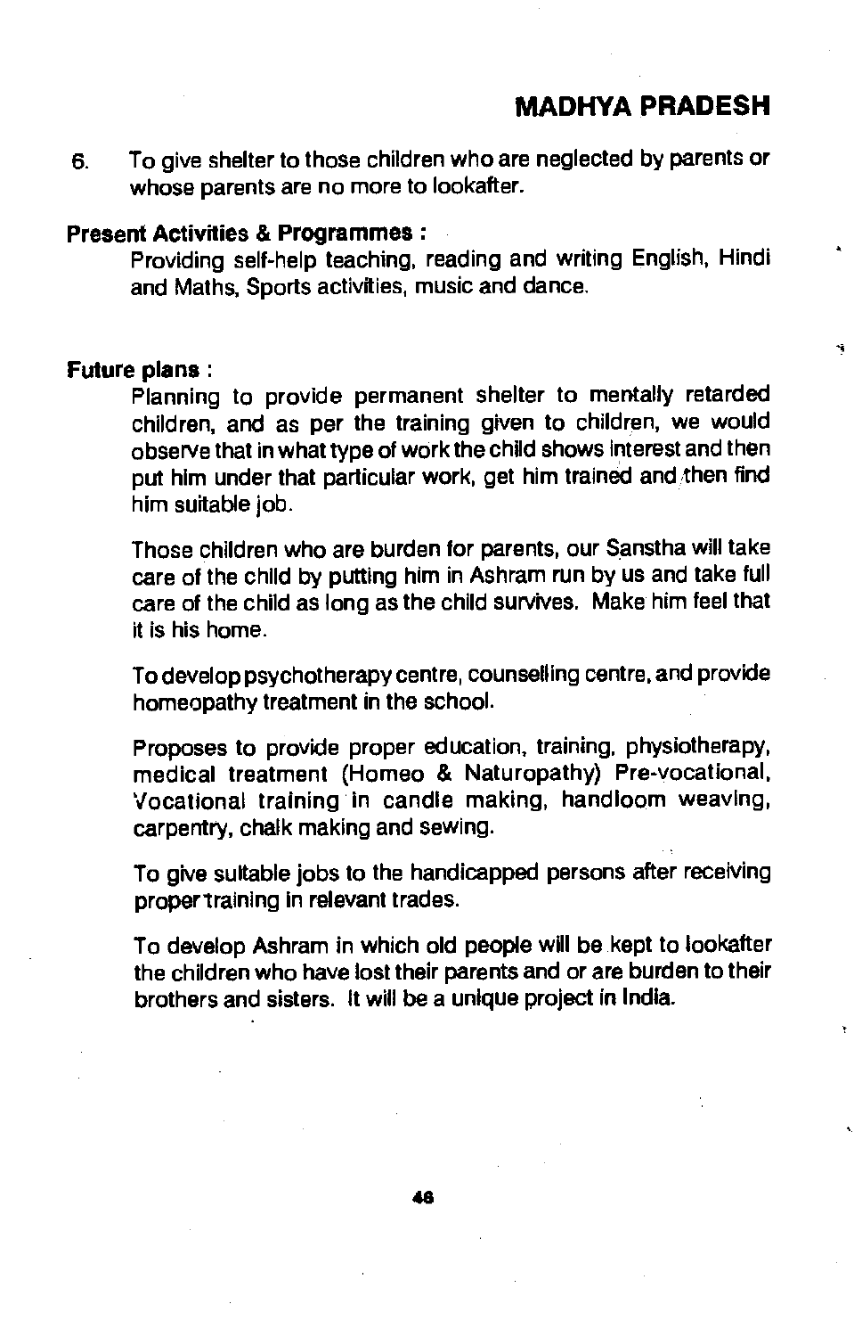6. To give shelter to those children who are neglected by parents or whose parents are no more to lookafter.

**Present Activities & Programmes :**

Providing self-help teaching, reading and writing English, Hindi and Maths, Sports activities, music and dance.

**Future plans :**

Planning to provide permanent shelter to mentally retarded children, and as per the training given to children, we would observe that in what type of work the child shows interest and then put him under that particular work, get him trained and then find him suitable job.

Those children who are burden for parents, our Sanstha will take care of the child by putting him in Ashram run by us and take full care of the child as long as the child survives. Make him feel that it is his home.

To develop psychotherapy centre, counselling centre, and provide homeopathy treatment in the school.

Proposes to provide proper education, training, physiotherapy, medical treatment (Homeo & Naturopathy) Pre-vocational, Vocational training in candle making, handloom weaving, carpentry, chalk making and sewing.

To give suitable jobs to the handicapped persons after receiving proper training in relevant trades.

To develop Ashram in which old people will be kept to lookafter the children who have lost their parents and or are burden to their brothers and sisters. It will be a unique project in India.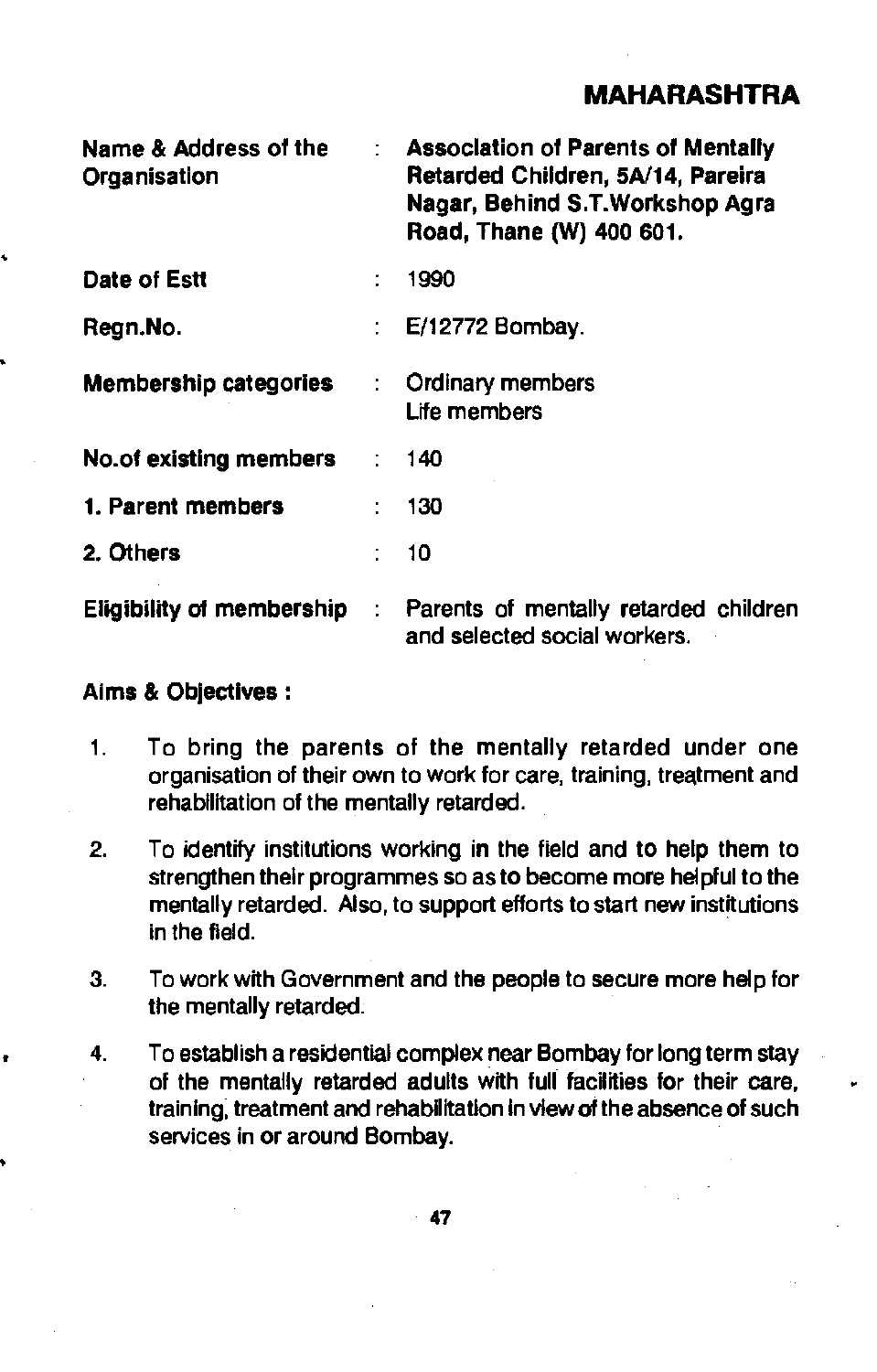## MAHARASHTRA

| | | |
|---|---|---|
| **Name & Address of the Organisation** | : | **Association of Parents of Mentally Retarded Children, 5A/14, Pareira Nagar, Behind S.T.Workshop Agra Road, Thane (W) 400 601.** |
| **Date of Estt** | : | 1990 |
| **Regn.No.** | : | E/12772 Bombay. |
| **Membership categories** | : | Ordinary members<br>Life members |
| **No.of existing members** | : | 140 |
| **1. Parent members** | : | 130 |
| **2. Others** | : | 10 |
| **Eligibility of membership** | : | Parents of mentally retarded children and selected social workers. |

**Aims & Objectives :**

1. To bring the parents of the mentally retarded under one organisation of their own to work for care, training, treatment and rehabilitation of the mentally retarded.

2. To identify institutions working in the field and to help them to strengthen their programmes so as to become more helpful to the mentally retarded. Also, to support efforts to start new institutions in the field.

3. To work with Government and the people to secure more help for the mentally retarded.

4. To establish a residential complex near Bombay for long term stay of the mentally retarded adults with full facilities for their care, training, treatment and rehabilitation in view of the absence of such services in or around Bombay.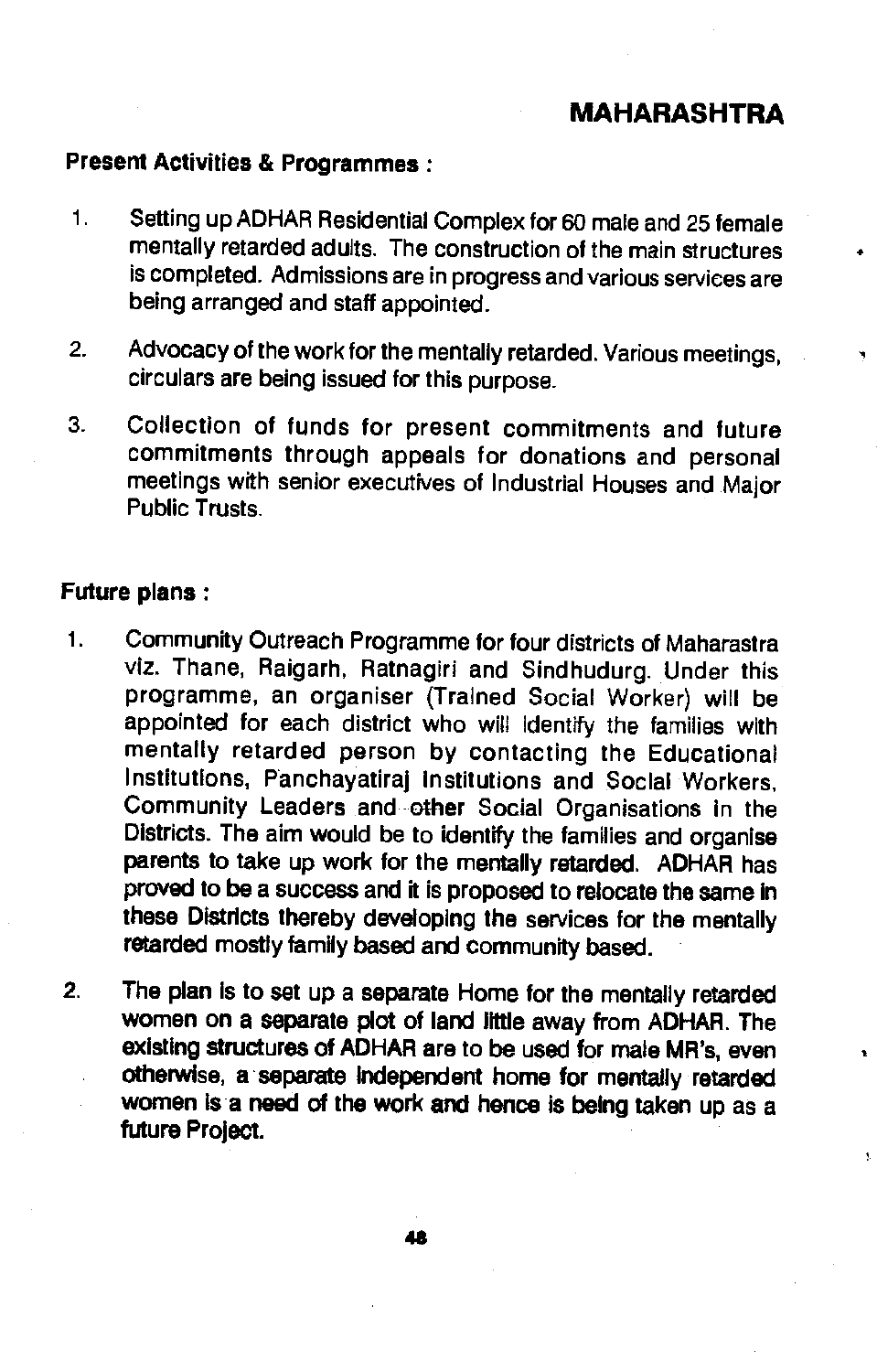## MAHARASHTRA

**Present Activities & Programmes :**

1. Setting up ADHAR Residential Complex for 60 male and 25 female mentally retarded adults. The construction of the main structures is completed. Admissions are in progress and various services are being arranged and staff appointed.

2. Advocacy of the work for the mentally retarded. Various meetings, circulars are being issued for this purpose.

3. Collection of funds for present commitments and future commitments through appeals for donations and personal meetings with senior executives of Industrial Houses and Major Public Trusts.

**Future plans :**

1. Community Outreach Programme for four districts of Maharastra viz. Thane, Raigarh, Ratnagiri and Sindhudurg. Under this programme, an organiser (Trained Social Worker) will be appointed for each district who will identify the families with mentally retarded person by contacting the Educational Institutions, Panchayatiraj Institutions and Social Workers, Community Leaders and other Social Organisations in the Districts. The aim would be to identify the families and organise parents to take up work for the mentally retarded. ADHAR has proved to be a success and it is proposed to relocate the same in these Districts thereby developing the services for the mentally retarded mostly family based and community based.

2. The plan is to set up a separate Home for the mentally retarded women on a separate plot of land little away from ADHAR. The existing structures of ADHAR are to be used for male MR's, even otherwise, a separate independent home for mentally retarded women is a need of the work and hence is being taken up as a future Project.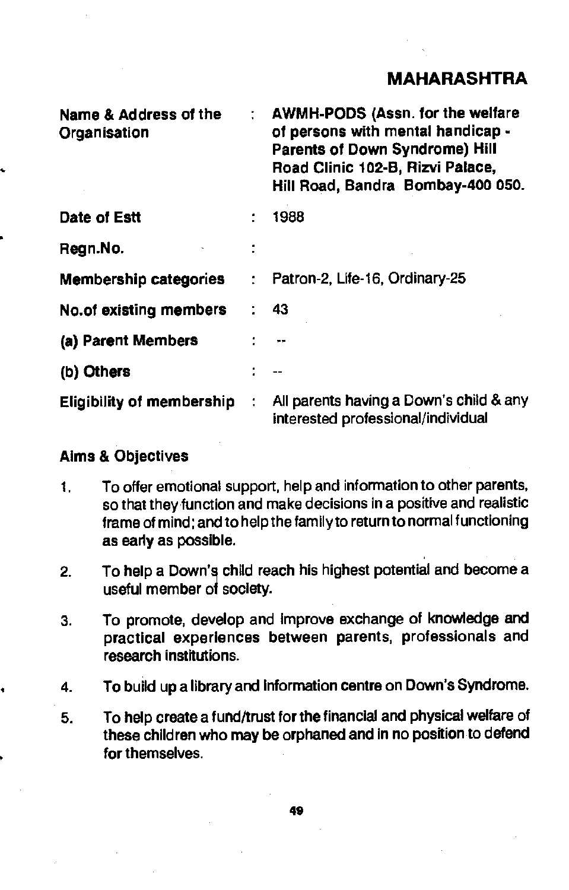## MAHARASHTRA

| | | |
|---|---|---|
| **Name & Address of the Organisation** | : | **AWMH-PODS (Assn. for the welfare of persons with mental handicap - Parents of Down Syndrome) Hill Road Clinic 102-B, Rizvi Palace, Hill Road, Bandra Bombay-400 050.** |
| **Date of Estt** | : | 1988 |
| **Regn.No.** | : | |
| **Membership categories** | : | Patron-2, Life-16, Ordinary-25 |
| **No.of existing members** | : | 43 |
| **(a) Parent Members** | : | -- |
| **(b) Others** | : | -- |
| **Eligibility of membership** | : | All parents having a Down's child & any interested professional/individual |

**Aims & Objectives**

1. To offer emotional support, help and information to other parents, so that they function and make decisions in a positive and realistic frame of mind; and to help the family to return to normal functioning as early as possible.
2. To help a Down's child reach his highest potential and become a useful member of society.
3. To promote, develop and improve exchange of knowledge and practical experiences between parents, professionals and research institutions.
4. To build up a library and information centre on Down's Syndrome.
5. To help create a fund/trust for the financial and physical welfare of these children who may be orphaned and in no position to defend for themselves.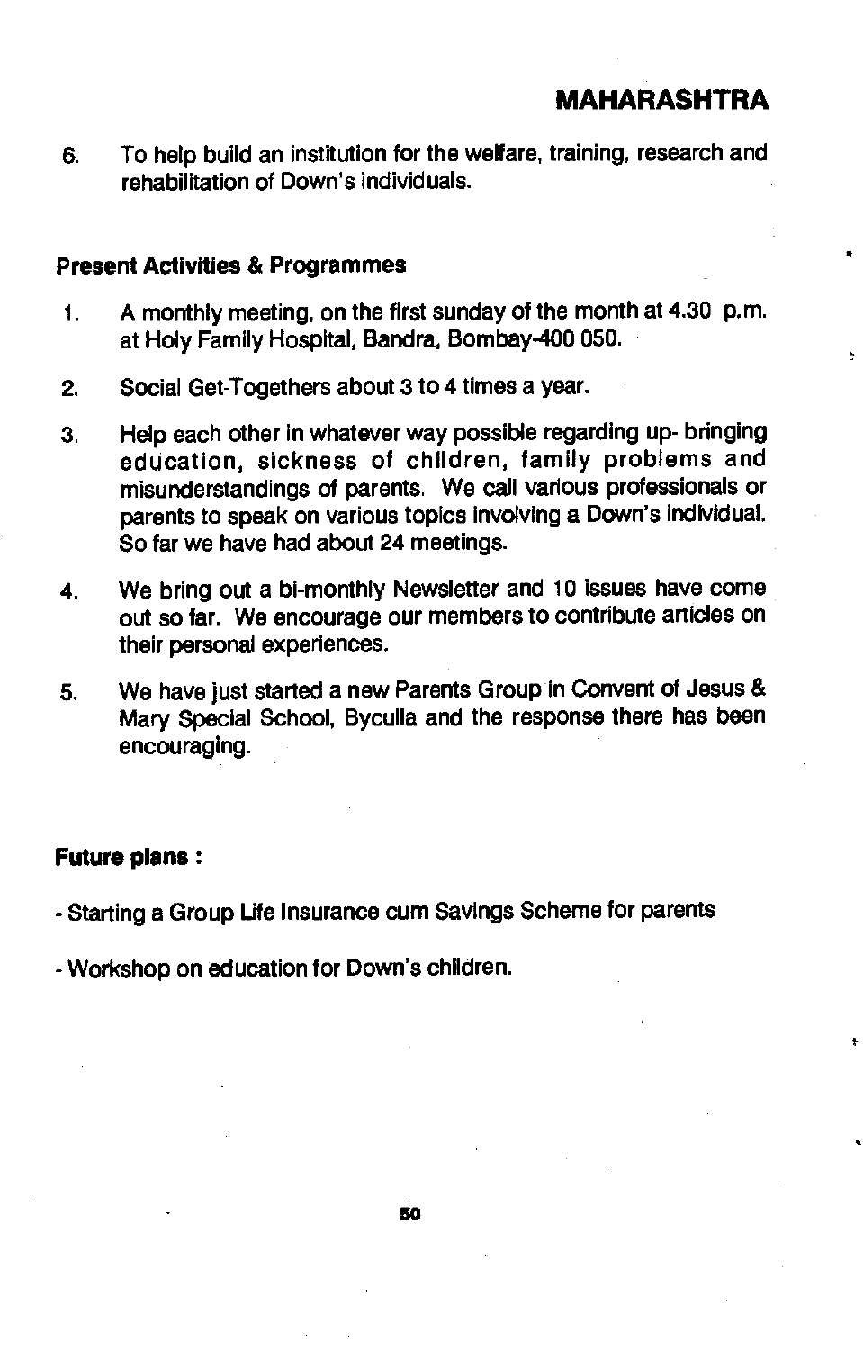6. To help build an institution for the welfare, training, research and rehabilitation of Down's individuals.

**Present Activities & Programmes**

1. A monthly meeting, on the first sunday of the month at 4.30 p.m. at Holy Family Hospital, Bandra, Bombay-400 050.
2. Social Get-Togethers about 3 to 4 times a year.
3. Help each other in whatever way possible regarding up- bringing education, sickness of children, family problems and misunderstandings of parents. We call various professionals or parents to speak on various topics involving a Down's individual. So far we have had about 24 meetings.
4. We bring out a bi-monthly Newsletter and 10 issues have come out so far. We encourage our members to contribute articles on their personal experiences.
5. We have just started a new Parents Group in Convent of Jesus & Mary Special School, Byculla and the response there has been encouraging.

**Future plans :**

- Starting a Group Life Insurance cum Savings Scheme for parents
- Workshop on education for Down's children.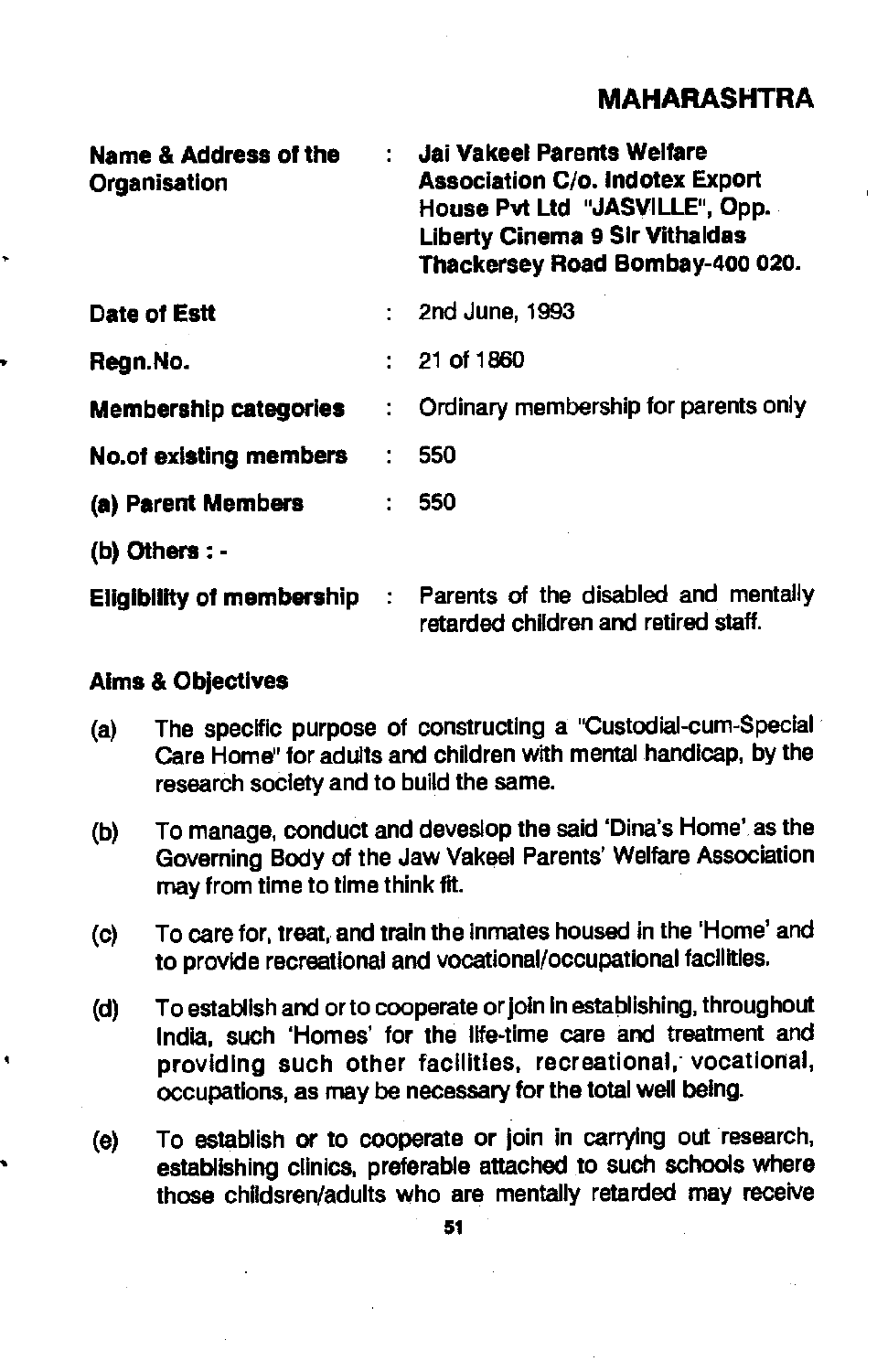## MAHARASHTRA

| | | |
|---|---|---|
| **Name & Address of the Organisation** | : | **Jai Vakeel Parents Welfare Association C/o. Indotex Export House Pvt Ltd "JASVILLE", Opp. Liberty Cinema 9 Sir Vithaldas Thackersey Road Bombay-400 020.** |
| **Date of Estt** | : | 2nd June, 1993 |
| **Regn.No.** | : | 21 of 1860 |
| **Membership categories** | : | Ordinary membership for parents only |
| **No.of existing members** | : | 550 |
| **(a) Parent Members** | : | 550 |
| **(b) Others : -** | | |
| **Eligibility of membership** | : | Parents of the disabled and mentally retarded children and retired staff. |

**Aims & Objectives**

(a) The specific purpose of constructing a "Custodial-cum-Special Care Home" for adults and children with mental handicap, by the research society and to build the same.

(b) To manage, conduct and deveslop the said 'Dina's Home' as the Governing Body of the Jaw Vakeel Parents' Welfare Association may from time to time think fit.

(c) To care for, treat, and train the inmates housed in the 'Home' and to provide recreational and vocational/occupational facilities.

(d) To establish and or to cooperate or join in establishing, throughout India, such 'Homes' for the life-time care and treatment and providing such other facilities, recreational, vocational, occupations, as may be necessary for the total well being.

(e) To establish or to cooperate or join in carrying out research, establishing clinics, preferable attached to such schools where those childsren/adults who are mentally retarded may receive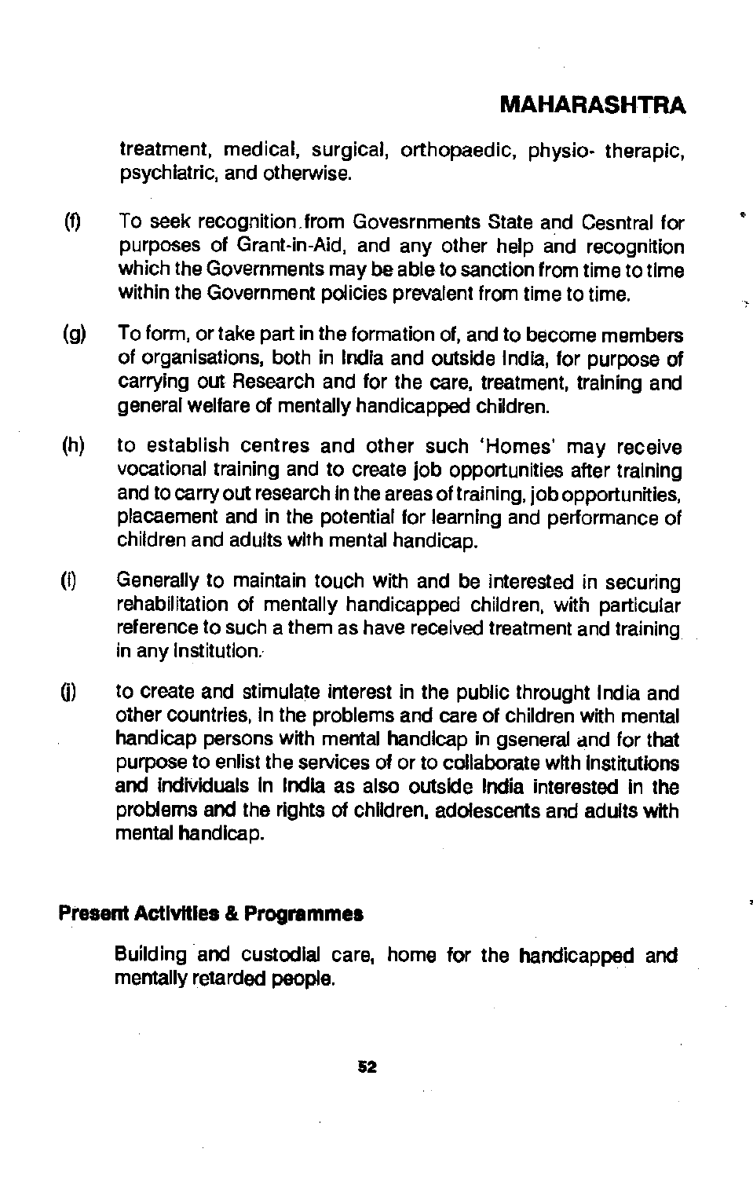treatment, medical, surgical, orthopaedic, physio- therapic, psychiatric, and otherwise.

(f) To seek recognition from Govesrnments State and Cesntral for purposes of Grant-in-Aid, and any other help and recognition which the Governments may be able to sanction from time to time within the Government policies prevalent from time to time.

(g) To form, or take part in the formation of, and to become members of organisations, both in India and outside India, for purpose of carrying out Research and for the care, treatment, training and general welfare of mentally handicapped children.

(h) to establish centres and other such 'Homes' may receive vocational training and to create job opportunities after training and to carry out research in the areas of training, job opportunities, placaement and in the potential for learning and performance of children and adults with mental handicap.

(i) Generally to maintain touch with and be interested in securing rehabilitation of mentally handicapped children, with particular reference to such a them as have received treatment and training in any Institution.

(j) to create and stimulate interest in the public throught India and other countries, in the problems and care of children with mental handicap persons with mental handicap in gseneral and for that purpose to enlist the services of or to collaborate with institutions and individuals in India as also outside India interested in the problems and the rights of children, adolescents and adults with mental handicap.

**Present Activities & Programmes**

Building and custodial care, home for the handicapped and mentally retarded people.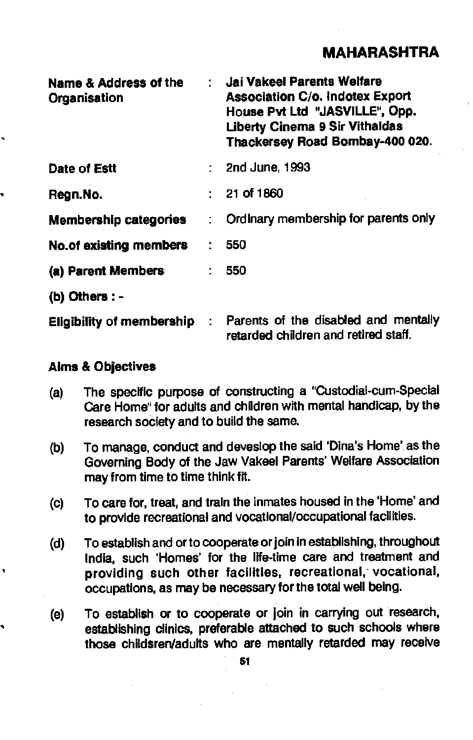## MAHARASHTRA

| | | |
|---|---|---|
| **Name & Address of the Organisation** | : | **Jai Vakeel Parents Welfare Association C/o. Indotex Export House Pvt Ltd "JASVILLE", Opp. Liberty Cinema 9 Sir Vithaldas Thackersey Road Bombay-400 020.** |
| **Date of Estt** | : | 2nd June, 1993 |
| **Regn.No.** | : | 21 of 1860 |
| **Membership categories** | : | Ordinary membership for parents only |
| **No.of existing members** | : | 550 |
| **(a) Parent Members** | : | 550 |
| **(b) Others : -** | | |
| **Eligibility of membership** | : | Parents of the disabled and mentally retarded children and retired staff. |

**Aims & Objectives**

(a) The specific purpose of constructing a "Custodial-cum-Special Care Home" for adults and children with mental handicap, by the research society and to build the same.

(b) To manage, conduct and deveslop the said 'Dina's Home' as the Governing Body of the Jaw Vakeel Parents' Welfare Association may from time to time think fit.

(c) To care for, treat, and train the inmates housed in the 'Home' and to provide recreational and vocational/occupational facilities.

(d) To establish and or to cooperate or join in establishing, throughout India, such 'Homes' for the life-time care and treatment and providing such other facilities, recreational, vocational, occupations, as may be necessary for the total well being.

(e) To establish or to cooperate or join in carrying out research, establishing clinics, preferable attached to such schools where those childsren/adults who are mentally retarded may receive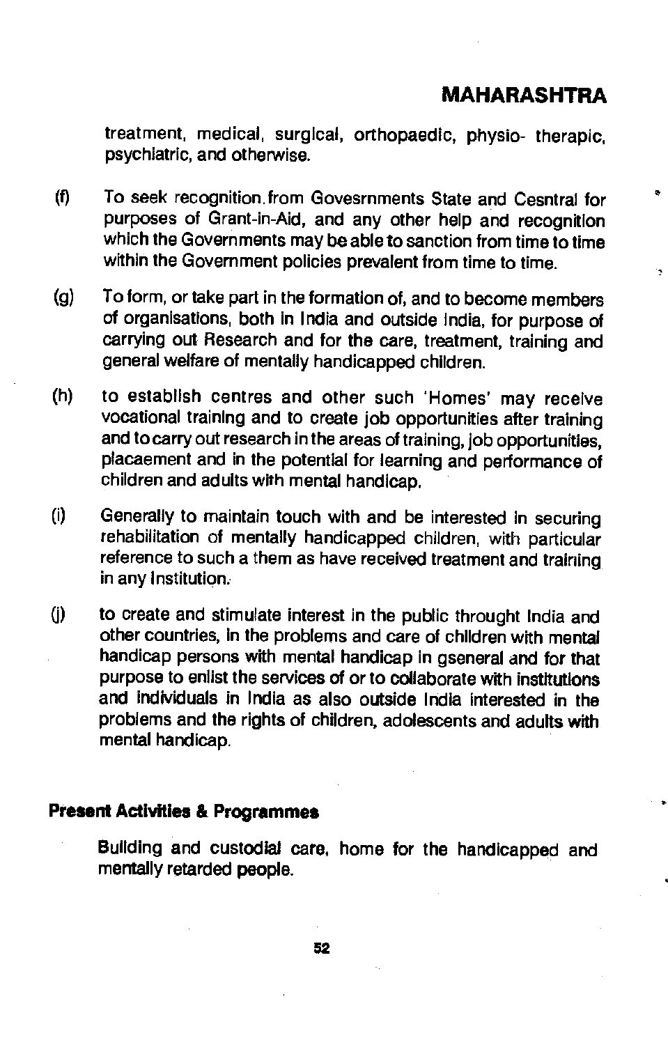treatment, medical, surgical, orthopaedic, physio- therapic, psychiatric, and otherwise.

(f) To seek recognition from Govesrnments State and Cesntral for purposes of Grant-in-Aid, and any other help and recognition which the Governments may be able to sanction from time to time within the Government policies prevalent from time to time.

(g) To form, or take part in the formation of, and to become members of organisations, both in India and outside India, for purpose of carrying out Research and for the care, treatment, training and general welfare of mentally handicapped children.

(h) to establish centres and other such 'Homes' may receive vocational training and to create job opportunities after training and to carry out research in the areas of training, job opportunities, placaement and in the potential for learning and performance of children and adults with mental handicap.

(i) Generally to maintain touch with and be interested in securing rehabilitation of mentally handicapped children, with particular reference to such a them as have received treatment and training in any Institution.

(j) to create and stimulate interest in the public throught India and other countries, in the problems and care of children with mental handicap persons with mental handicap in gseneral and for that purpose to enlist the services of or to collaborate with institutions and individuals in India as also outside India interested in the problems and the rights of children, adolescents and adults with mental handicap.

**Present Activities & Programmes**

Building and custodial care, home for the handicapped and mentally retarded people.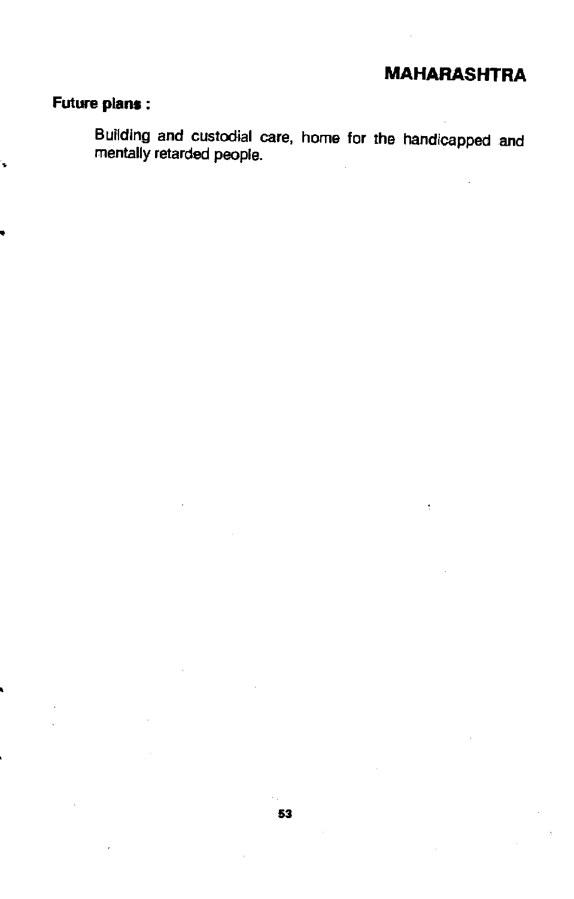**Future plans :**

Building and custodial care, home for the handicapped and mentally retarded people.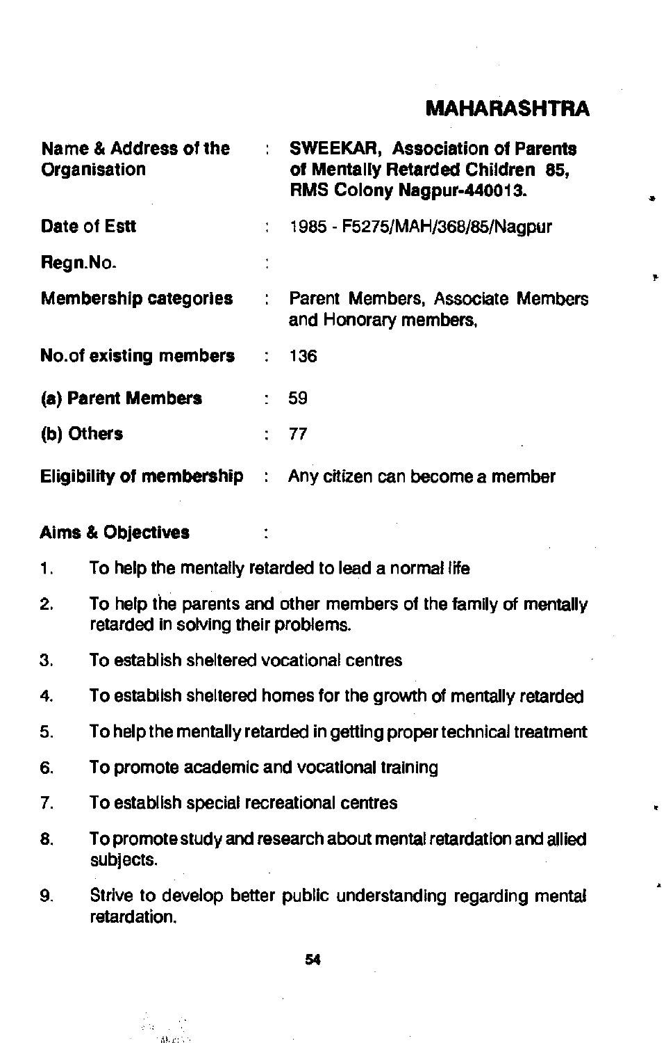## MAHARASHTRA

| | | |
|---|---|---|
| **Name & Address of the Organisation** | : | **SWEEKAR, Association of Parents of Mentally Retarded Children 85, RMS Colony Nagpur-440013.** |
| **Date of Estt** | : | 1985 - F5275/MAH/368/85/Nagpur |
| **Regn.No.** | : | |
| **Membership categories** | : | Parent Members, Associate Members and Honorary members. |
| **No.of existing members** | : | 136 |
| **(a) Parent Members** | : | 59 |
| **(b) Others** | : | 77 |
| **Eligibility of membership** | : | Any citizen can become a member |

**Aims & Objectives** :

1. To help the mentally retarded to lead a normal life
2. To help the parents and other members of the family of mentally retarded in solving their problems.
3. To establish sheltered vocational centres
4. To establish sheltered homes for the growth of mentally retarded
5. To help the mentally retarded in getting proper technical treatment
6. To promote academic and vocational training
7. To establish special recreational centres
8. To promote study and research about mental retardation and allied subjects.
9. Strive to develop better public understanding regarding mental retardation.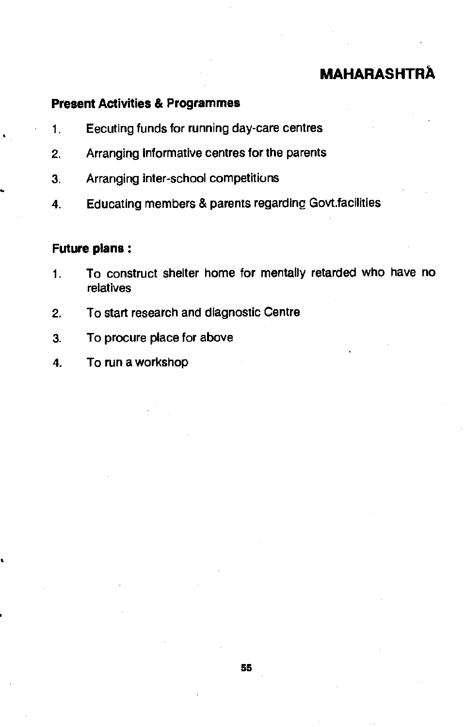## MAHARASHTRA

**Present Activities & Programmes**

1. Eecuting funds for running day-care centres
2. Arranging informative centres for the parents
3. Arranging inter-school competitions
4. Educating members & parents regarding Govt.facilities

**Future plans :**

1. To construct shelter home for mentally retarded who have no relatives
2. To start research and diagnostic Centre
3. To procure place for above
4. To run a workshop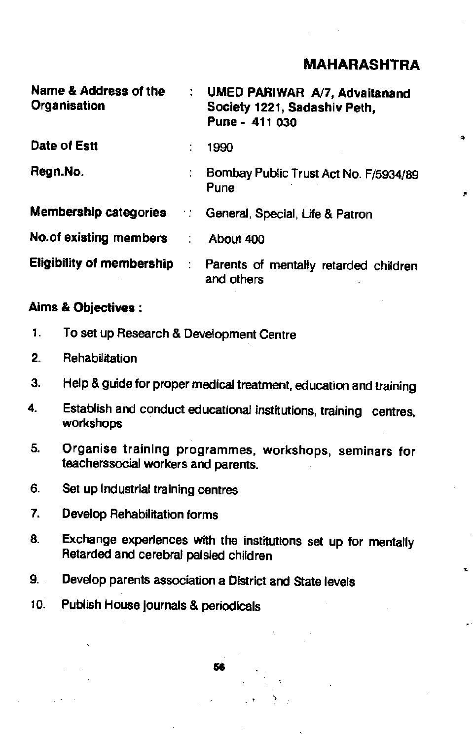## MAHARASHTRA

| | | |
|---|---|---|
| **Name & Address of the Organisation** | : | **UMED PARIWAR A/7, Advaitanand Society 1221, Sadashiv Peth, Pune - 411 030** |
| **Date of Estt** | : | 1990 |
| **Regn.No.** | : | Bombay Public Trust Act No. F/5934/89 Pune |
| **Membership categories** | : | General, Special, Life & Patron |
| **No.of existing members** | : | About 400 |
| **Eligibility of membership** | : | Parents of mentally retarded children and others |

**Aims & Objectives :**

1. To set up Research & Development Centre
2. Rehabilitation
3. Help & guide for proper medical treatment, education and training
4. Establish and conduct educational institutions, training centres, workshops
5. Organise training programmes, workshops, seminars for teacherssocial workers and parents.
6. Set up Industrial training centres
7. Develop Rehabilitation forms
8. Exchange experiences with the institutions set up for mentally Retarded and cerebral palsied children
9. Develop parents association a District and State levels
10. Publish House journals & periodicals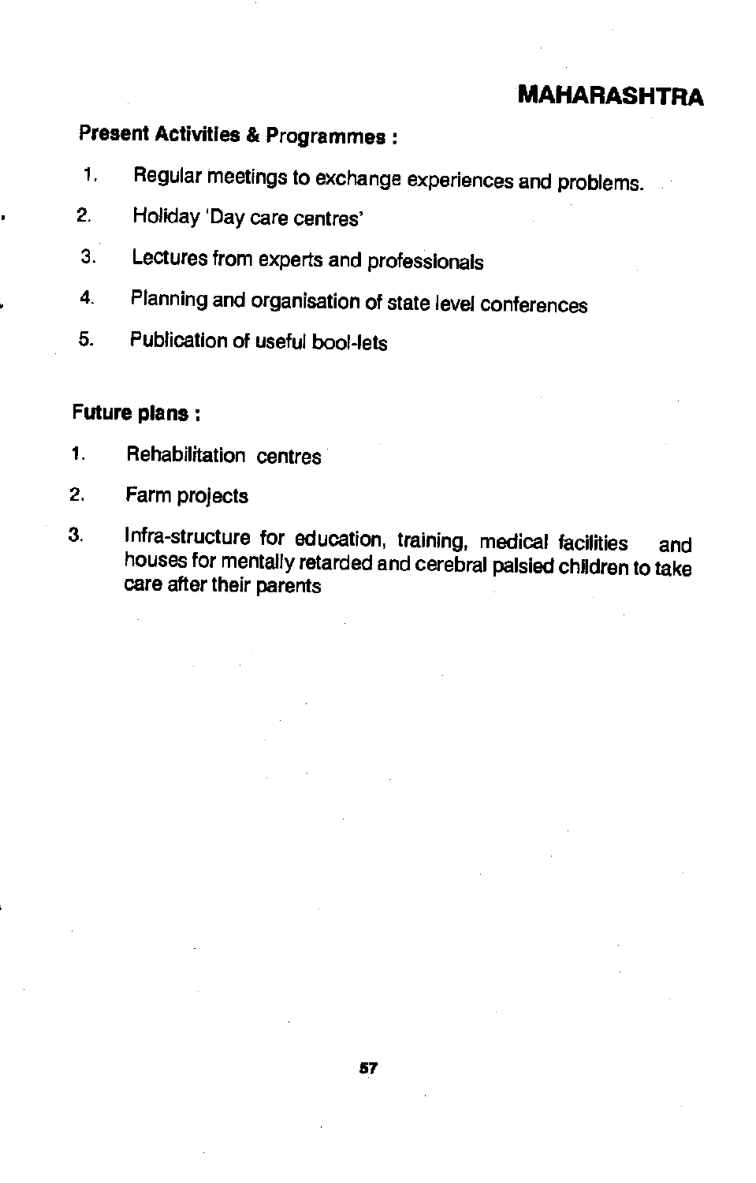## MAHARASHTRA

**Present Activities & Programmes :**

1. Regular meetings to exchange experiences and problems.
2. Holiday 'Day care centres'
3. Lectures from experts and professionals
4. Planning and organisation of state level conferences
5. Publication of useful bool-lets

**Future plans :**

1. Rehabilitation centres
2. Farm projects
3. Infra-structure for education, training, medical facilities and houses for mentally retarded and cerebral palsied children to take care after their parents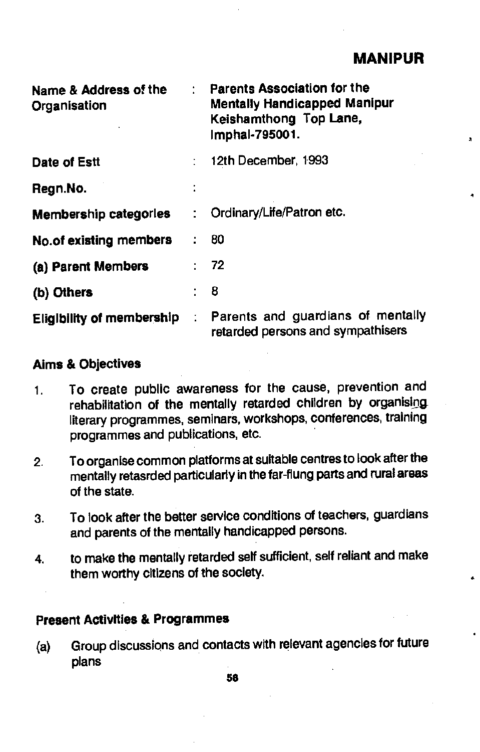# MANIPUR

| | | |
|---|---|---|
| **Name & Address of the Organisation** | : | **Parents Association for the Mentally Handicapped Manipur Keishamthong Top Lane, Imphal-795001.** |
| **Date of Estt** | : | 12th December, 1993 |
| **Regn.No.** | : | |
| **Membership categories** | : | Ordinary/Life/Patron etc. |
| **No.of existing members** | : | 80 |
| **(a) Parent Members** | : | 72 |
| **(b) Others** | : | 8 |
| **Eligibility of membership** | : | Parents and guardians of mentally retarded persons and sympathisers |

### Aims & Objectives

1. To create public awareness for the cause, prevention and rehabilitation of the mentally retarded children by organising literary programmes, seminars, workshops, conferences, training programmes and publications, etc.
2. To organise common platforms at suitable centres to look after the mentally retasrded particularly in the far-flung parts and rural areas of the state.
3. To look after the better service conditions of teachers, guardians and parents of the mentally handicapped persons.
4. to make the mentally retarded self sufficient, self reliant and make them worthy citizens of the society.

### Present Activities & Programmes

(a) Group discussions and contacts with relevant agencies for future plans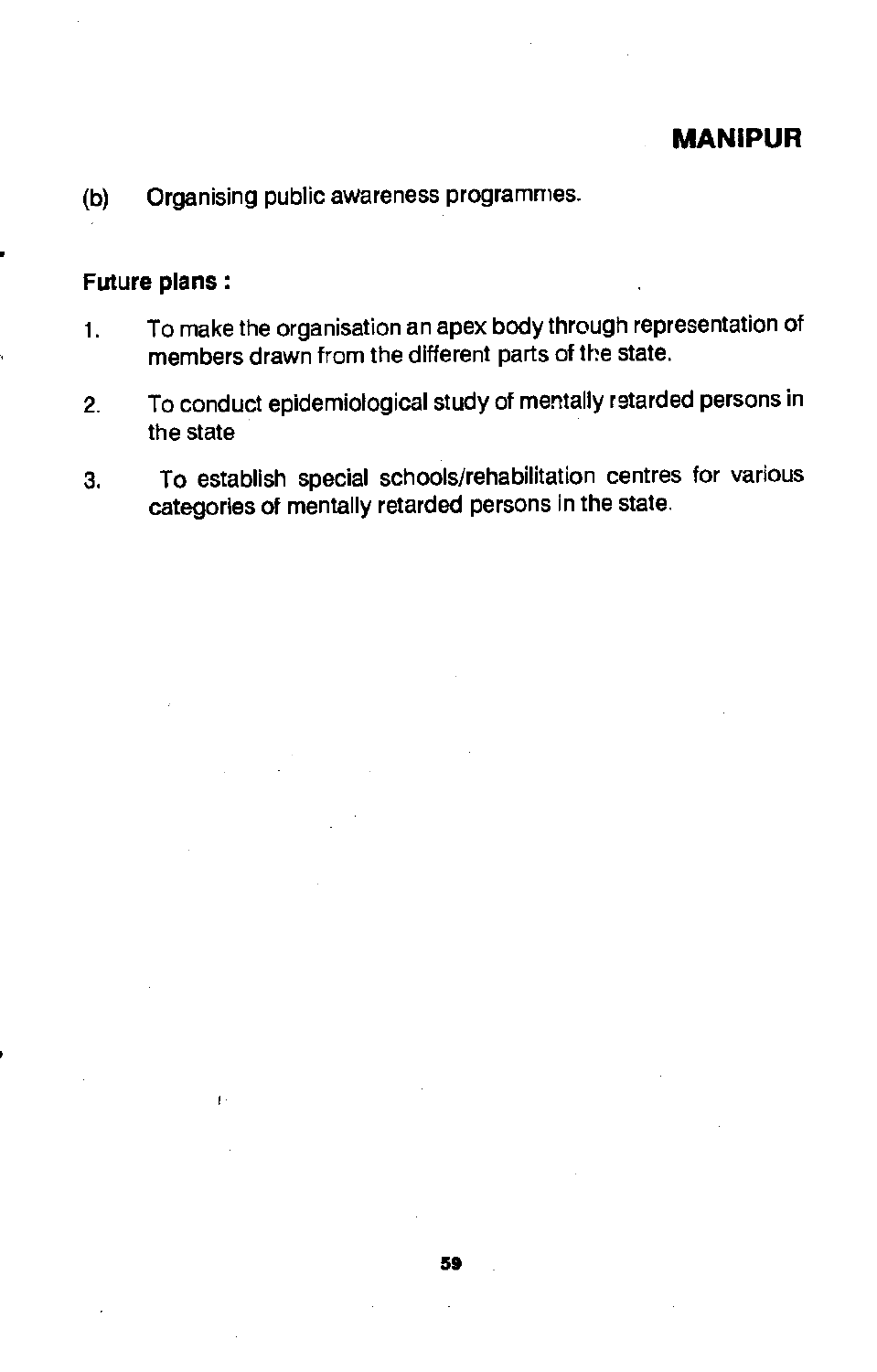## MANIPUR

(b) Organising public awareness programmes.

**Future plans :**

1. To make the organisation an apex body through representation of members drawn from the different parts of the state.
2. To conduct epidemiological study of mentally retarded persons in the state
3. To establish special schools/rehabilitation centres for various categories of mentally retarded persons in the state.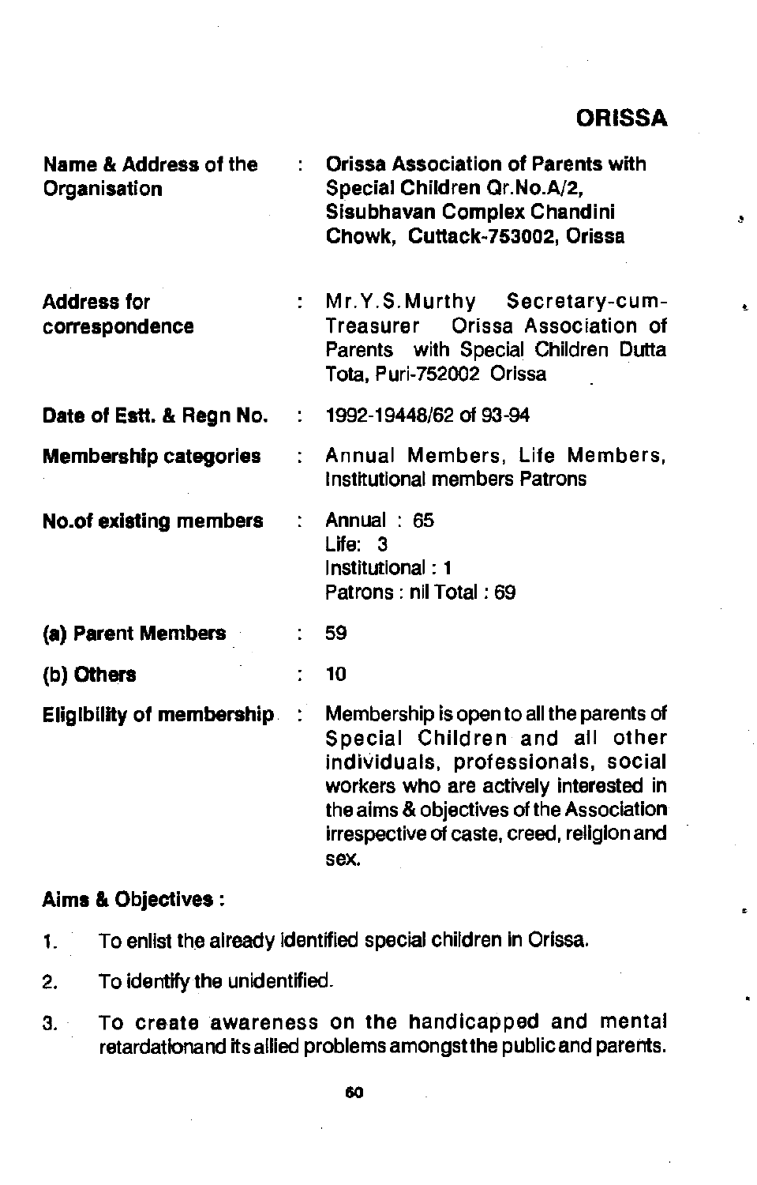## ORISSA

| | | |
|---|---|---|
| **Name & Address of the Organisation** | : | **Orissa Association of Parents with Special Children Qr.No.A/2, Sisubhavan Complex Chandini Chowk, Cuttack-753002, Orissa** |
| **Address for correspondence** | : | Mr.Y.S.Murthy Secretary-cum-Treasurer Orissa Association of Parents with Special Children Dutta Tota, Puri-752002 Orissa |
| **Date of Estt. & Regn No.** | : | 1992-19448/62 of 93-94 |
| **Membership categories** | : | Annual Members, Life Members, Institutional members Patrons |
| **No.of existing members** | : | Annual : 65<br>Life: 3<br>Institutional : 1<br>Patrons : nil Total : 69 |
| **(a) Parent Members** | : | 59 |
| **(b) Others** | : | 10 |
| **Eligibility of membership** | : | Membership is open to all the parents of Special Children and all other individuals, professionals, social workers who are actively interested in the aims & objectives of the Association irrespective of caste, creed, religion and sex. |

**Aims & Objectives :**

1. To enlist the already identified special children in Orissa.
2. To identify the unidentified.
3. To create awareness on the handicapped and mental retardationand its allied problems amongst the public and parents.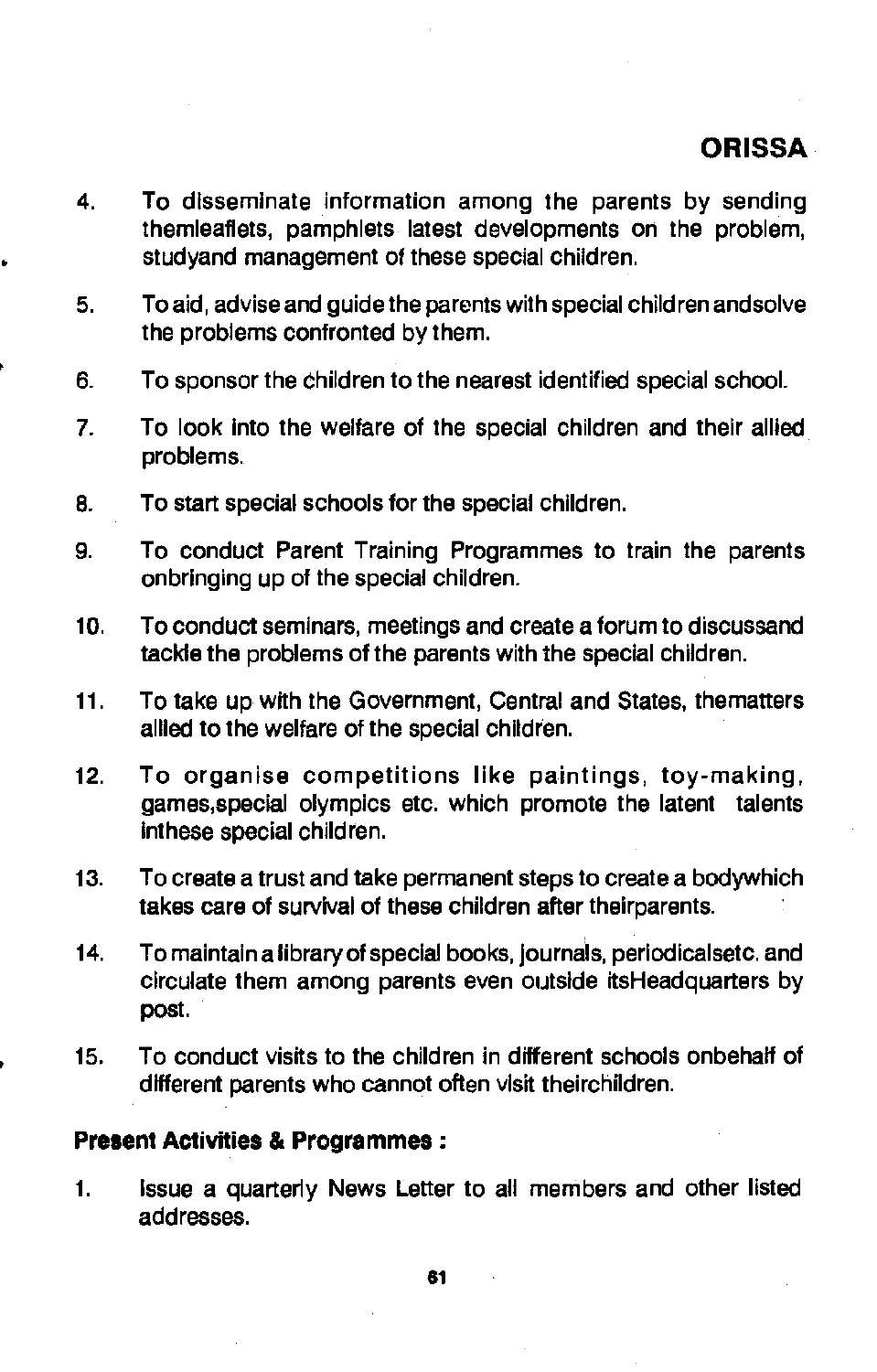4. To disseminate information among the parents by sending themleaflets, pamphlets latest developments on the problem, studyand management of these special children.

5. To aid, advise and guide the parents with special children andsolve the problems confronted by them.

6. To sponsor the children to the nearest identified special school.

7. To look into the welfare of the special children and their allied problems.

8. To start special schools for the special children.

9. To conduct Parent Training Programmes to train the parents onbringing up of the special children.

10. To conduct seminars, meetings and create a forum to discussand tackle the problems of the parents with the special children.

11. To take up with the Government, Central and States, thematters allied to the welfare of the special children.

12. To organise competitions like paintings, toy-making, games,special olympics etc. which promote the latent talents inthese special children.

13. To create a trust and take permanent steps to create a bodywhich takes care of survival of these children after theirparents.

14. To maintain a library of special books, journals, periodicalsetc. and circulate them among parents even outside itsHeadquarters by post.

15. To conduct visits to the children in different schools onbehalf of different parents who cannot often visit theirchildren.

**Present Activities & Programmes :**

1. Issue a quarterly News Letter to all members and other listed addresses.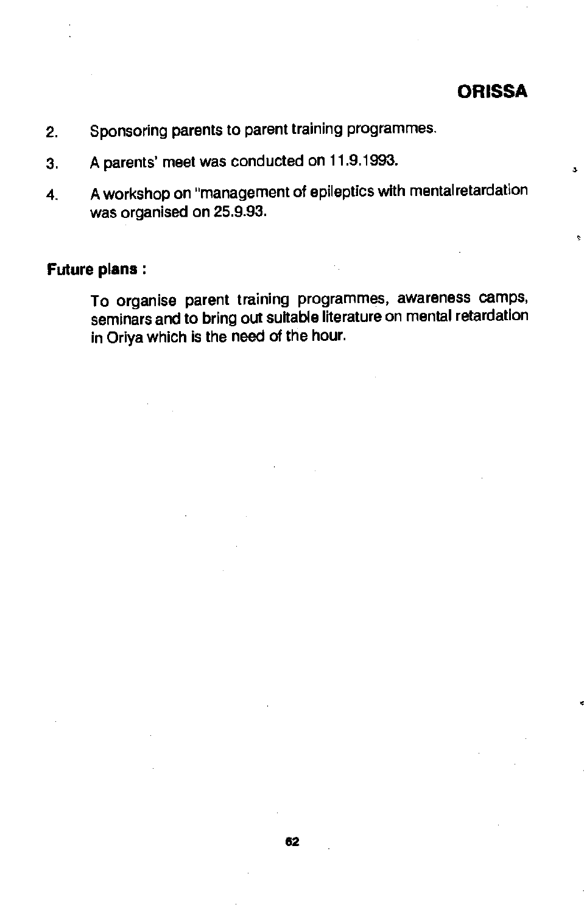## ORISSA

2. Sponsoring parents to parent training programmes.
3. A parents' meet was conducted on 11.9.1993.
4. A workshop on "management of epileptics with mentalretardation was organised on 25.9.93.

**Future plans :**

To organise parent training programmes, awareness camps, seminars and to bring out suitable literature on mental retardation in Oriya which is the need of the hour.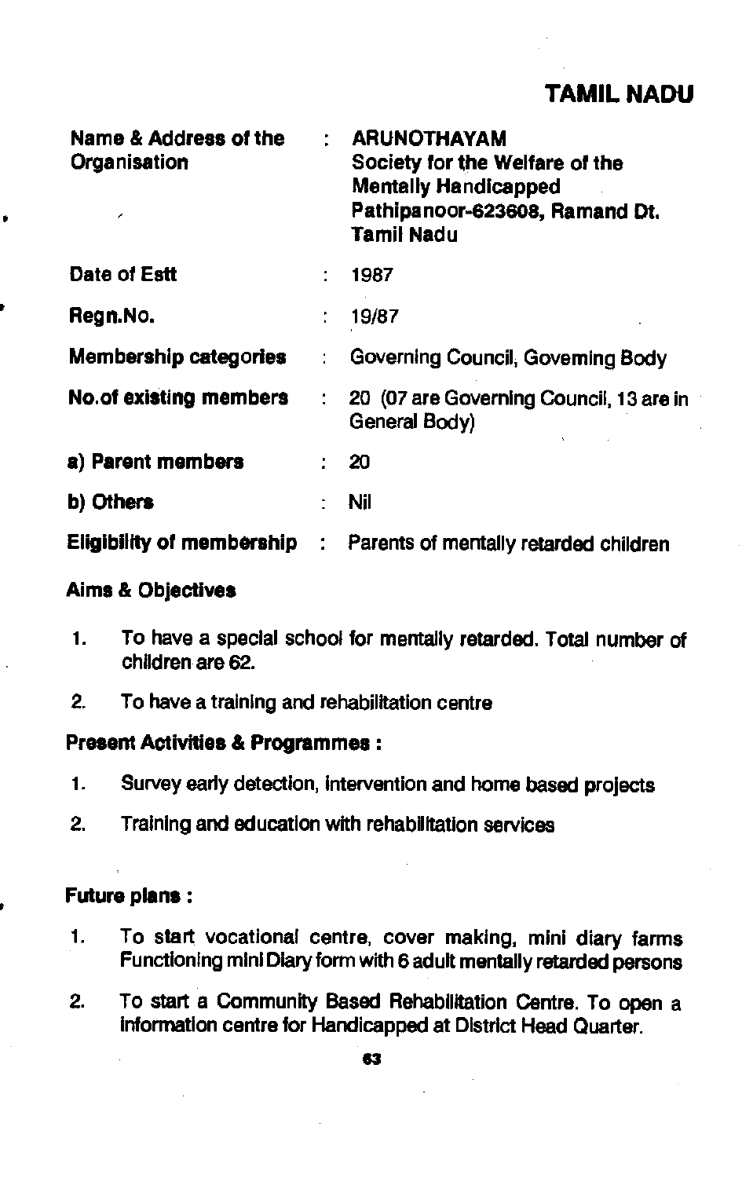## TAMIL NADU

| | | |
|---|---|---|
| **Name & Address of the Organisation** | : | **ARUNOTHAYAM**<br>**Society for the Welfare of the Mentally Handicapped**<br>**Pathipanoor-623608, Ramand Dt. Tamil Nadu** |
| **Date of Estt** | : | 1987 |
| **Regn.No.** | : | 19/87 |
| **Membership categories** | : | Governing Council, Goveming Body |
| **No.of existing members** | : | 20 (07 are Governing Council, 13 are in General Body) |
| **a) Parent members** | : | 20 |
| **b) Others** | : | Nil |
| **Eligibility of membership** | : | Parents of mentally retarded children |

**Aims & Objectives**

1. To have a special school for mentally retarded. Total number of children are 62.
2. To have a training and rehabilitation centre

**Present Activities & Programmes :**

1. Survey early detection, intervention and home based projects
2. Training and education with rehabilitation services

**Future plans :**

1. To start vocational centre, cover making, mini diary farms Functioning mini Diary form with 6 adult mentally retarded persons
2. To start a Community Based Rehabilitation Centre. To open a information centre for Handicapped at District Head Quarter.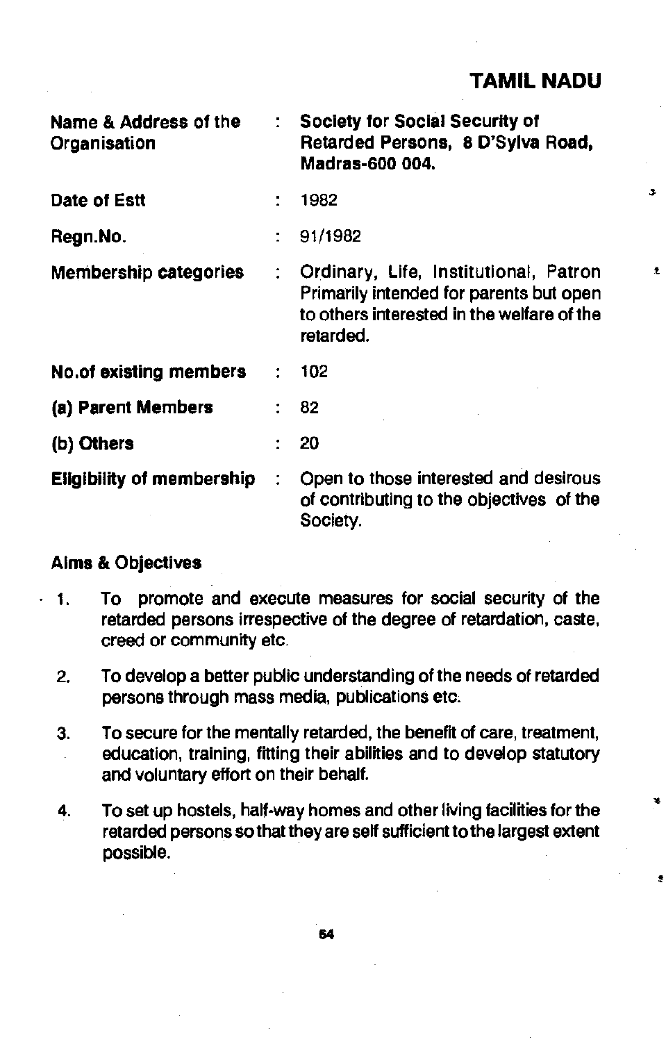## TAMIL NADU

| | | |
|---|---|---|
| **Name & Address of the Organisation** | : | **Society for Social Security of Retarded Persons, 8 D'Sylva Road, Madras-600 004.** |
| **Date of Estt** | : | 1982 |
| **Regn.No.** | : | 91/1982 |
| **Membership categories** | : | Ordinary, Life, Institutional, Patron Primarily intended for parents but open to others interested in the welfare of the retarded. |
| **No.of existing members** | : | 102 |
| **(a) Parent Members** | : | 82 |
| **(b) Others** | : | 20 |
| **Eligibility of membership** | : | Open to those interested and desirous of contributing to the objectives of the Society. |

**Aims & Objectives**

1. To promote and execute measures for social security of the retarded persons irrespective of the degree of retardation, caste, creed or community etc.
2. To develop a better public understanding of the needs of retarded persons through mass media, publications etc.
3. To secure for the mentally retarded, the benefit of care, treatment, education, training, fitting their abilities and to develop statutory and voluntary effort on their behalf.
4. To set up hostels, half-way homes and other living facilities for the retarded persons so that they are self sufficient to the largest extent possible.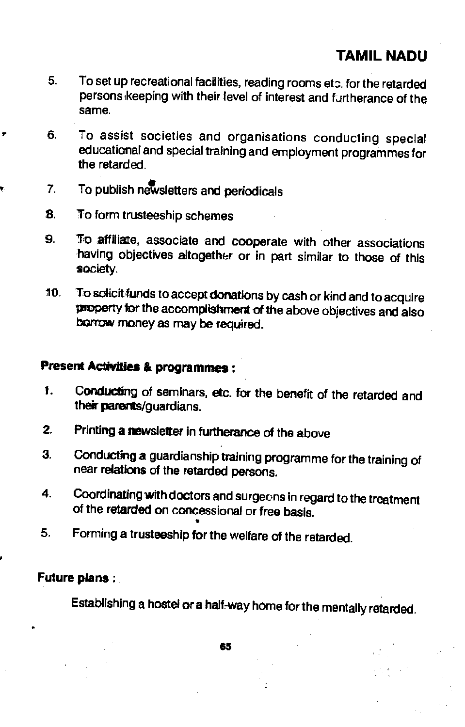5. To set up recreational facilities, reading rooms etc. for the retarded persons keeping with their level of interest and furtherance of the same.

6. To assist societies and organisations conducting special educational and special training and employment programmes for the retarded.

7. To publish newsletters and periodicals

8. To form trusteeship schemes

9. To affiliate, associate and cooperate with other associations having objectives altogether or in part similar to those of this society.

10. To solicit funds to accept donations by cash or kind and to acquire property for the accomplishment of the above objectives and also borrow money as may be required.

**Present Activities & programmes :**

1. Conducting of seminars, etc. for the benefit of the retarded and their parents/guardians.

2. Printing a newsletter in furtherance of the above

3. Conducting a guardianship training programme for the training of near relations of the retarded persons.

4. Coordinating with doctors and surgeons in regard to the treatment of the retarded on concessional or free basis.

5. Forming a trusteeship for the welfare of the retarded.

**Future plans :**

Establishing a hostel or a half-way home for the mentally retarded.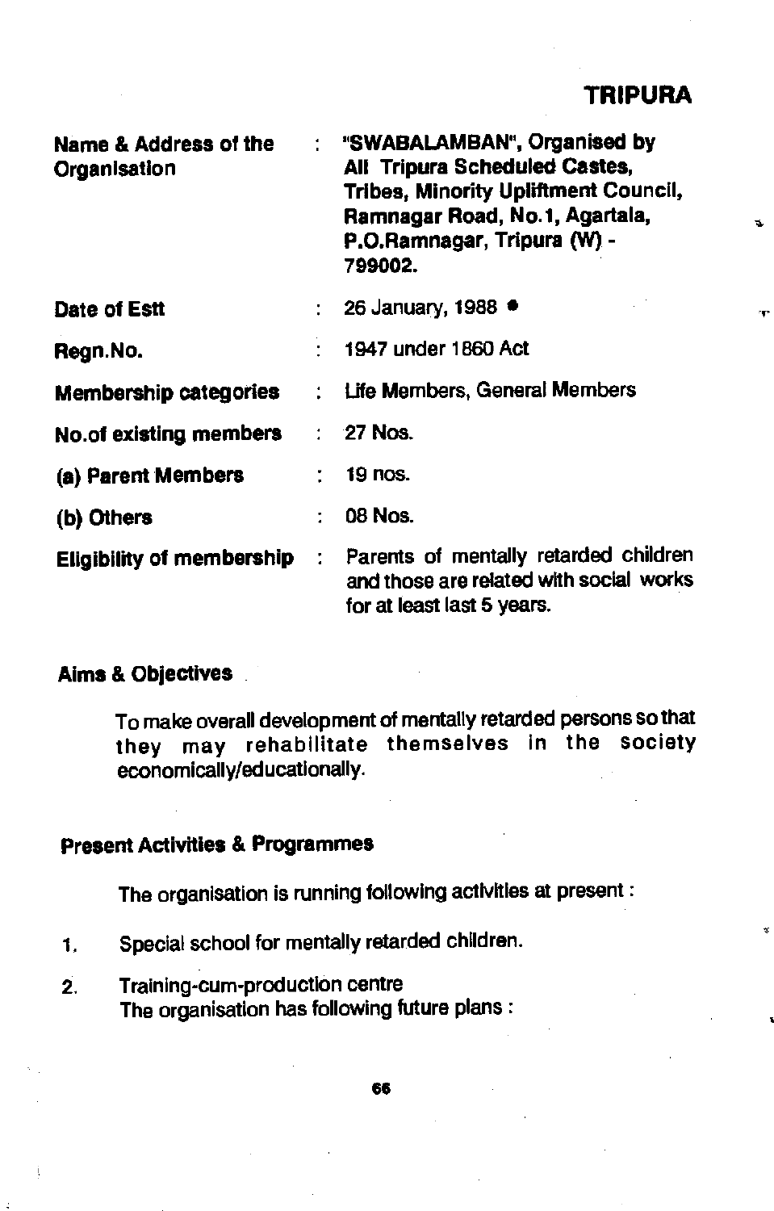## TRIPURA

| | | |
|---|---|---|
| **Name & Address of the Organisation** | : | **"SWABALAMBAN", Organised by All Tripura Scheduled Castes, Tribes, Minority Upliftment Council, Ramnagar Road, No.1, Agartala, P.O.Ramnagar, Tripura (W) - 799002.** |
| **Date of Estt** | : | 26 January, 1988 |
| **Regn.No.** | : | 1947 under 1860 Act |
| **Membership categories** | : | Life Members, General Members |
| **No.of existing members** | : | 27 Nos. |
| **(a) Parent Members** | : | 19 nos. |
| **(b) Others** | : | 08 Nos. |
| **Eligibility of membership** | : | Parents of mentally retarded children and those are related with social works for at least last 5 years. |

### Aims & Objectives

To make overall development of mentally retarded persons so that they may rehabilitate themselves in the society economically/educationally.

### Present Activities & Programmes

The organisation is running following activities at present :

1. Special school for mentally retarded children.
2. Training-cum-production centre

The organisation has following future plans :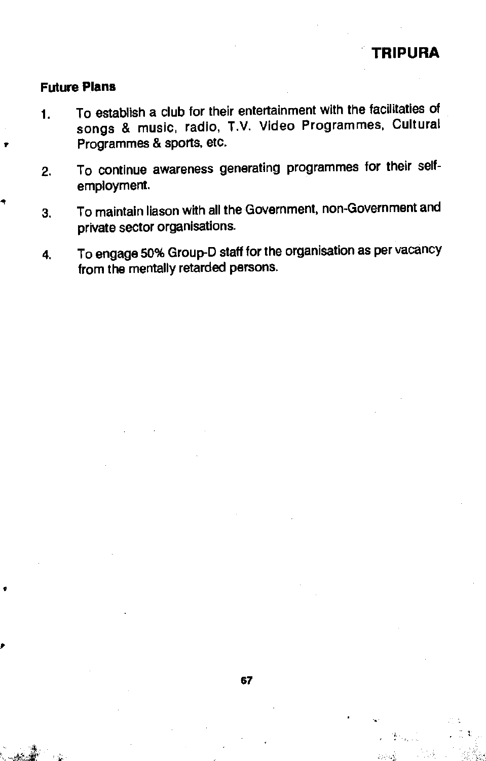**Future Plans**

1. To establish a club for their entertainment with the facilitaties of songs & music, radio, T.V. Video Programmes, Cultural Programmes & sports, etc.

2. To continue awareness generating programmes for their self-employment.

3. To maintain liason with all the Government, non-Government and private sector organisations.

4. To engage 50% Group-D staff for the organisation as per vacancy from the mentally retarded persons.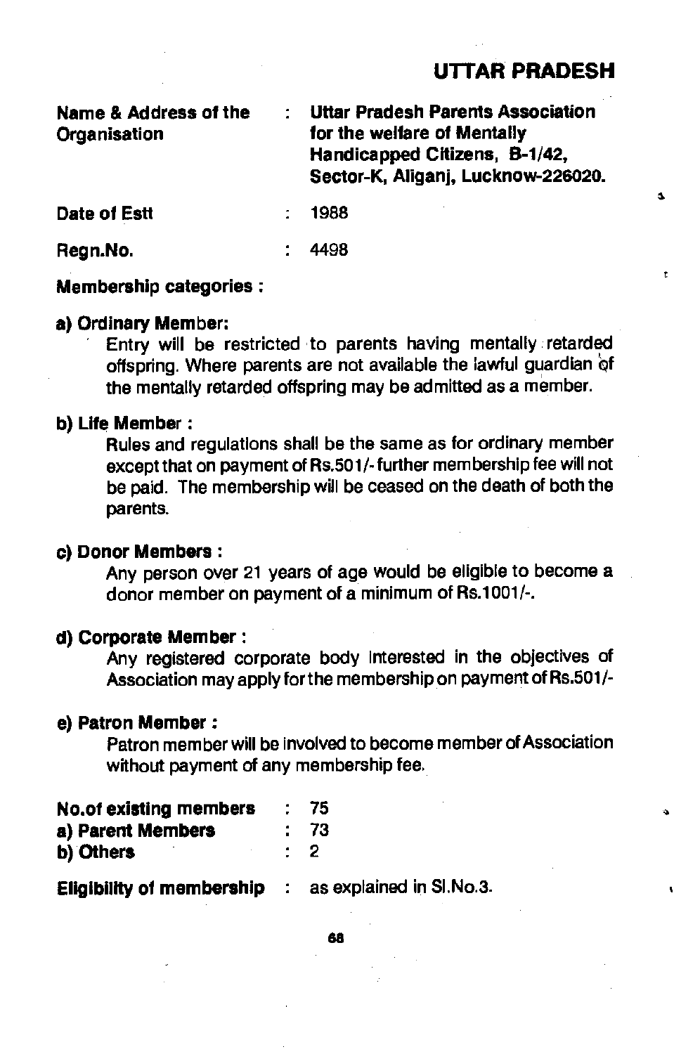## UTTAR PRADESH

**Name & Address of the Organisation** : **Uttar Pradesh Parents Association for the welfare of Mentally Handicapped Citizens, B-1/42, Sector-K, Aliganj, Lucknow-226020.**

**Date of Estt** : 1988

**Regn.No.** : 4498

**Membership categories :**

**a) Ordinary Member:**

Entry will be restricted to parents having mentally retarded offspring. Where parents are not available the lawful guardian of the mentally retarded offspring may be admitted as a member.

**b) Life Member :**

Rules and regulations shall be the same as for ordinary member except that on payment of Rs.501/- further membership fee will not be paid. The membership will be ceased on the death of both the parents.

**c) Donor Members :**

Any person over 21 years of age would be eligible to become a donor member on payment of a minimum of Rs.1001/-.

**d) Corporate Member :**

Any registered corporate body interested in the objectives of Association may apply for the membership on payment of Rs.501/-

**e) Patron Member :**

Patron member will be involved to become member of Association without payment of any membership fee.

**No.of existing members** : 75
**a) Parent Members** : 73
**b) Others** : 2

**Eligibility of membership** : as explained in Sl.No.3.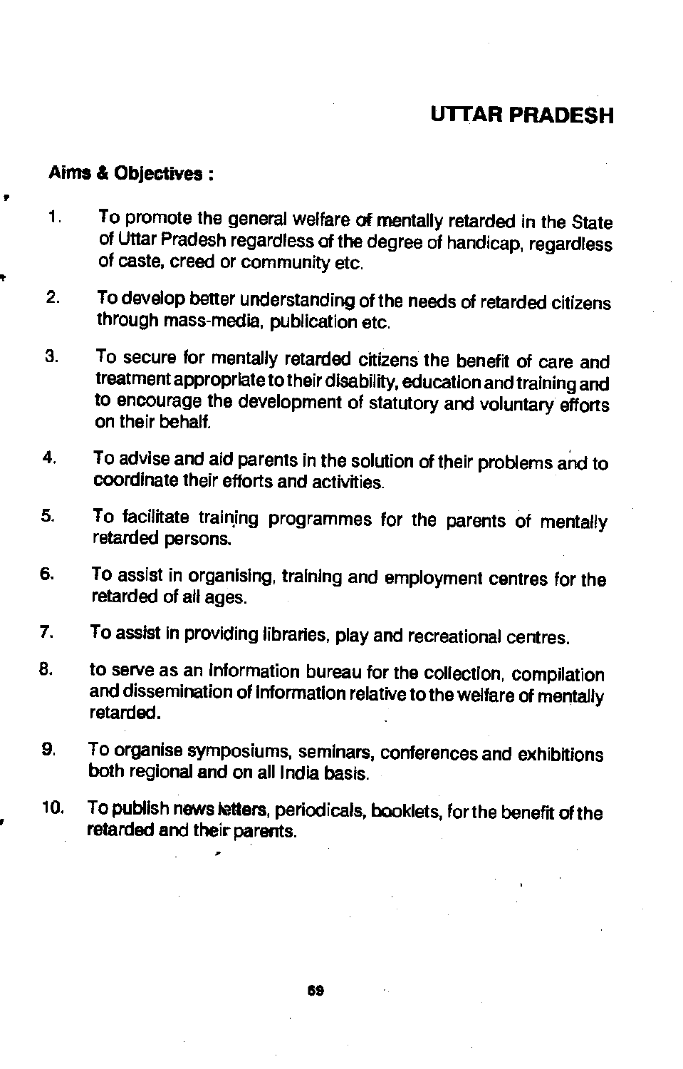## UTTAR PRADESH

**Aims & Objectives :**

1. To promote the general welfare of mentally retarded in the State of Uttar Pradesh regardless of the degree of handicap, regardless of caste, creed or community etc.

2. To develop better understanding of the needs of retarded citizens through mass-media, publication etc.

3. To secure for mentally retarded citizens the benefit of care and treatment appropriate to their disability, education and training and to encourage the development of statutory and voluntary efforts on their behalf.

4. To advise and aid parents in the solution of their problems and to coordinate their efforts and activities.

5. To facilitate training programmes for the parents of mentally retarded persons.

6. To assist in organising, training and employment centres for the retarded of all ages.

7. To assist in providing libraries, play and recreational centres.

8. to serve as an Information bureau for the collection, compilation and dissemination of information relative to the welfare of mentally retarded.

9. To organise symposiums, seminars, conferences and exhibitions both regional and on all India basis.

10. To publish news letters, periodicals, booklets, for the benefit of the retarded and their parents.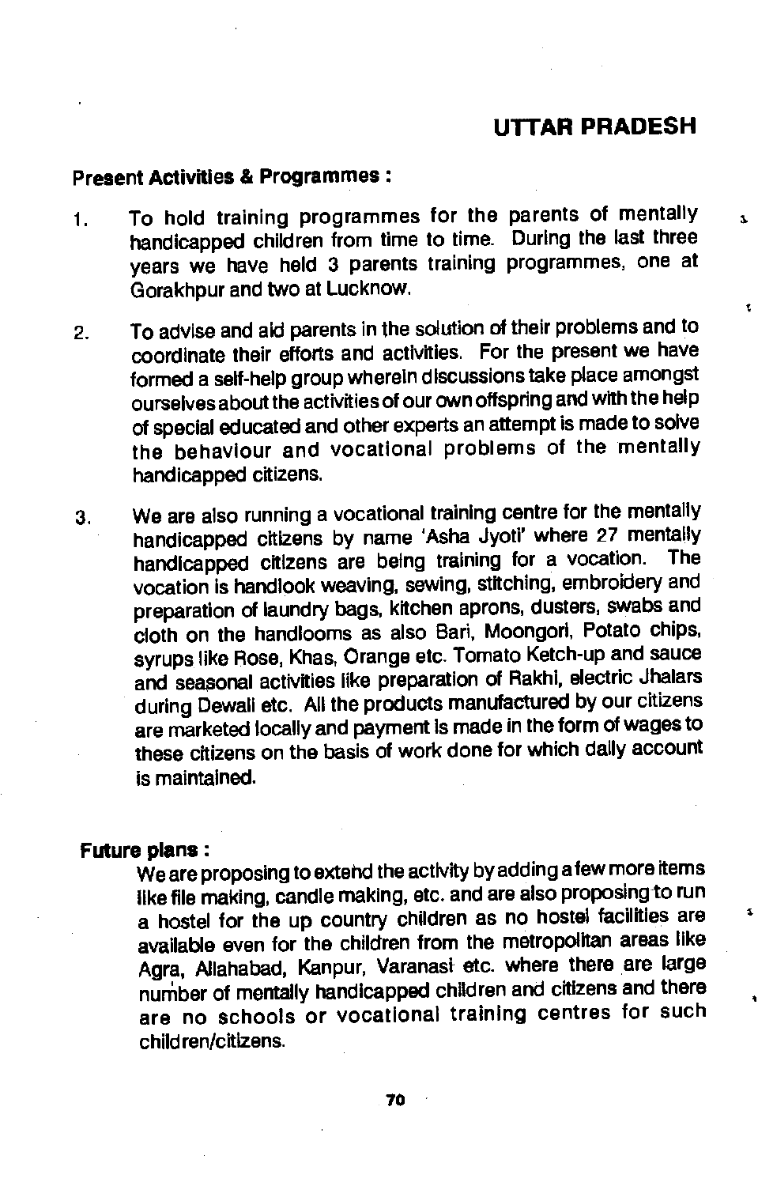## UTTAR PRADESH

**Present Activities & Programmes :**

1. To hold training programmes for the parents of mentally handicapped children from time to time. During the last three years we have held 3 parents training programmes, one at Gorakhpur and two at Lucknow.

2. To advise and aid parents in the solution of their problems and to coordinate their efforts and activities. For the present we have formed a self-help group wherein discussions take place amongst ourselves about the activities of our own offspring and with the help of special educated and other experts an attempt is made to solve the behaviour and vocational problems of the mentally handicapped citizens.

3. We are also running a vocational training centre for the mentally handicapped citizens by name 'Asha Jyoti' where 27 mentally handicapped citizens are being training for a vocation. The vocation is handlook weaving, sewing, stitching, embroidery and preparation of laundry bags, kitchen aprons, dusters, swabs and cloth on the handlooms as also Bari, Moongori, Potato chips, syrups like Rose, Khas, Orange etc. Tomato Ketch-up and sauce and seasonal activities like preparation of Rakhi, electric Jhalars during Dewali etc. All the products manufactured by our citizens are marketed locally and payment is made in the form of wages to these citizens on the basis of work done for which daily account is maintained.

**Future plans :**

We are proposing to extend the activity by adding a few more items like file making, candle making, etc. and are also proposing to run a hostel for the up country children as no hostel facilities are available even for the children from the metropolitan areas like Agra, Allahabad, Kanpur, Varanasi etc. where there are large number of mentally handicapped children and citizens and there are no schools or vocational training centres for such children/citizens.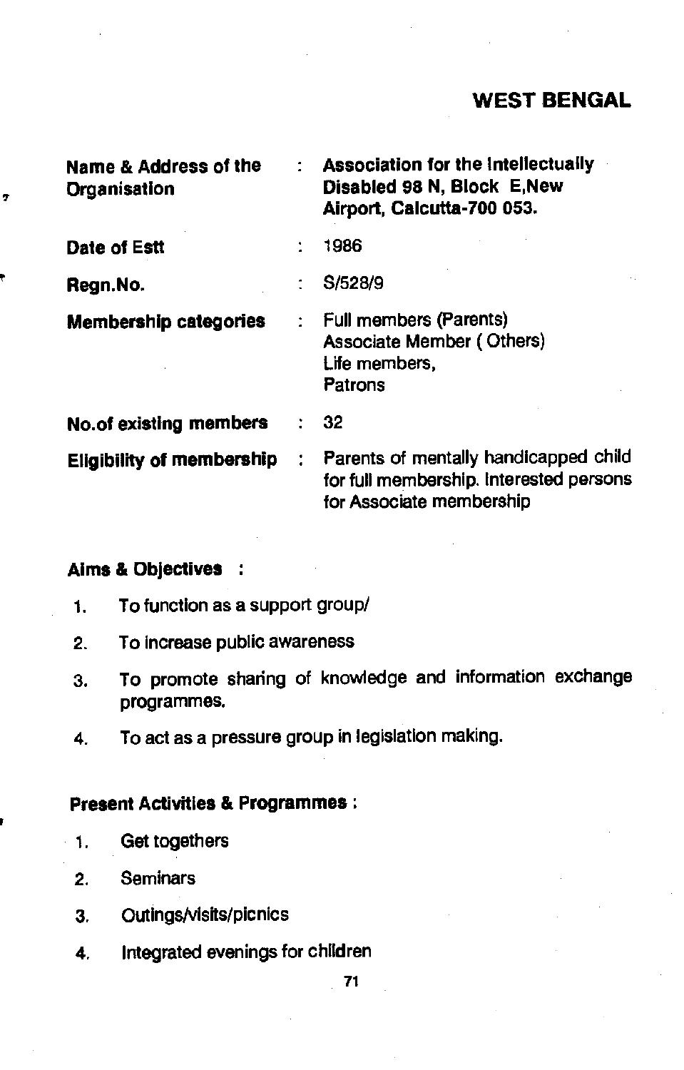## WEST BENGAL

| | | |
|---|---|---|
| **Name & Address of the Organisation** | : | **Association for the Intellectually Disabled 98 N, Block E,New Airport, Calcutta-700 053.** |
| **Date of Estt** | : | 1986 |
| **Regn.No.** | : | S/528/9 |
| **Membership categories** | : | Full members (Parents)<br>Associate Member ( Others)<br>Life members,<br>Patrons |
| **No.of existing members** | : | 32 |
| **Eligibility of membership** | : | Parents of mentally handicapped child for full membership. Interested persons for Associate membership |

**Aims & Objectives :**

1. To function as a support group/
2. To increase public awareness
3. To promote sharing of knowledge and information exchange programmes.
4. To act as a pressure group in legislation making.

**Present Activities & Programmes :**

1. Get togethers
2. Seminars
3. Outings/visits/picnics
4. Integrated evenings for children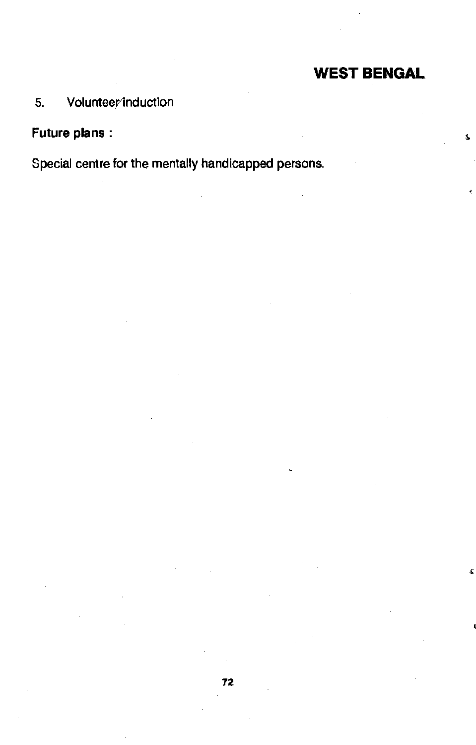## WEST BENGAL

5. Volunteer/induction

**Future plans :**

Special centre for the mentally handicapped persons.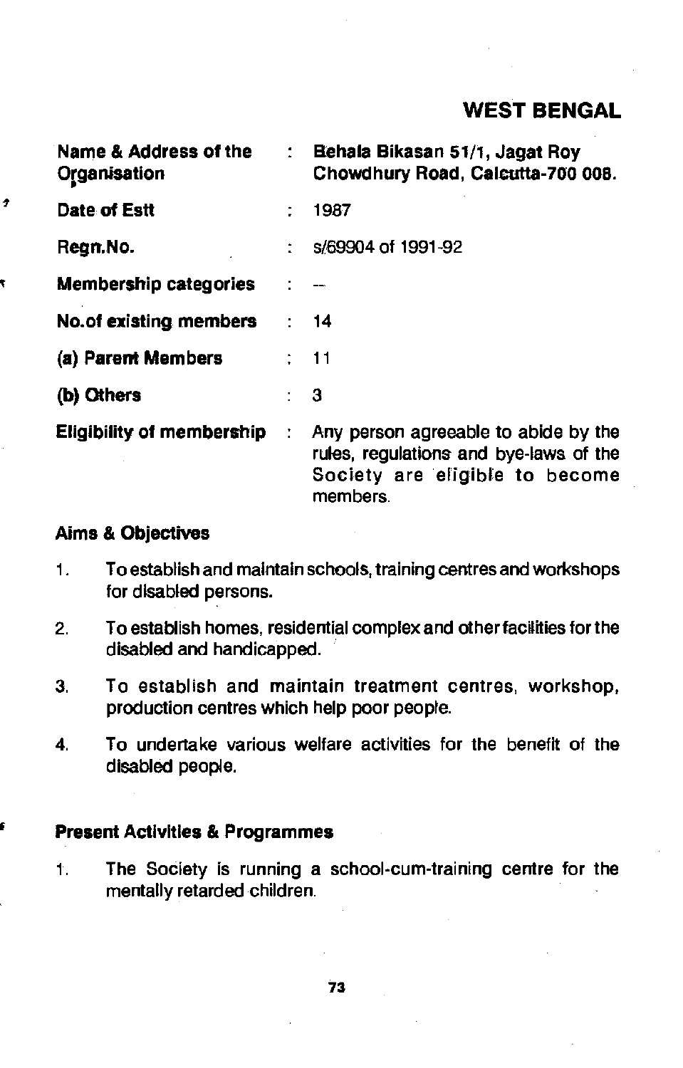## WEST BENGAL

| | | |
|---|---|---|
| **Name & Address of the Organisation** | : | **Behala Bikasan 51/1, Jagat Roy Chowdhury Road, Calcutta-700 008.** |
| **Date of Estt** | : | 1987 |
| **Regn.No.** | : | s/69904 of 1991-92 |
| **Membership categories** | : | -- |
| **No.of existing members** | : | 14 |
| **(a) Parent Members** | : | 11 |
| **(b) Others** | : | 3 |
| **Eligibility of membership** | : | Any person agreeable to abide by the rules, regulations and bye-laws of the Society are eligible to become members. |

### Aims & Objectives

1. To establish and maintain schools, training centres and workshops for disabled persons.
2. To establish homes, residential complex and other facilities for the disabled and handicapped.
3. To establish and maintain treatment centres, workshop, production centres which help poor people.
4. To undertake various welfare activities for the benefit of the disabled people.

### Present Activities & Programmes

1. The Society is running a school-cum-training centre for the mentally retarded children.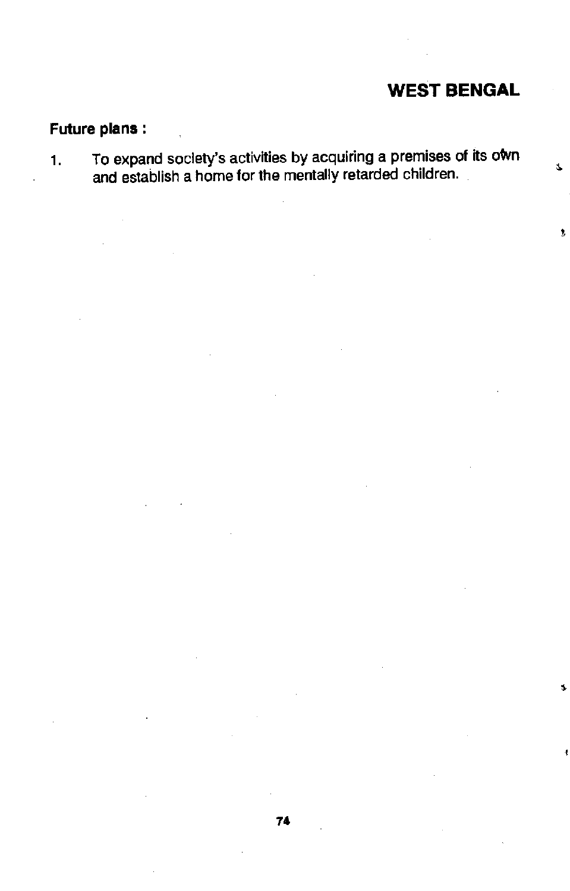**Future plans :**

1. To expand society's activities by acquiring a premises of its own and establish a home for the mentally retarded children.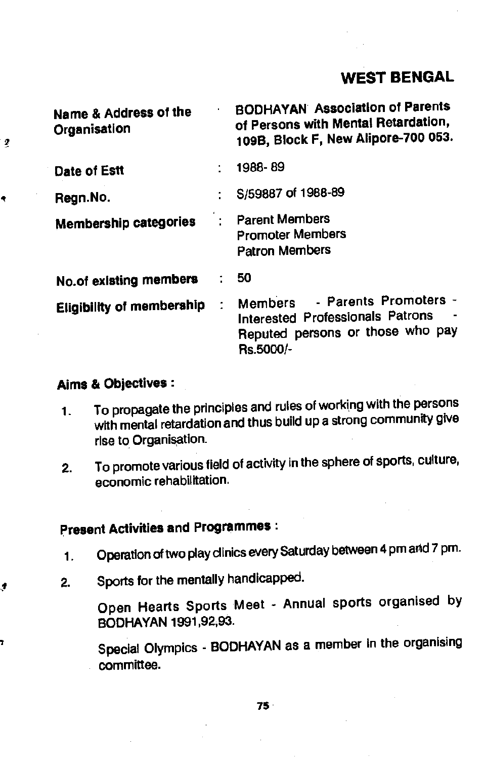## WEST BENGAL

| | | |
|---|---|---|
| **Name & Address of the Organisation** | | **BODHAYAN Association of Parents of Persons with Mental Retardation, 109B, Block F, New Alipore-700 053.** |
| **Date of Estt** | : | 1988- 89 |
| **Regn.No.** | : | S/59887 of 1988-89 |
| **Membership categories** | : | Parent Members<br>Promoter Members<br>Patron Members |
| **No.of existing members** | : | 50 |
| **Eligibility of membership** | : | Members - Parents Promoters - Interested Professionals Patrons - Reputed persons or those who pay Rs.5000/- |

**Aims & Objectives :**

1. To propagate the principles and rules of working with the persons with mental retardation and thus build up a strong community give rise to Organisation.
2. To promote various field of activity in the sphere of sports, culture, economic rehabilitation.

**Present Activities and Programmes :**

1. Operation of two play clinics every Saturday between 4 pm and 7 pm.
2. Sports for the mentally handicapped.

   Open Hearts Sports Meet - Annual sports organised by BODHAYAN 1991,92,93.

   Special Olympics - BODHAYAN as a member in the organising committee.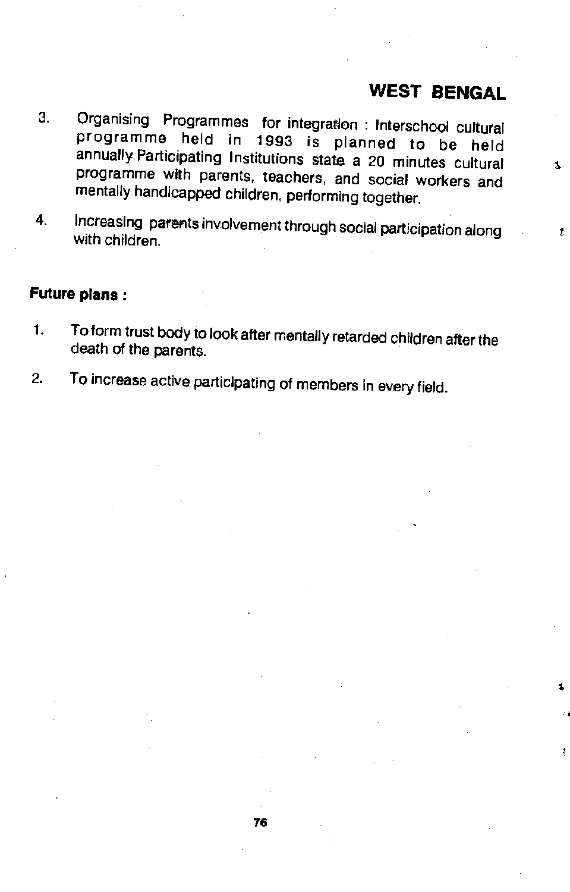3. Organising Programmes for integration : Interschool cultural programme held in 1993 is planned to be held annually. Participating Institutions state a 20 minutes cultural programme with parents, teachers, and social workers and mentally handicapped children, performing together.

4. Increasing parents involvement through social participation along with children.

**Future plans :**

1. To form trust body to look after mentally retarded children after the death of the parents.

2. To increase active participating of members in every field.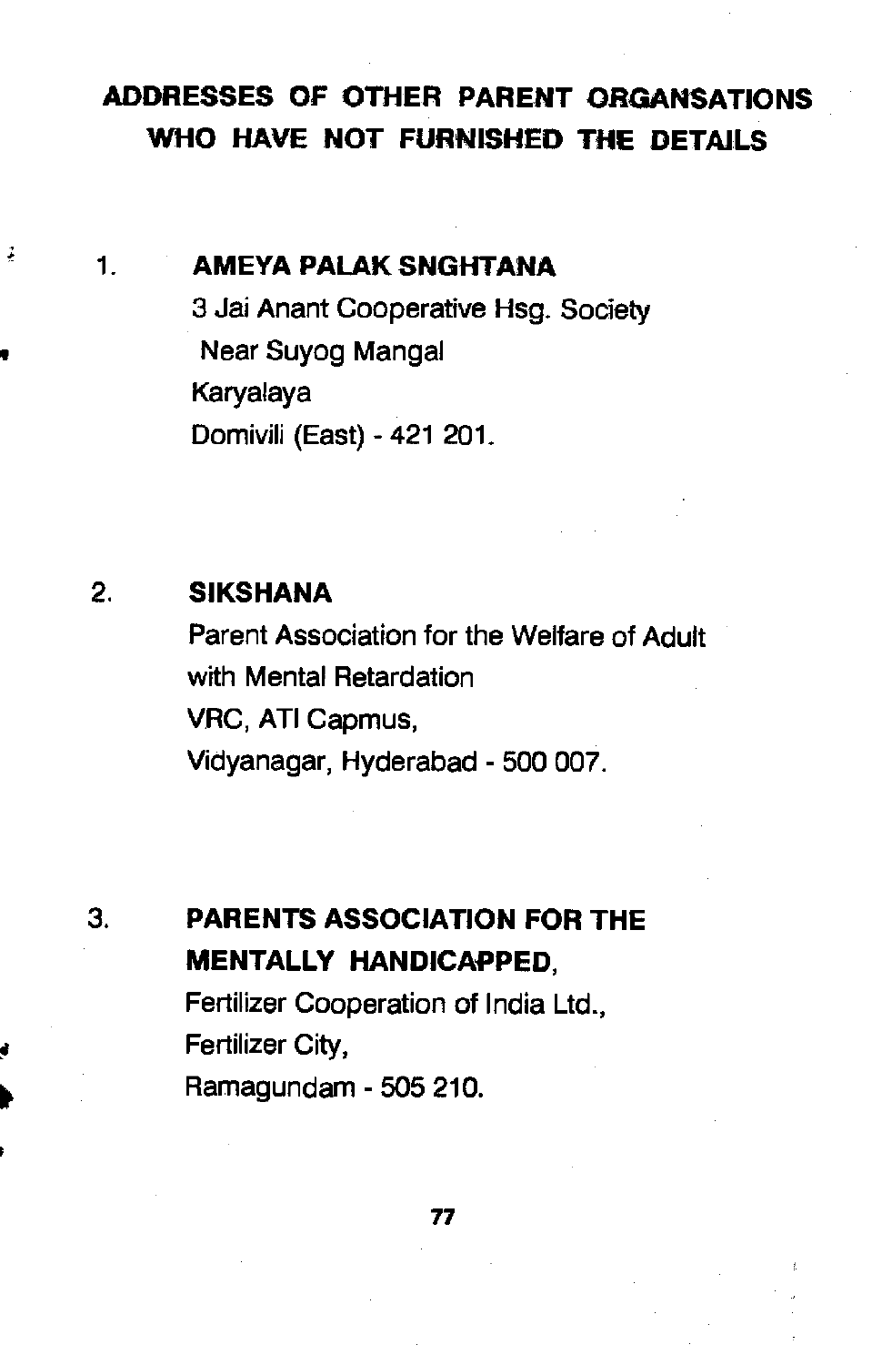## ADDRESSES OF OTHER PARENT ORGANSATIONS WHO HAVE NOT FURNISHED THE DETAILS

1. **AMEYA PALAK SNGHTANA**
   3 Jai Anant Cooperative Hsg. Society
   Near Suyog Mangal
   Karyalaya
   Domivili (East) - 421 201.

2. **SIKSHANA**
   Parent Association for the Welfare of Adult
   with Mental Retardation
   VRC, ATI Capmus,
   Vidyanagar, Hyderabad - 500 007.

3. **PARENTS ASSOCIATION FOR THE MENTALLY HANDICAPPED,**
   Fertilizer Cooperation of India Ltd.,
   Fertilizer City,
   Ramagundam - 505 210.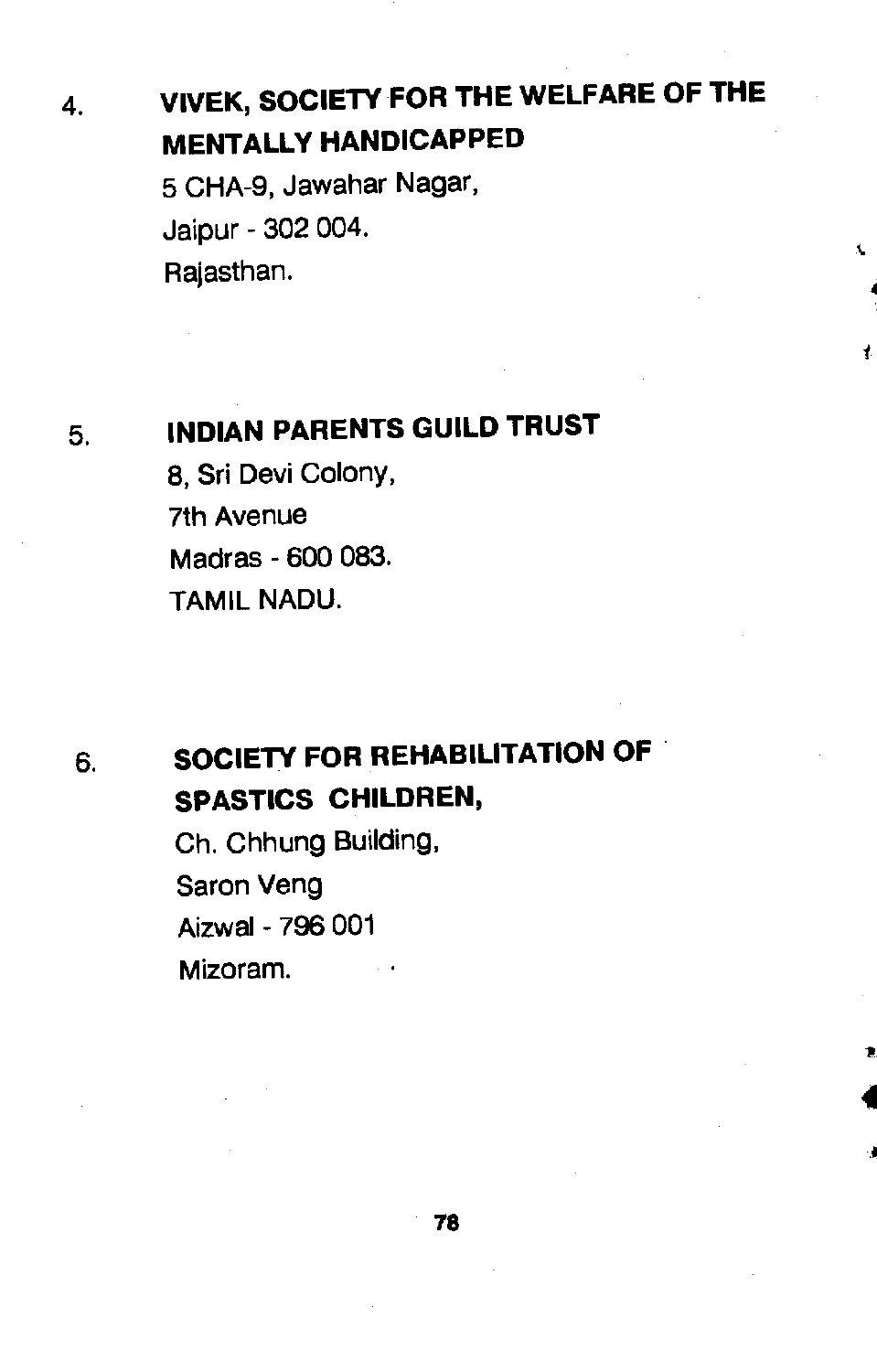4. **VIVEK, SOCIETY FOR THE WELFARE OF THE MENTALLY HANDICAPPED**

   5 CHA-9, Jawahar Nagar,
   Jaipur - 302 004.
   Rajasthan.

5. **INDIAN PARENTS GUILD TRUST**

   8, Sri Devi Colony,
   7th Avenue
   Madras - 600 083.
   TAMIL NADU.

6. **SOCIETY FOR REHABILITATION OF SPASTICS CHILDREN,**

   Ch. Chhung Building,
   Saron Veng
   Aizwal - 796 001
   Mizoram.